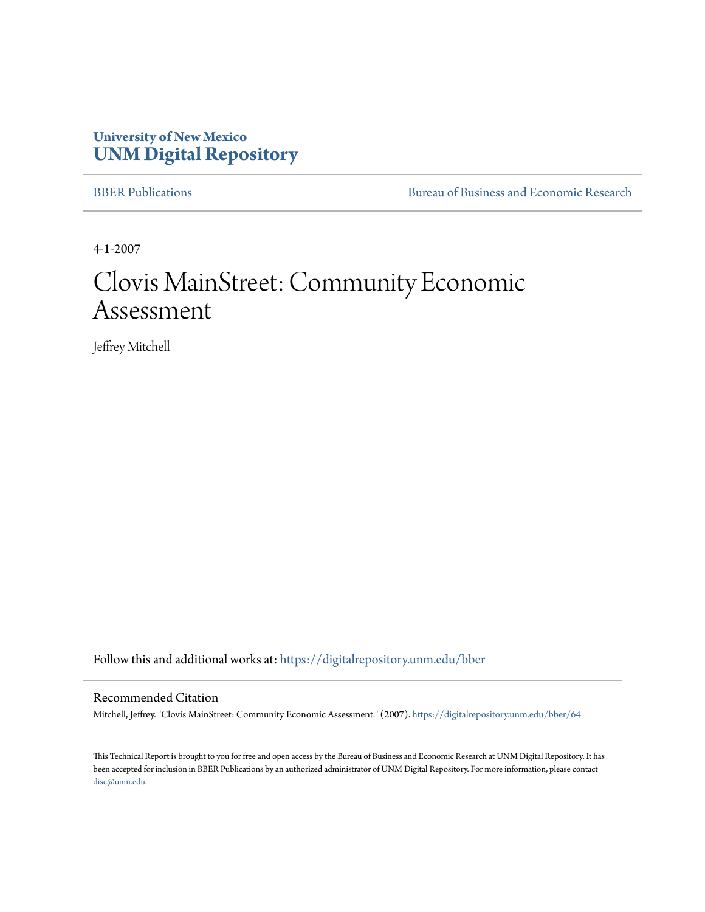University of New Mexico
**UNM Digital Repository**

BBER Publications | Bureau of Business and Economic Research

4-1-2007

# Clovis MainStreet: Community Economic Assessment

Jeffrey Mitchell

Follow this and additional works at: https://digitalrepository.unm.edu/bber

## Recommended Citation

Mitchell, Jeffrey. "Clovis MainStreet: Community Economic Assessment." (2007). https://digitalrepository.unm.edu/bber/64

This Technical Report is brought to you for free and open access by the Bureau of Business and Economic Research at UNM Digital Repository. It has been accepted for inclusion in BBER Publications by an authorized administrator of UNM Digital Repository. For more information, please contact disc@unm.edu.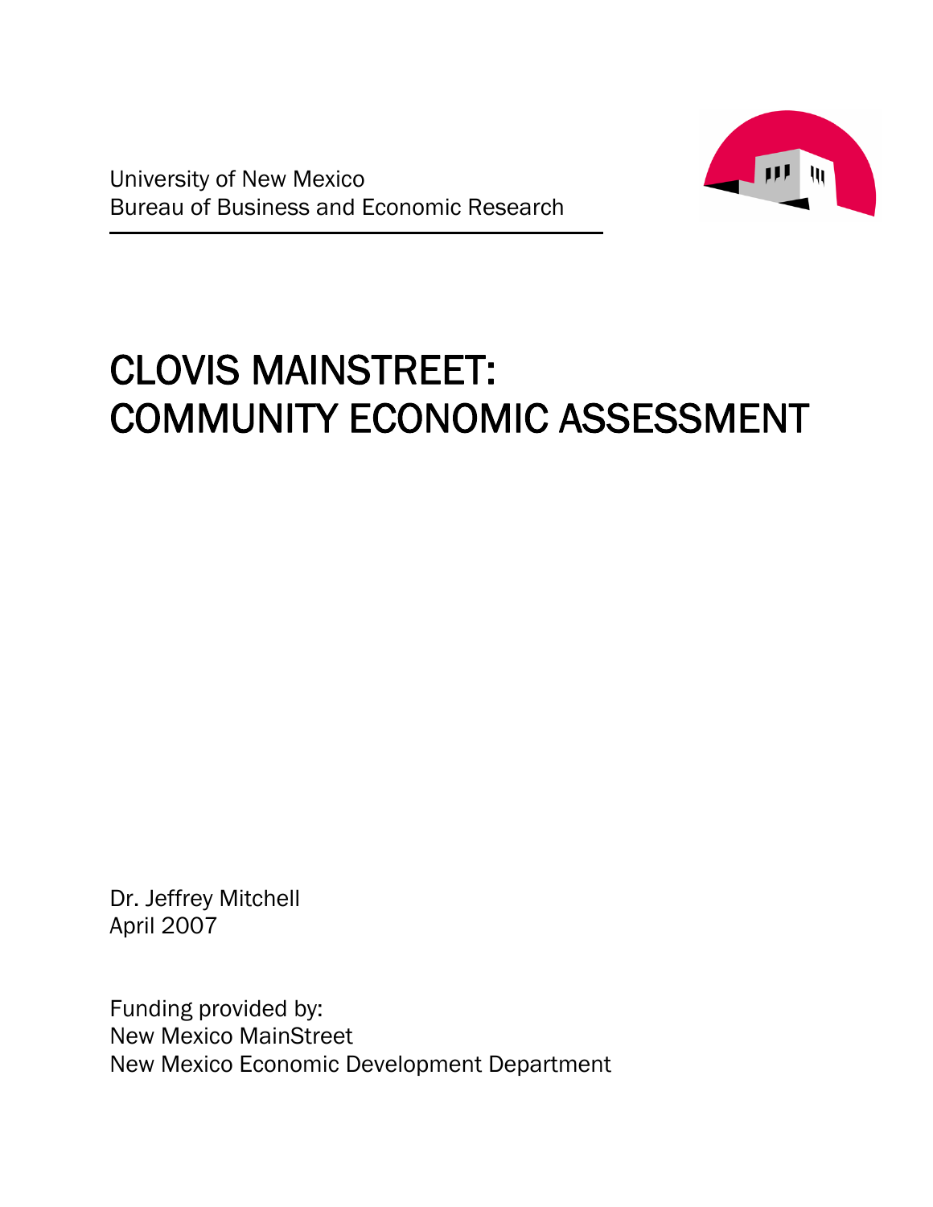University of New Mexico
Bureau of Business and Economic Research

# CLOVIS MAINSTREET: COMMUNITY ECONOMIC ASSESSMENT

Dr. Jeffrey Mitchell
April 2007

Funding provided by:
New Mexico MainStreet
New Mexico Economic Development Department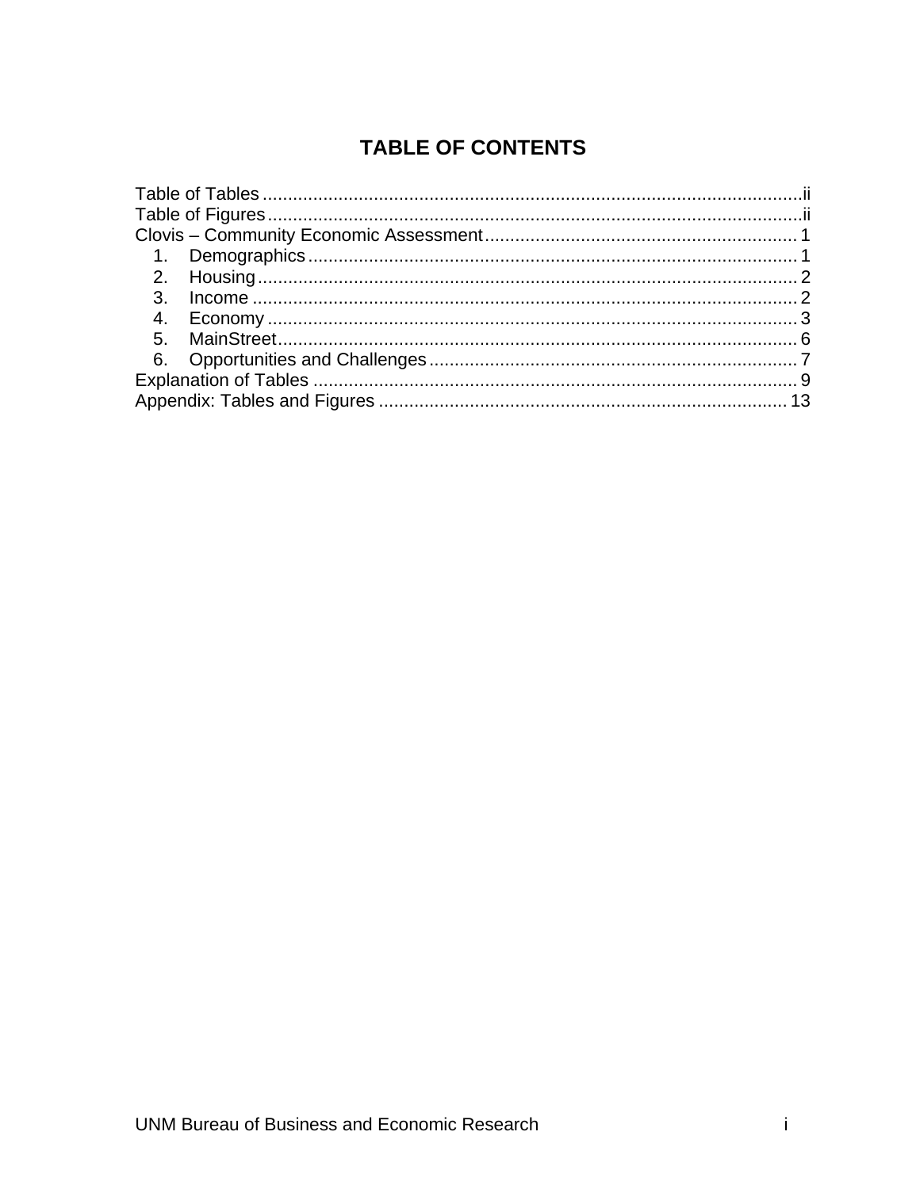# TABLE OF CONTENTS

Table of Tables ... ii
Table of Figures ... ii
Clovis – Community Economic Assessment ... 1
1. Demographics ... 1
2. Housing ... 2
3. Income ... 2
4. Economy ... 3
5. MainStreet ... 6
6. Opportunities and Challenges ... 7

Explanation of Tables ... 9
Appendix: Tables and Figures ... 13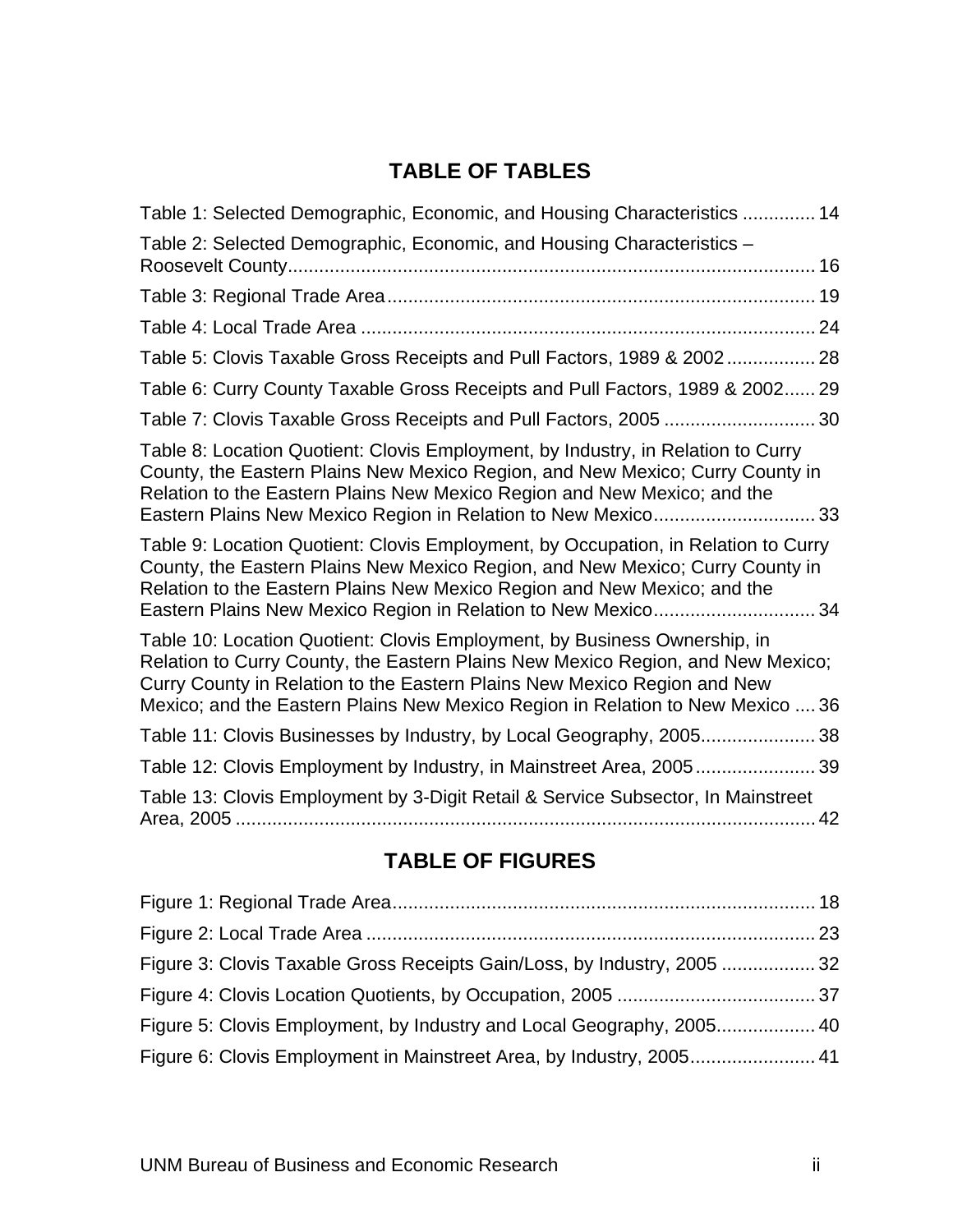## TABLE OF TABLES

Table 1: Selected Demographic, Economic, and Housing Characteristics .............. 14

Table 2: Selected Demographic, Economic, and Housing Characteristics – Roosevelt County..................................................................................................... 16

Table 3: Regional Trade Area.................................................................................. 19

Table 4: Local Trade Area ....................................................................................... 24

Table 5: Clovis Taxable Gross Receipts and Pull Factors, 1989 & 2002................. 28

Table 6: Curry County Taxable Gross Receipts and Pull Factors, 1989 & 2002...... 29

Table 7: Clovis Taxable Gross Receipts and Pull Factors, 2005 ............................. 30

Table 8: Location Quotient: Clovis Employment, by Industry, in Relation to Curry County, the Eastern Plains New Mexico Region, and New Mexico; Curry County in Relation to the Eastern Plains New Mexico Region and New Mexico; and the Eastern Plains New Mexico Region in Relation to New Mexico............................... 33

Table 9: Location Quotient: Clovis Employment, by Occupation, in Relation to Curry County, the Eastern Plains New Mexico Region, and New Mexico; Curry County in Relation to the Eastern Plains New Mexico Region and New Mexico; and the Eastern Plains New Mexico Region in Relation to New Mexico............................... 34

Table 10: Location Quotient: Clovis Employment, by Business Ownership, in Relation to Curry County, the Eastern Plains New Mexico Region, and New Mexico; Curry County in Relation to the Eastern Plains New Mexico Region and New Mexico; and the Eastern Plains New Mexico Region in Relation to New Mexico .... 36

Table 11: Clovis Businesses by Industry, by Local Geography, 2005...................... 38

Table 12: Clovis Employment by Industry, in Mainstreet Area, 2005....................... 39

Table 13: Clovis Employment by 3-Digit Retail & Service Subsector, In Mainstreet Area, 2005 ............................................................................................................... 42

## TABLE OF FIGURES

Figure 1: Regional Trade Area................................................................................. 18

Figure 2: Local Trade Area ...................................................................................... 23

Figure 3: Clovis Taxable Gross Receipts Gain/Loss, by Industry, 2005 .................. 32

Figure 4: Clovis Location Quotients, by Occupation, 2005 ...................................... 37

Figure 5: Clovis Employment, by Industry and Local Geography, 2005................... 40

Figure 6: Clovis Employment in Mainstreet Area, by Industry, 2005........................ 41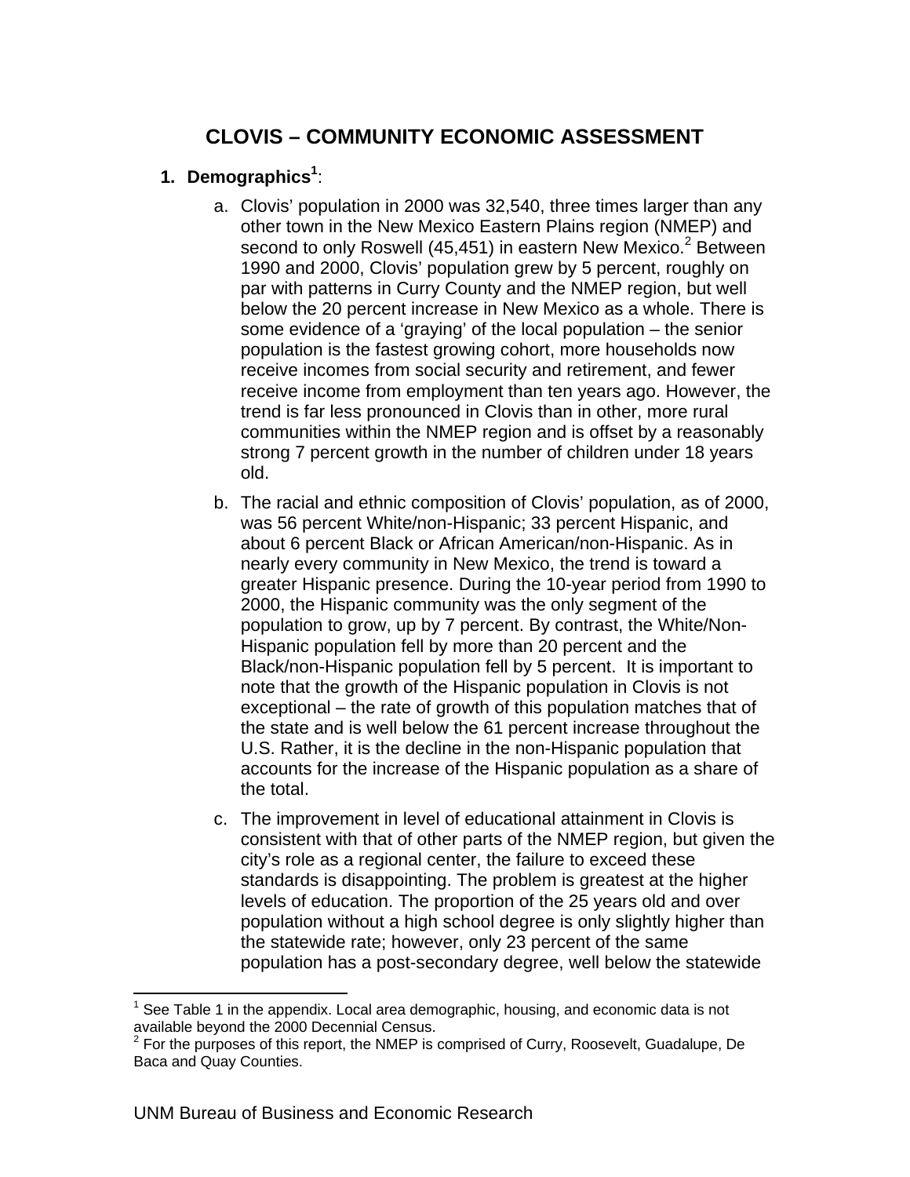# CLOVIS – COMMUNITY ECONOMIC ASSESSMENT

## 1. Demographics[1]:

a. Clovis' population in 2000 was 32,540, three times larger than any other town in the New Mexico Eastern Plains region (NMEP) and second to only Roswell (45,451) in eastern New Mexico.[2] Between 1990 and 2000, Clovis' population grew by 5 percent, roughly on par with patterns in Curry County and the NMEP region, but well below the 20 percent increase in New Mexico as a whole. There is some evidence of a 'graying' of the local population – the senior population is the fastest growing cohort, more households now receive incomes from social security and retirement, and fewer receive income from employment than ten years ago. However, the trend is far less pronounced in Clovis than in other, more rural communities within the NMEP region and is offset by a reasonably strong 7 percent growth in the number of children under 18 years old.

b. The racial and ethnic composition of Clovis' population, as of 2000, was 56 percent White/non-Hispanic; 33 percent Hispanic, and about 6 percent Black or African American/non-Hispanic. As in nearly every community in New Mexico, the trend is toward a greater Hispanic presence. During the 10-year period from 1990 to 2000, the Hispanic community was the only segment of the population to grow, up by 7 percent. By contrast, the White/Non-Hispanic population fell by more than 20 percent and the Black/non-Hispanic population fell by 5 percent. It is important to note that the growth of the Hispanic population in Clovis is not exceptional – the rate of growth of this population matches that of the state and is well below the 61 percent increase throughout the U.S. Rather, it is the decline in the non-Hispanic population that accounts for the increase of the Hispanic population as a share of the total.

c. The improvement in level of educational attainment in Clovis is consistent with that of other parts of the NMEP region, but given the city's role as a regional center, the failure to exceed these standards is disappointing. The problem is greatest at the higher levels of education. The proportion of the 25 years old and over population without a high school degree is only slightly higher than the statewide rate; however, only 23 percent of the same population has a post-secondary degree, well below the statewide

---

[1] See Table 1 in the appendix. Local area demographic, housing, and economic data is not available beyond the 2000 Decennial Census.

[2] For the purposes of this report, the NMEP is comprised of Curry, Roosevelt, Guadalupe, De Baca and Quay Counties.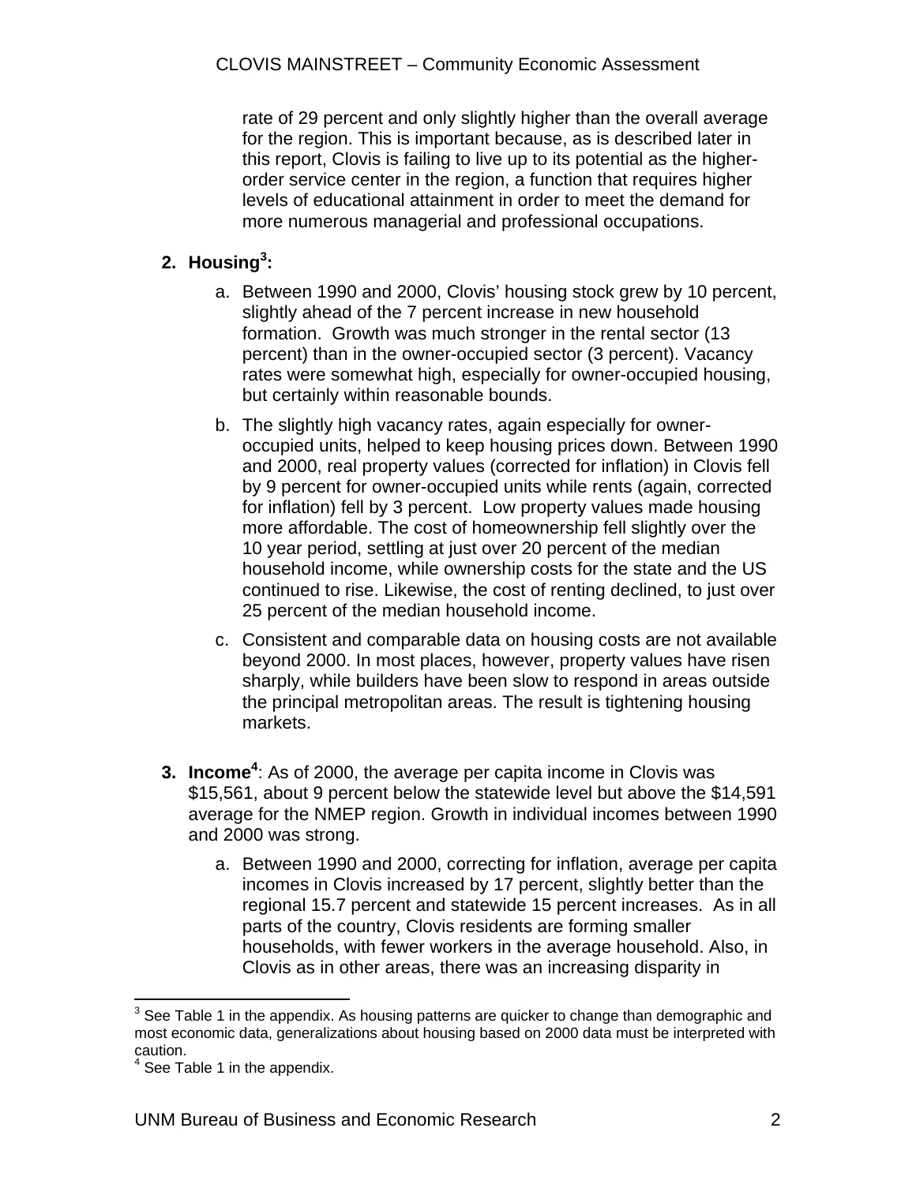rate of 29 percent and only slightly higher than the overall average for the region. This is important because, as is described later in this report, Clovis is failing to live up to its potential as the higher-order service center in the region, a function that requires higher levels of educational attainment in order to meet the demand for more numerous managerial and professional occupations.

2. **Housing[3]:**

   a. Between 1990 and 2000, Clovis' housing stock grew by 10 percent, slightly ahead of the 7 percent increase in new household formation. Growth was much stronger in the rental sector (13 percent) than in the owner-occupied sector (3 percent). Vacancy rates were somewhat high, especially for owner-occupied housing, but certainly within reasonable bounds.

   b. The slightly high vacancy rates, again especially for owner-occupied units, helped to keep housing prices down. Between 1990 and 2000, real property values (corrected for inflation) in Clovis fell by 9 percent for owner-occupied units while rents (again, corrected for inflation) fell by 3 percent. Low property values made housing more affordable. The cost of homeownership fell slightly over the 10 year period, settling at just over 20 percent of the median household income, while ownership costs for the state and the US continued to rise. Likewise, the cost of renting declined, to just over 25 percent of the median household income.

   c. Consistent and comparable data on housing costs are not available beyond 2000. In most places, however, property values have risen sharply, while builders have been slow to respond in areas outside the principal metropolitan areas. The result is tightening housing markets.

3. **Income[4]**: As of 2000, the average per capita income in Clovis was $15,561, about 9 percent below the statewide level but above the $14,591 average for the NMEP region. Growth in individual incomes between 1990 and 2000 was strong.

   a. Between 1990 and 2000, correcting for inflation, average per capita incomes in Clovis increased by 17 percent, slightly better than the regional 15.7 percent and statewide 15 percent increases. As in all parts of the country, Clovis residents are forming smaller households, with fewer workers in the average household. Also, in Clovis as in other areas, there was an increasing disparity in

---

[3] See Table 1 in the appendix. As housing patterns are quicker to change than demographic and most economic data, generalizations about housing based on 2000 data must be interpreted with caution.

[4] See Table 1 in the appendix.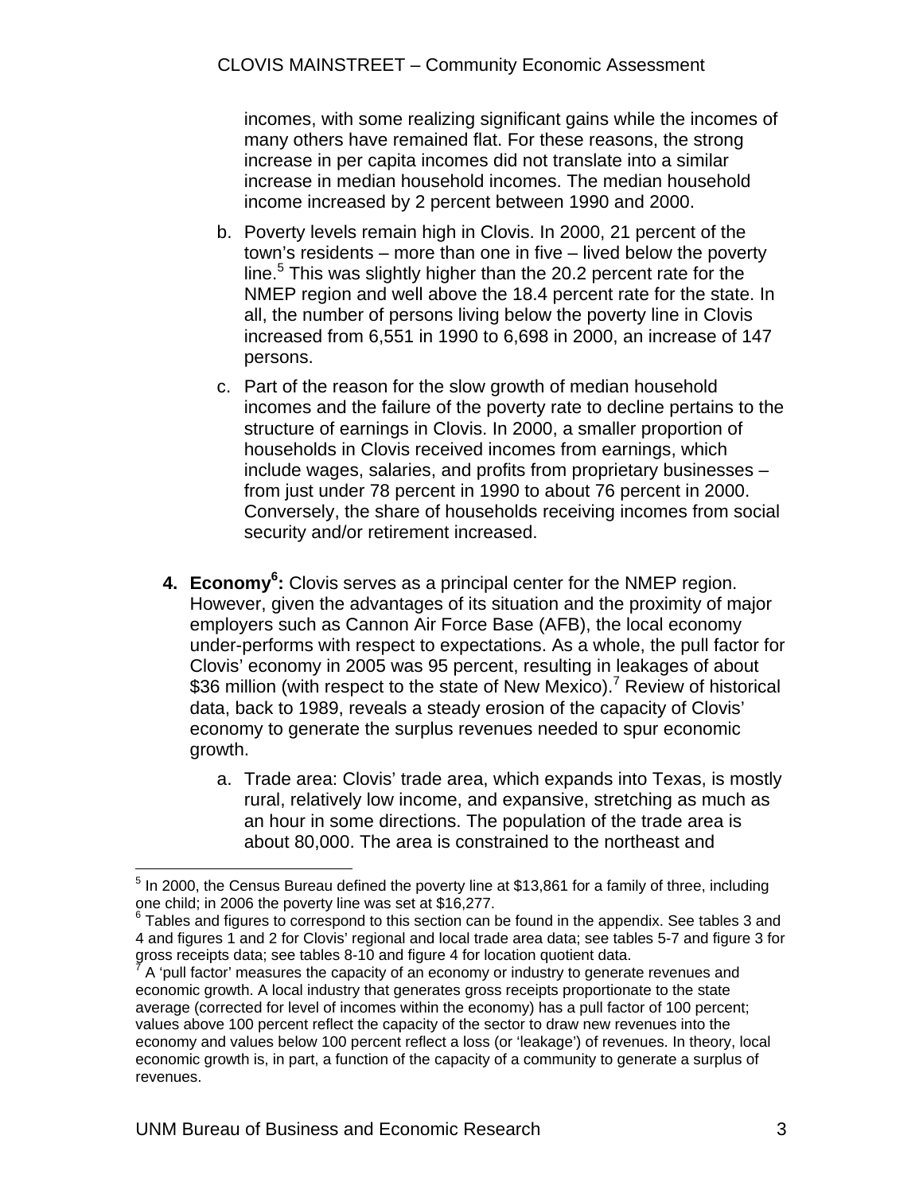incomes, with some realizing significant gains while the incomes of many others have remained flat. For these reasons, the strong increase in per capita incomes did not translate into a similar increase in median household incomes. The median household income increased by 2 percent between 1990 and 2000.

b. Poverty levels remain high in Clovis. In 2000, 21 percent of the town's residents – more than one in five – lived below the poverty line.[5] This was slightly higher than the 20.2 percent rate for the NMEP region and well above the 18.4 percent rate for the state. In all, the number of persons living below the poverty line in Clovis increased from 6,551 in 1990 to 6,698 in 2000, an increase of 147 persons.

c. Part of the reason for the slow growth of median household incomes and the failure of the poverty rate to decline pertains to the structure of earnings in Clovis. In 2000, a smaller proportion of households in Clovis received incomes from earnings, which include wages, salaries, and profits from proprietary businesses – from just under 78 percent in 1990 to about 76 percent in 2000. Conversely, the share of households receiving incomes from social security and/or retirement increased.

4. **Economy[6]:** Clovis serves as a principal center for the NMEP region. However, given the advantages of its situation and the proximity of major employers such as Cannon Air Force Base (AFB), the local economy under-performs with respect to expectations. As a whole, the pull factor for Clovis' economy in 2005 was 95 percent, resulting in leakages of about \$36 million (with respect to the state of New Mexico).[7] Review of historical data, back to 1989, reveals a steady erosion of the capacity of Clovis' economy to generate the surplus revenues needed to spur economic growth.

   a. Trade area: Clovis' trade area, which expands into Texas, is mostly rural, relatively low income, and expansive, stretching as much as an hour in some directions. The population of the trade area is about 80,000. The area is constrained to the northeast and

---

[5] In 2000, the Census Bureau defined the poverty line at \$13,861 for a family of three, including one child; in 2006 the poverty line was set at \$16,277.

[6] Tables and figures to correspond to this section can be found in the appendix. See tables 3 and 4 and figures 1 and 2 for Clovis' regional and local trade area data; see tables 5-7 and figure 3 for gross receipts data; see tables 8-10 and figure 4 for location quotient data.

[7] A 'pull factor' measures the capacity of an economy or industry to generate revenues and economic growth. A local industry that generates gross receipts proportionate to the state average (corrected for level of incomes within the economy) has a pull factor of 100 percent; values above 100 percent reflect the capacity of the sector to draw new revenues into the economy and values below 100 percent reflect a loss (or 'leakage') of revenues. In theory, local economic growth is, in part, a function of the capacity of a community to generate a surplus of revenues.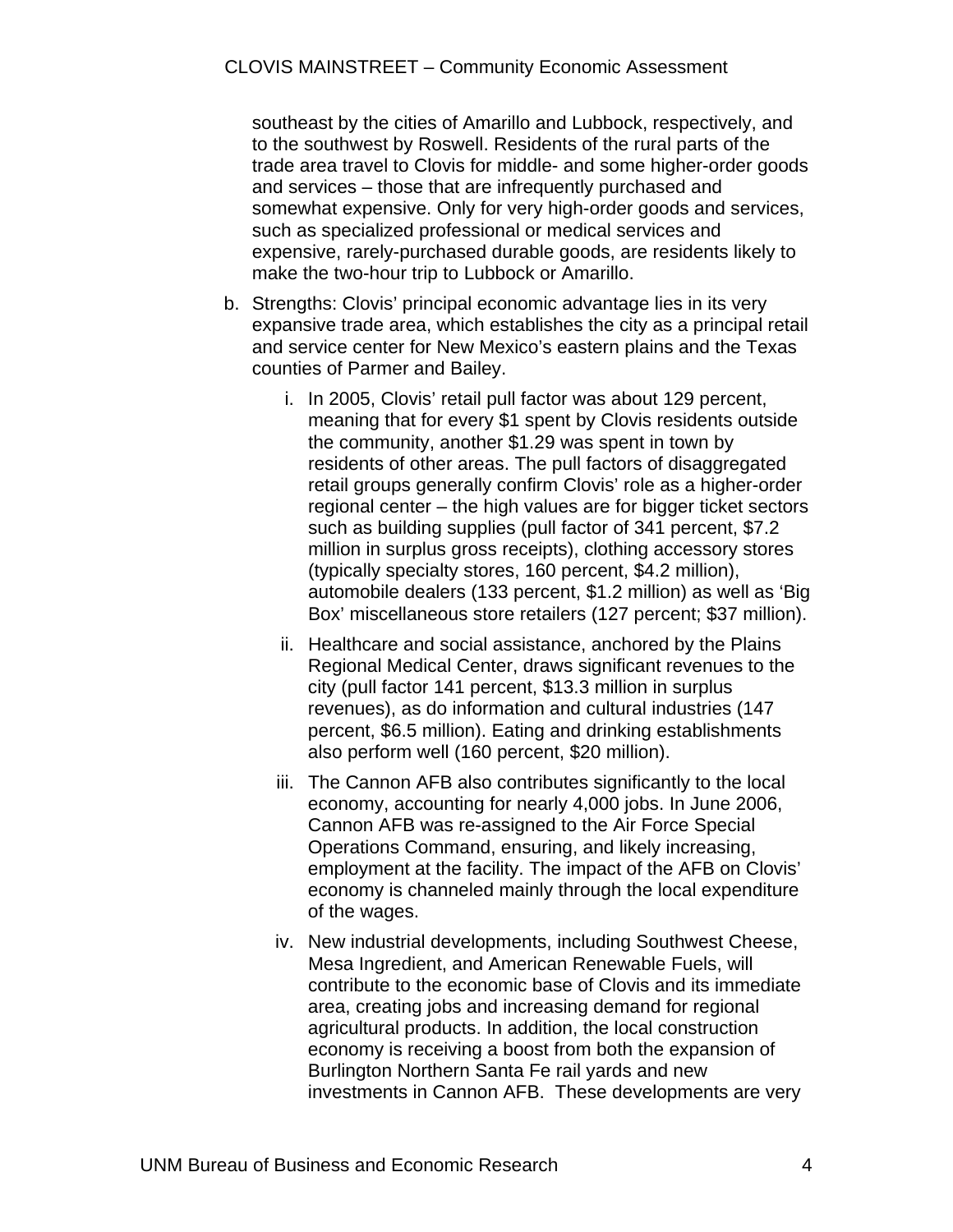southeast by the cities of Amarillo and Lubbock, respectively, and to the southwest by Roswell. Residents of the rural parts of the trade area travel to Clovis for middle- and some higher-order goods and services – those that are infrequently purchased and somewhat expensive. Only for very high-order goods and services, such as specialized professional or medical services and expensive, rarely-purchased durable goods, are residents likely to make the two-hour trip to Lubbock or Amarillo.

b. Strengths: Clovis' principal economic advantage lies in its very expansive trade area, which establishes the city as a principal retail and service center for New Mexico's eastern plains and the Texas counties of Parmer and Bailey.

   i. In 2005, Clovis' retail pull factor was about 129 percent, meaning that for every $1 spent by Clovis residents outside the community, another $1.29 was spent in town by residents of other areas. The pull factors of disaggregated retail groups generally confirm Clovis' role as a higher-order regional center – the high values are for bigger ticket sectors such as building supplies (pull factor of 341 percent, $7.2 million in surplus gross receipts), clothing accessory stores (typically specialty stores, 160 percent, $4.2 million), automobile dealers (133 percent, $1.2 million) as well as 'Big Box' miscellaneous store retailers (127 percent; $37 million).

   ii. Healthcare and social assistance, anchored by the Plains Regional Medical Center, draws significant revenues to the city (pull factor 141 percent, $13.3 million in surplus revenues), as do information and cultural industries (147 percent, $6.5 million). Eating and drinking establishments also perform well (160 percent, $20 million).

   iii. The Cannon AFB also contributes significantly to the local economy, accounting for nearly 4,000 jobs. In June 2006, Cannon AFB was re-assigned to the Air Force Special Operations Command, ensuring, and likely increasing, employment at the facility. The impact of the AFB on Clovis' economy is channeled mainly through the local expenditure of the wages.

   iv. New industrial developments, including Southwest Cheese, Mesa Ingredient, and American Renewable Fuels, will contribute to the economic base of Clovis and its immediate area, creating jobs and increasing demand for regional agricultural products. In addition, the local construction economy is receiving a boost from both the expansion of Burlington Northern Santa Fe rail yards and new investments in Cannon AFB. These developments are very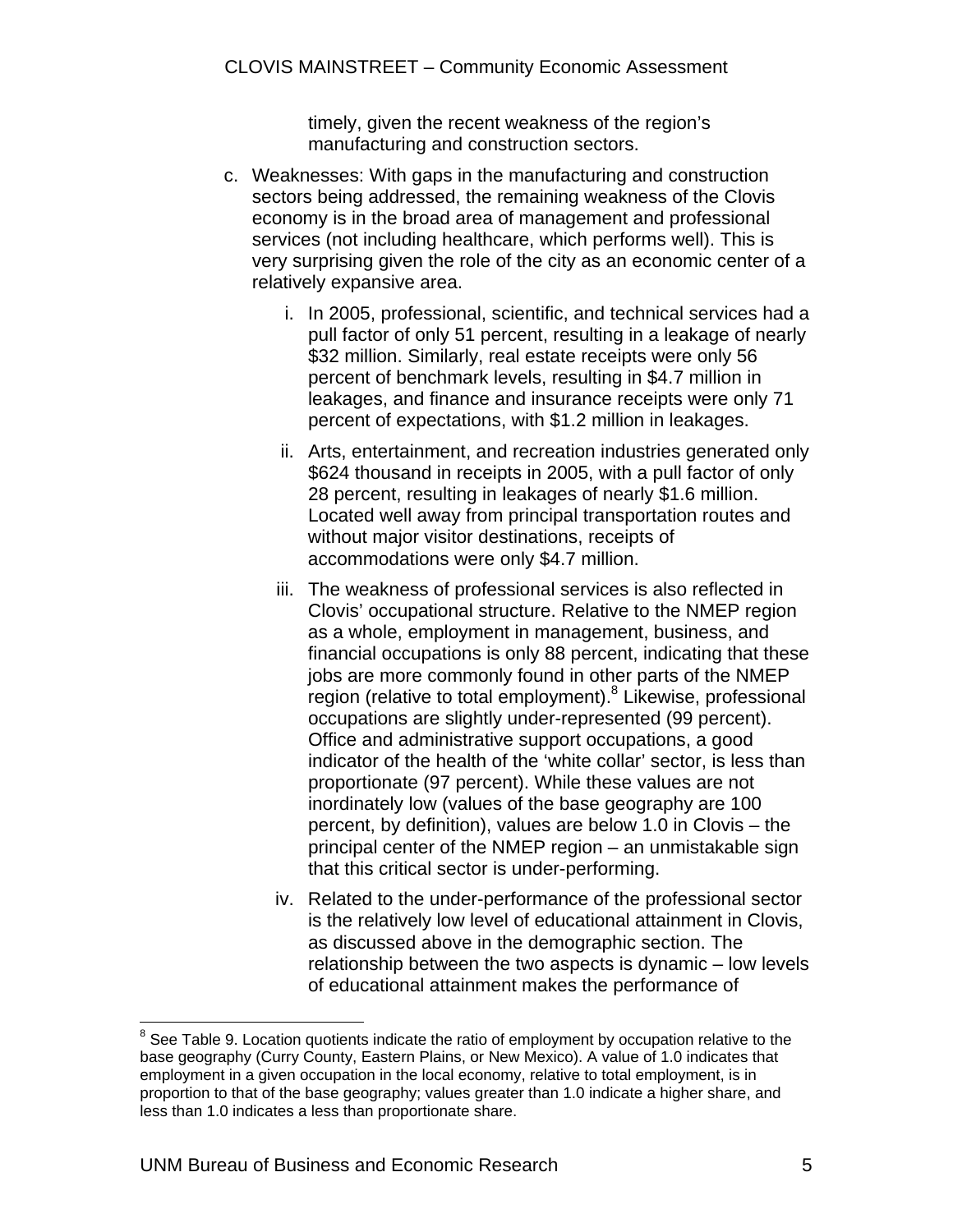timely, given the recent weakness of the region's manufacturing and construction sectors.

c. Weaknesses: With gaps in the manufacturing and construction sectors being addressed, the remaining weakness of the Clovis economy is in the broad area of management and professional services (not including healthcare, which performs well). This is very surprising given the role of the city as an economic center of a relatively expansive area.

    i. In 2005, professional, scientific, and technical services had a pull factor of only 51 percent, resulting in a leakage of nearly \$32 million. Similarly, real estate receipts were only 56 percent of benchmark levels, resulting in \$4.7 million in leakages, and finance and insurance receipts were only 71 percent of expectations, with \$1.2 million in leakages.

    ii. Arts, entertainment, and recreation industries generated only \$624 thousand in receipts in 2005, with a pull factor of only 28 percent, resulting in leakages of nearly \$1.6 million. Located well away from principal transportation routes and without major visitor destinations, receipts of accommodations were only \$4.7 million.

    iii. The weakness of professional services is also reflected in Clovis' occupational structure. Relative to the NMEP region as a whole, employment in management, business, and financial occupations is only 88 percent, indicating that these jobs are more commonly found in other parts of the NMEP region (relative to total employment).[8] Likewise, professional occupations are slightly under-represented (99 percent). Office and administrative support occupations, a good indicator of the health of the 'white collar' sector, is less than proportionate (97 percent). While these values are not inordinately low (values of the base geography are 100 percent, by definition), values are below 1.0 in Clovis – the principal center of the NMEP region – an unmistakable sign that this critical sector is under-performing.

    iv. Related to the under-performance of the professional sector is the relatively low level of educational attainment in Clovis, as discussed above in the demographic section. The relationship between the two aspects is dynamic – low levels of educational attainment makes the performance of

[8] See Table 9. Location quotients indicate the ratio of employment by occupation relative to the base geography (Curry County, Eastern Plains, or New Mexico). A value of 1.0 indicates that employment in a given occupation in the local economy, relative to total employment, is in proportion to that of the base geography; values greater than 1.0 indicate a higher share, and less than 1.0 indicates a less than proportionate share.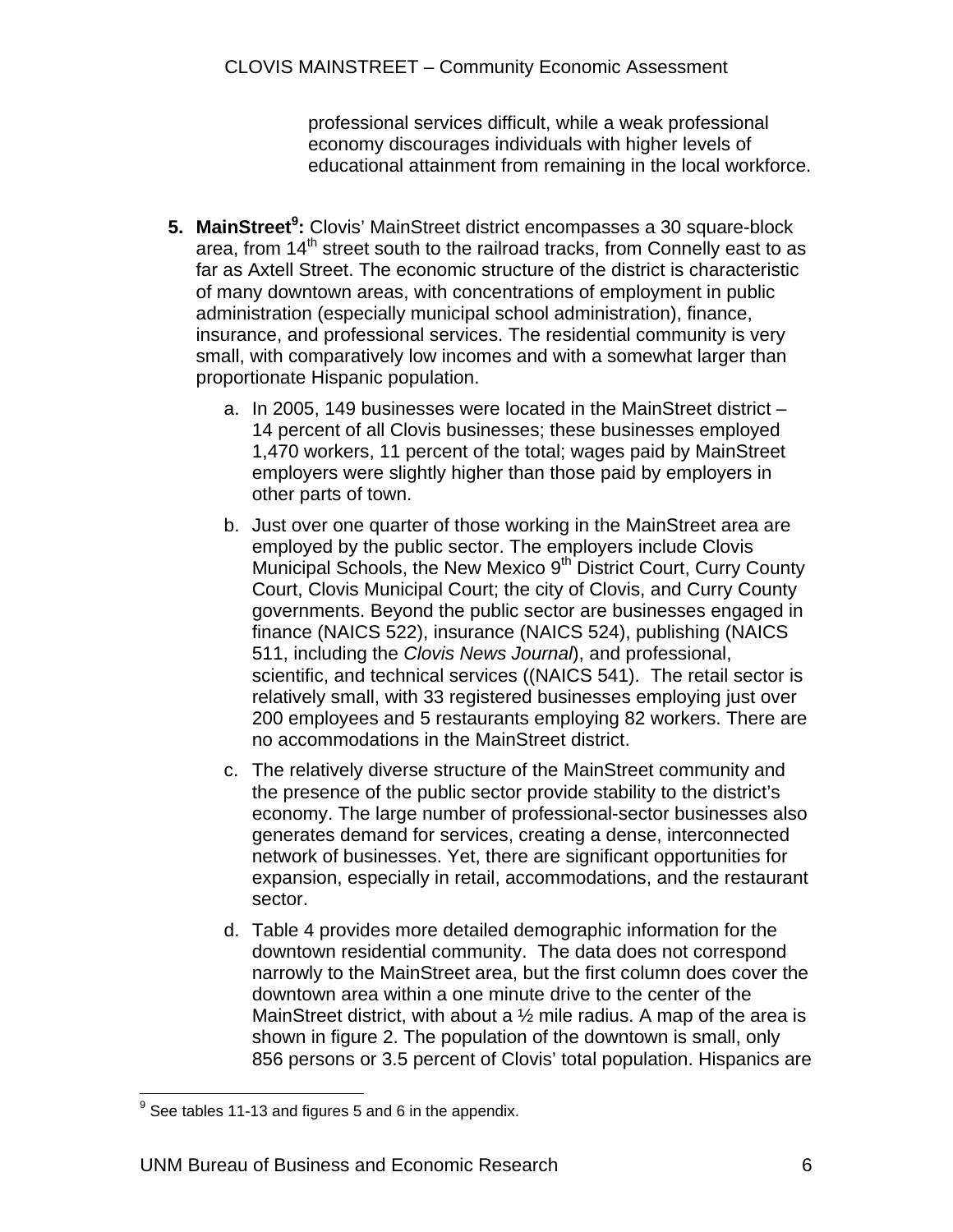professional services difficult, while a weak professional economy discourages individuals with higher levels of educational attainment from remaining in the local workforce.

5. **MainStreet[9]:** Clovis' MainStreet district encompasses a 30 square-block area, from 14th street south to the railroad tracks, from Connelly east to as far as Axtell Street. The economic structure of the district is characteristic of many downtown areas, with concentrations of employment in public administration (especially municipal school administration), finance, insurance, and professional services. The residential community is very small, with comparatively low incomes and with a somewhat larger than proportionate Hispanic population.

   a. In 2005, 149 businesses were located in the MainStreet district – 14 percent of all Clovis businesses; these businesses employed 1,470 workers, 11 percent of the total; wages paid by MainStreet employers were slightly higher than those paid by employers in other parts of town.

   b. Just over one quarter of those working in the MainStreet area are employed by the public sector. The employers include Clovis Municipal Schools, the New Mexico 9th District Court, Curry County Court, Clovis Municipal Court; the city of Clovis, and Curry County governments. Beyond the public sector are businesses engaged in finance (NAICS 522), insurance (NAICS 524), publishing (NAICS 511, including the *Clovis News Journal*), and professional, scientific, and technical services ((NAICS 541). The retail sector is relatively small, with 33 registered businesses employing just over 200 employees and 5 restaurants employing 82 workers. There are no accommodations in the MainStreet district.

   c. The relatively diverse structure of the MainStreet community and the presence of the public sector provide stability to the district's economy. The large number of professional-sector businesses also generates demand for services, creating a dense, interconnected network of businesses. Yet, there are significant opportunities for expansion, especially in retail, accommodations, and the restaurant sector.

   d. Table 4 provides more detailed demographic information for the downtown residential community. The data does not correspond narrowly to the MainStreet area, but the first column does cover the downtown area within a one minute drive to the center of the MainStreet district, with about a ½ mile radius. A map of the area is shown in figure 2. The population of the downtown is small, only 856 persons or 3.5 percent of Clovis' total population. Hispanics are

[9] See tables 11-13 and figures 5 and 6 in the appendix.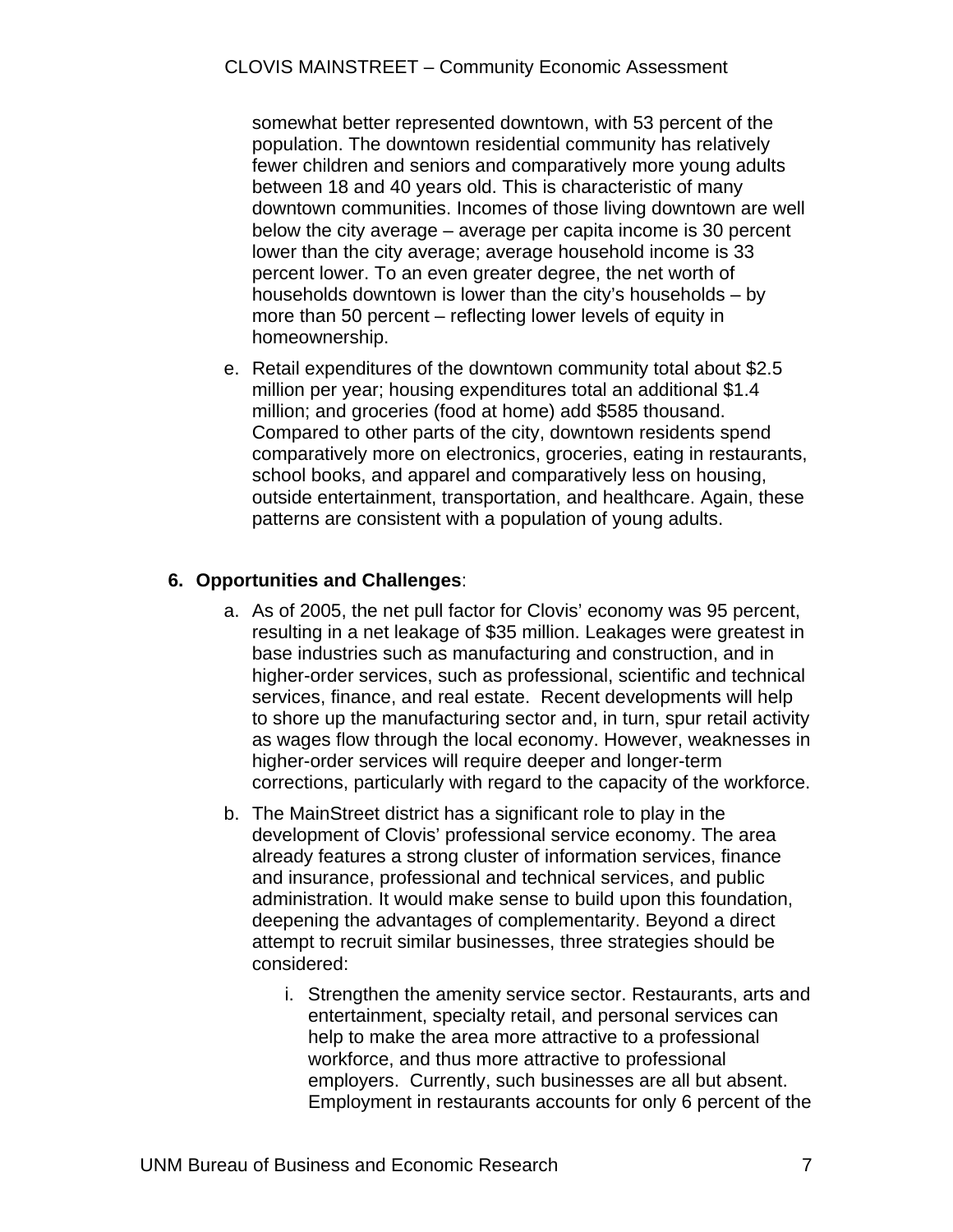somewhat better represented downtown, with 53 percent of the population. The downtown residential community has relatively fewer children and seniors and comparatively more young adults between 18 and 40 years old. This is characteristic of many downtown communities. Incomes of those living downtown are well below the city average – average per capita income is 30 percent lower than the city average; average household income is 33 percent lower. To an even greater degree, the net worth of households downtown is lower than the city's households – by more than 50 percent – reflecting lower levels of equity in homeownership.

e. Retail expenditures of the downtown community total about $2.5 million per year; housing expenditures total an additional $1.4 million; and groceries (food at home) add $585 thousand. Compared to other parts of the city, downtown residents spend comparatively more on electronics, groceries, eating in restaurants, school books, and apparel and comparatively less on housing, outside entertainment, transportation, and healthcare. Again, these patterns are consistent with a population of young adults.

6. **Opportunities and Challenges**:

   a. As of 2005, the net pull factor for Clovis' economy was 95 percent, resulting in a net leakage of $35 million. Leakages were greatest in base industries such as manufacturing and construction, and in higher-order services, such as professional, scientific and technical services, finance, and real estate. Recent developments will help to shore up the manufacturing sector and, in turn, spur retail activity as wages flow through the local economy. However, weaknesses in higher-order services will require deeper and longer-term corrections, particularly with regard to the capacity of the workforce.

   b. The MainStreet district has a significant role to play in the development of Clovis' professional service economy. The area already features a strong cluster of information services, finance and insurance, professional and technical services, and public administration. It would make sense to build upon this foundation, deepening the advantages of complementarity. Beyond a direct attempt to recruit similar businesses, three strategies should be considered:

      i. Strengthen the amenity service sector. Restaurants, arts and entertainment, specialty retail, and personal services can help to make the area more attractive to a professional workforce, and thus more attractive to professional employers. Currently, such businesses are all but absent. Employment in restaurants accounts for only 6 percent of the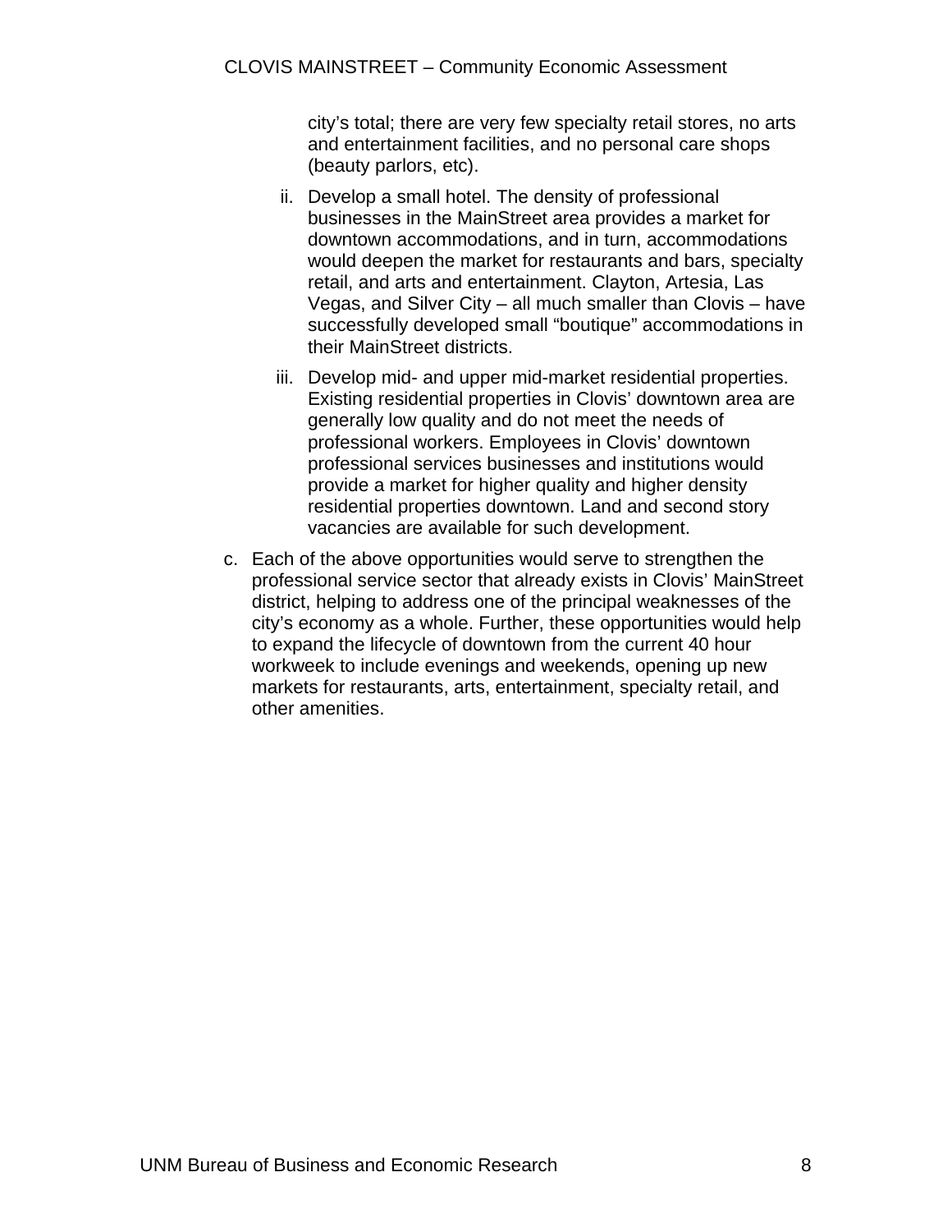city's total; there are very few specialty retail stores, no arts and entertainment facilities, and no personal care shops (beauty parlors, etc).

ii. Develop a small hotel. The density of professional businesses in the MainStreet area provides a market for downtown accommodations, and in turn, accommodations would deepen the market for restaurants and bars, specialty retail, and arts and entertainment. Clayton, Artesia, Las Vegas, and Silver City – all much smaller than Clovis – have successfully developed small "boutique" accommodations in their MainStreet districts.

iii. Develop mid- and upper mid-market residential properties. Existing residential properties in Clovis' downtown area are generally low quality and do not meet the needs of professional workers. Employees in Clovis' downtown professional services businesses and institutions would provide a market for higher quality and higher density residential properties downtown. Land and second story vacancies are available for such development.

c. Each of the above opportunities would serve to strengthen the professional service sector that already exists in Clovis' MainStreet district, helping to address one of the principal weaknesses of the city's economy as a whole. Further, these opportunities would help to expand the lifecycle of downtown from the current 40 hour workweek to include evenings and weekends, opening up new markets for restaurants, arts, entertainment, specialty retail, and other amenities.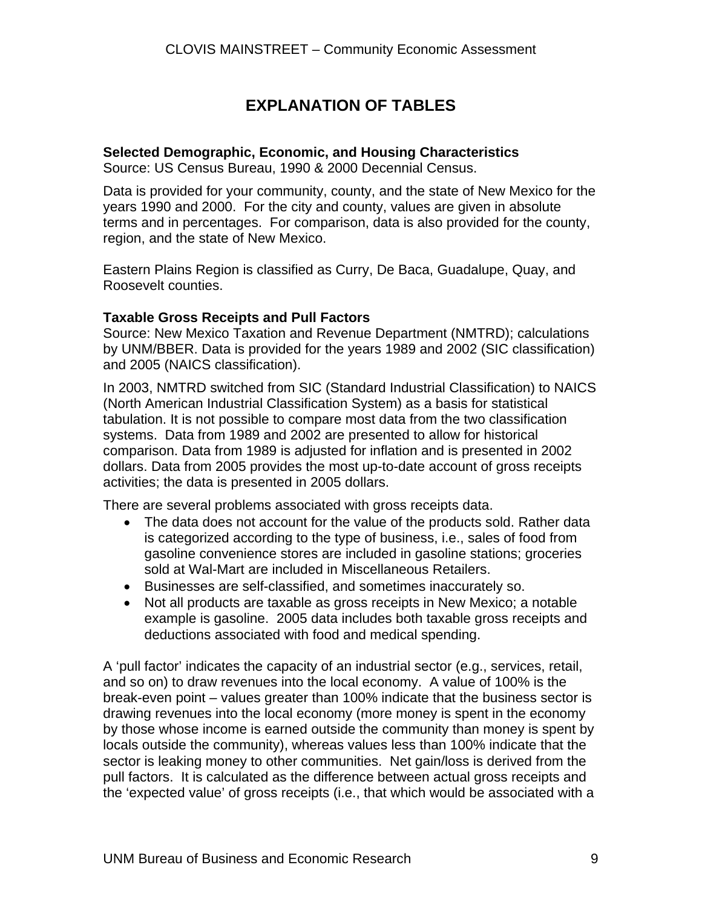# EXPLANATION OF TABLES

**Selected Demographic, Economic, and Housing Characteristics**
Source: US Census Bureau, 1990 & 2000 Decennial Census.

Data is provided for your community, county, and the state of New Mexico for the years 1990 and 2000. For the city and county, values are given in absolute terms and in percentages. For comparison, data is also provided for the county, region, and the state of New Mexico.

Eastern Plains Region is classified as Curry, De Baca, Guadalupe, Quay, and Roosevelt counties.

**Taxable Gross Receipts and Pull Factors**
Source: New Mexico Taxation and Revenue Department (NMTRD); calculations by UNM/BBER. Data is provided for the years 1989 and 2002 (SIC classification) and 2005 (NAICS classification).

In 2003, NMTRD switched from SIC (Standard Industrial Classification) to NAICS (North American Industrial Classification System) as a basis for statistical tabulation. It is not possible to compare most data from the two classification systems. Data from 1989 and 2002 are presented to allow for historical comparison. Data from 1989 is adjusted for inflation and is presented in 2002 dollars. Data from 2005 provides the most up-to-date account of gross receipts activities; the data is presented in 2005 dollars.

There are several problems associated with gross receipts data.

- The data does not account for the value of the products sold. Rather data is categorized according to the type of business, i.e., sales of food from gasoline convenience stores are included in gasoline stations; groceries sold at Wal-Mart are included in Miscellaneous Retailers.
- Businesses are self-classified, and sometimes inaccurately so.
- Not all products are taxable as gross receipts in New Mexico; a notable example is gasoline. 2005 data includes both taxable gross receipts and deductions associated with food and medical spending.

A 'pull factor' indicates the capacity of an industrial sector (e.g., services, retail, and so on) to draw revenues into the local economy. A value of 100% is the break-even point – values greater than 100% indicate that the business sector is drawing revenues into the local economy (more money is spent in the economy by those whose income is earned outside the community than money is spent by locals outside the community), whereas values less than 100% indicate that the sector is leaking money to other communities. Net gain/loss is derived from the pull factors. It is calculated as the difference between actual gross receipts and the 'expected value' of gross receipts (i.e., that which would be associated with a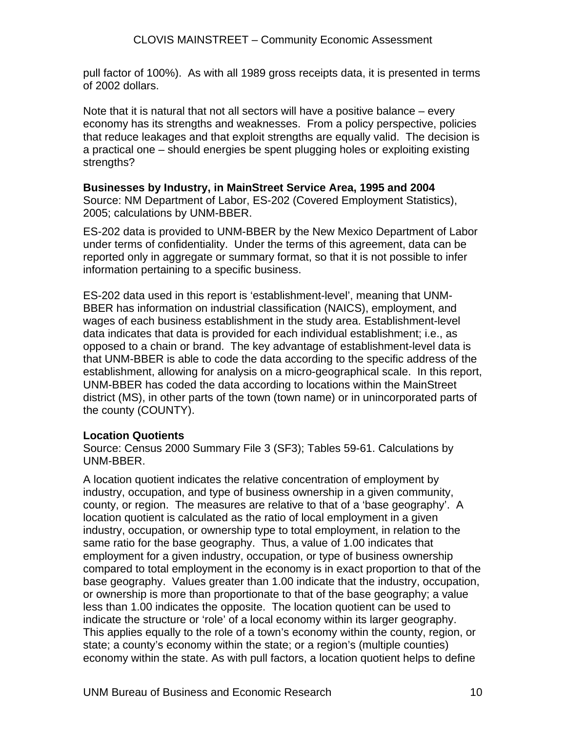pull factor of 100%). As with all 1989 gross receipts data, it is presented in terms of 2002 dollars.

Note that it is natural that not all sectors will have a positive balance – every economy has its strengths and weaknesses. From a policy perspective, policies that reduce leakages and that exploit strengths are equally valid. The decision is a practical one – should energies be spent plugging holes or exploiting existing strengths?

**Businesses by Industry, in MainStreet Service Area, 1995 and 2004**
Source: NM Department of Labor, ES-202 (Covered Employment Statistics), 2005; calculations by UNM-BBER.

ES-202 data is provided to UNM-BBER by the New Mexico Department of Labor under terms of confidentiality. Under the terms of this agreement, data can be reported only in aggregate or summary format, so that it is not possible to infer information pertaining to a specific business.

ES-202 data used in this report is 'establishment-level', meaning that UNM-BBER has information on industrial classification (NAICS), employment, and wages of each business establishment in the study area. Establishment-level data indicates that data is provided for each individual establishment; i.e., as opposed to a chain or brand. The key advantage of establishment-level data is that UNM-BBER is able to code the data according to the specific address of the establishment, allowing for analysis on a micro-geographical scale. In this report, UNM-BBER has coded the data according to locations within the MainStreet district (MS), in other parts of the town (town name) or in unincorporated parts of the county (COUNTY).

**Location Quotients**
Source: Census 2000 Summary File 3 (SF3); Tables 59-61. Calculations by UNM-BBER.

A location quotient indicates the relative concentration of employment by industry, occupation, and type of business ownership in a given community, county, or region. The measures are relative to that of a 'base geography'. A location quotient is calculated as the ratio of local employment in a given industry, occupation, or ownership type to total employment, in relation to the same ratio for the base geography. Thus, a value of 1.00 indicates that employment for a given industry, occupation, or type of business ownership compared to total employment in the economy is in exact proportion to that of the base geography. Values greater than 1.00 indicate that the industry, occupation, or ownership is more than proportionate to that of the base geography; a value less than 1.00 indicates the opposite. The location quotient can be used to indicate the structure or 'role' of a local economy within its larger geography. This applies equally to the role of a town's economy within the county, region, or state; a county's economy within the state; or a region's (multiple counties) economy within the state. As with pull factors, a location quotient helps to define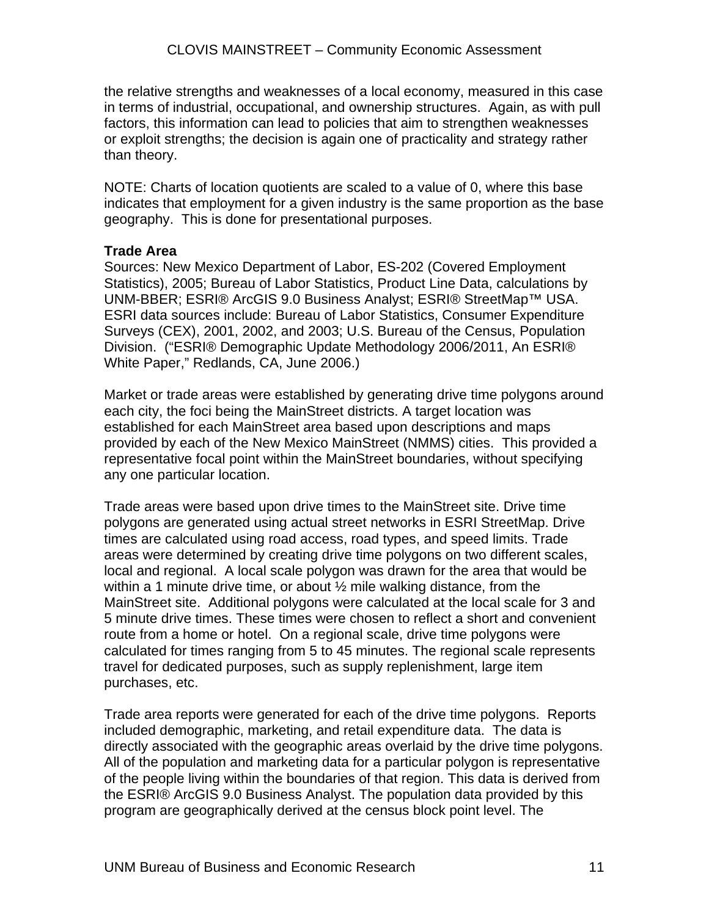the relative strengths and weaknesses of a local economy, measured in this case in terms of industrial, occupational, and ownership structures. Again, as with pull factors, this information can lead to policies that aim to strengthen weaknesses or exploit strengths; the decision is again one of practicality and strategy rather than theory.

NOTE: Charts of location quotients are scaled to a value of 0, where this base indicates that employment for a given industry is the same proportion as the base geography. This is done for presentational purposes.

**Trade Area**
Sources: New Mexico Department of Labor, ES-202 (Covered Employment Statistics), 2005; Bureau of Labor Statistics, Product Line Data, calculations by UNM-BBER; ESRI® ArcGIS 9.0 Business Analyst; ESRI® StreetMap™ USA. ESRI data sources include: Bureau of Labor Statistics, Consumer Expenditure Surveys (CEX), 2001, 2002, and 2003; U.S. Bureau of the Census, Population Division. ("ESRI® Demographic Update Methodology 2006/2011, An ESRI® White Paper," Redlands, CA, June 2006.)

Market or trade areas were established by generating drive time polygons around each city, the foci being the MainStreet districts. A target location was established for each MainStreet area based upon descriptions and maps provided by each of the New Mexico MainStreet (NMMS) cities. This provided a representative focal point within the MainStreet boundaries, without specifying any one particular location.

Trade areas were based upon drive times to the MainStreet site. Drive time polygons are generated using actual street networks in ESRI StreetMap. Drive times are calculated using road access, road types, and speed limits. Trade areas were determined by creating drive time polygons on two different scales, local and regional. A local scale polygon was drawn for the area that would be within a 1 minute drive time, or about ½ mile walking distance, from the MainStreet site. Additional polygons were calculated at the local scale for 3 and 5 minute drive times. These times were chosen to reflect a short and convenient route from a home or hotel. On a regional scale, drive time polygons were calculated for times ranging from 5 to 45 minutes. The regional scale represents travel for dedicated purposes, such as supply replenishment, large item purchases, etc.

Trade area reports were generated for each of the drive time polygons. Reports included demographic, marketing, and retail expenditure data. The data is directly associated with the geographic areas overlaid by the drive time polygons. All of the population and marketing data for a particular polygon is representative of the people living within the boundaries of that region. This data is derived from the ESRI® ArcGIS 9.0 Business Analyst. The population data provided by this program are geographically derived at the census block point level. The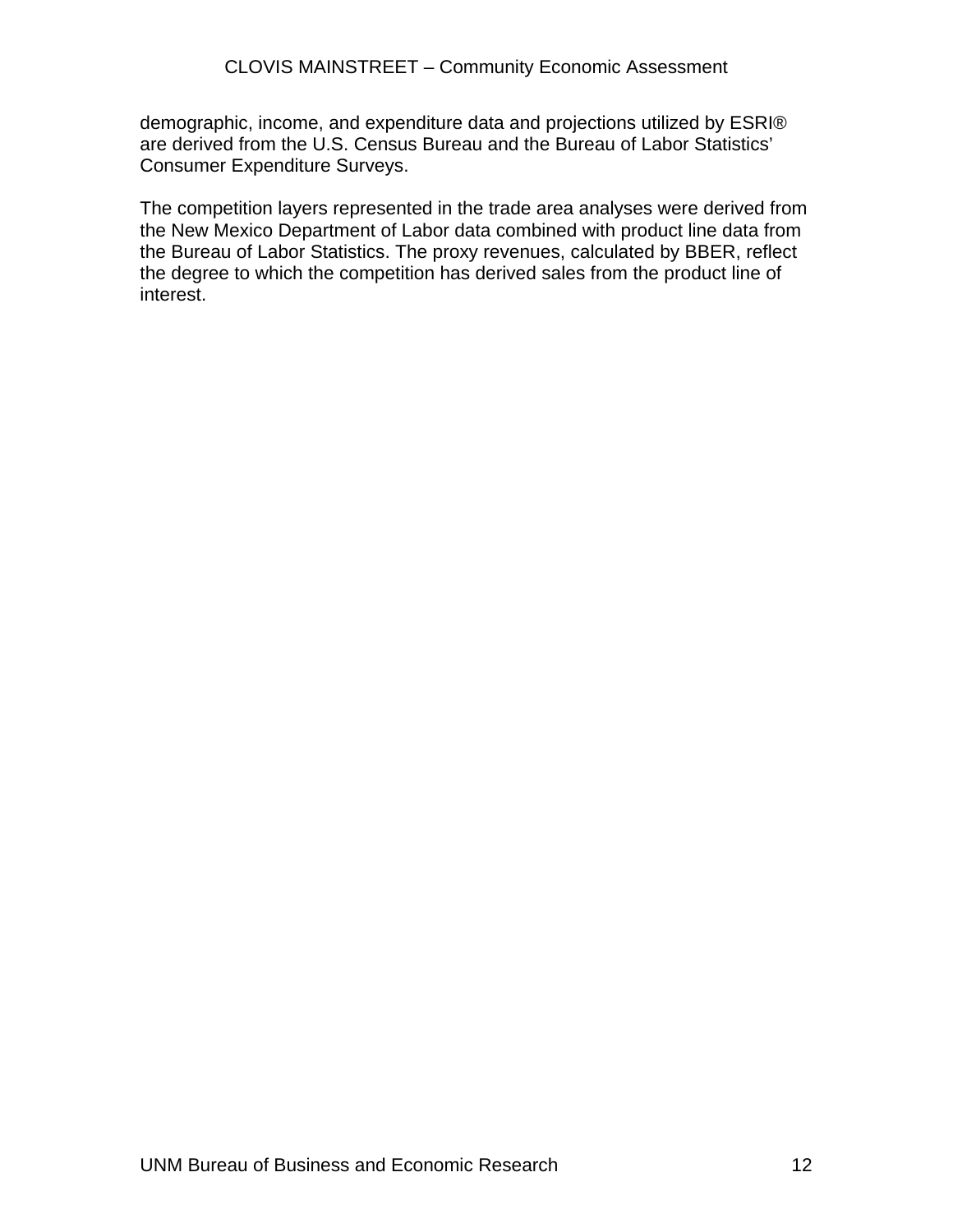demographic, income, and expenditure data and projections utilized by ESRI® are derived from the U.S. Census Bureau and the Bureau of Labor Statistics' Consumer Expenditure Surveys.

The competition layers represented in the trade area analyses were derived from the New Mexico Department of Labor data combined with product line data from the Bureau of Labor Statistics. The proxy revenues, calculated by BBER, reflect the degree to which the competition has derived sales from the product line of interest.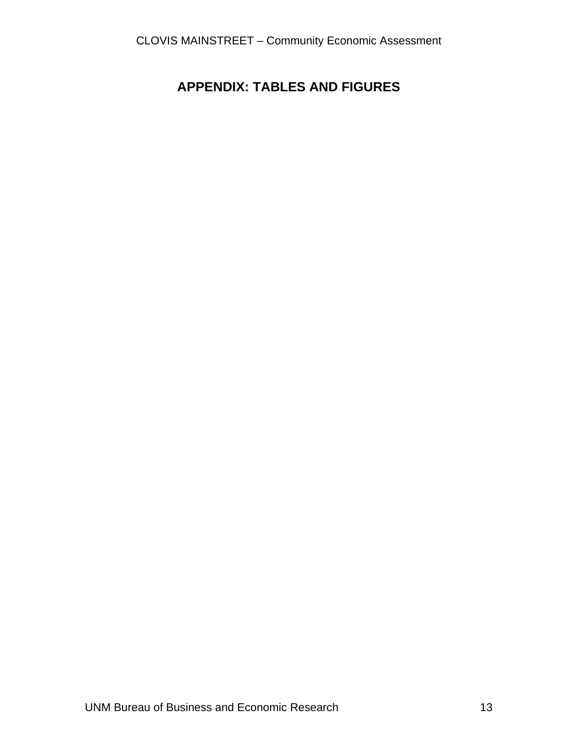# APPENDIX: TABLES AND FIGURES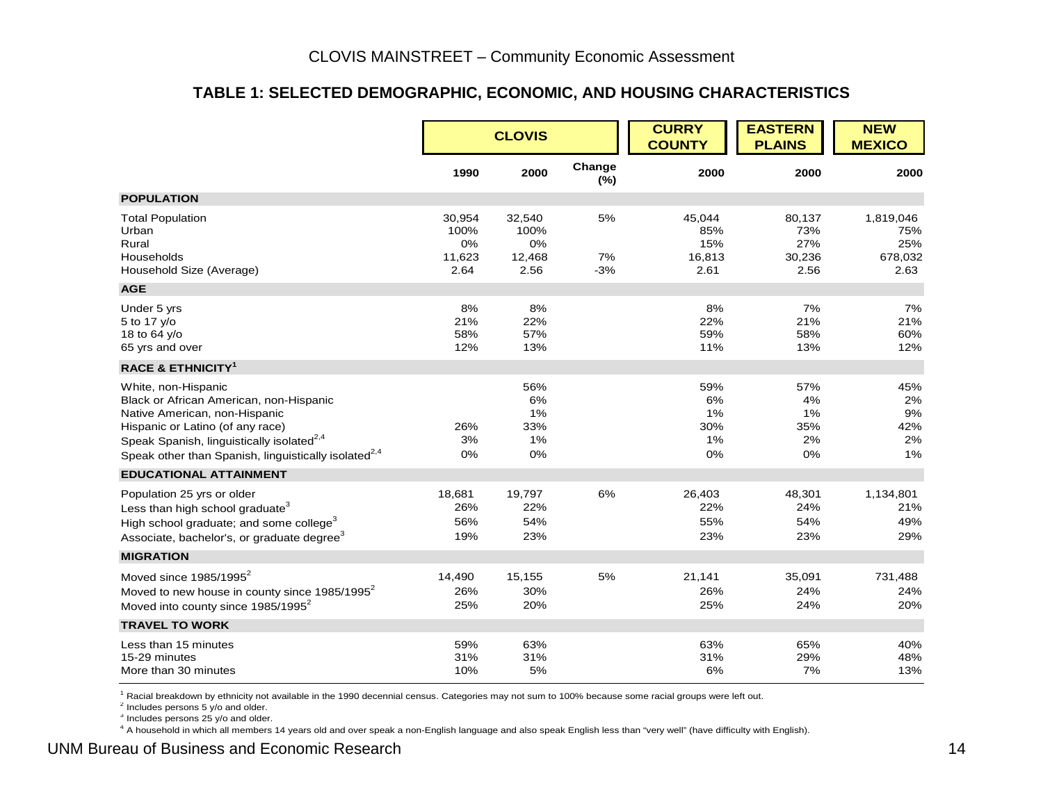## TABLE 1: SELECTED DEMOGRAPHIC, ECONOMIC, AND HOUSING CHARACTERISTICS

| | CLOVIS | | | CURRY COUNTY | EASTERN PLAINS | NEW MEXICO |
|---|---|---|---|---|---|---|
| | 1990 | 2000 | Change (%) | 2000 | 2000 | 2000 |
| **POPULATION** | | | | | | |
| Total Population | 30,954 | 32,540 | 5% | 45,044 | 80,137 | 1,819,046 |
| Urban | 100% | 100% | | 85% | 73% | 75% |
| Rural | 0% | 0% | | 15% | 27% | 25% |
| Households | 11,623 | 12,468 | 7% | 16,813 | 30,236 | 678,032 |
| Household Size (Average) | 2.64 | 2.56 | -3% | 2.61 | 2.56 | 2.63 |
| **AGE** | | | | | | |
| Under 5 yrs | 8% | 8% | | 8% | 7% | 7% |
| 5 to 17 y/o | 21% | 22% | | 22% | 21% | 21% |
| 18 to 64 y/o | 58% | 57% | | 59% | 58% | 60% |
| 65 yrs and over | 12% | 13% | | 11% | 13% | 12% |
| **RACE & ETHNICITY[1]** | | | | | | |
| White, non-Hispanic | | 56% | | 59% | 57% | 45% |
| Black or African American, non-Hispanic | | 6% | | 6% | 4% | 2% |
| Native American, non-Hispanic | | 1% | | 1% | 1% | 9% |
| Hispanic or Latino (of any race) | 26% | 33% | | 30% | 35% | 42% |
| Speak Spanish, linguistically isolated[2,4] | 3% | 1% | | 1% | 2% | 2% |
| Speak other than Spanish, linguistically isolated[2,4] | 0% | 0% | | 0% | 0% | 1% |
| **EDUCATIONAL ATTAINMENT** | | | | | | |
| Population 25 yrs or older | 18,681 | 19,797 | 6% | 26,403 | 48,301 | 1,134,801 |
| Less than high school graduate[3] | 26% | 22% | | 22% | 24% | 21% |
| High school graduate; and some college[3] | 56% | 54% | | 55% | 54% | 49% |
| Associate, bachelor's, or graduate degree[3] | 19% | 23% | | 23% | 23% | 29% |
| **MIGRATION** | | | | | | |
| Moved since 1985/1995[2] | 14,490 | 15,155 | 5% | 21,141 | 35,091 | 731,488 |
| Moved to new house in county since 1985/1995[2] | 26% | 30% | | 26% | 24% | 24% |
| Moved into county since 1985/1995[2] | 25% | 20% | | 25% | 24% | 20% |
| **TRAVEL TO WORK** | | | | | | |
| Less than 15 minutes | 59% | 63% | | 63% | 65% | 40% |
| 15-29 minutes | 31% | 31% | | 31% | 29% | 48% |
| More than 30 minutes | 10% | 5% | | 6% | 7% | 13% |

[1] Racial breakdown by ethnicity not available in the 1990 decennial census. Categories may not sum to 100% because some racial groups were left out.

[2] Includes persons 5 y/o and older.

[3] Includes persons 25 y/o and older.

[4] A household in which all members 14 years old and over speak a non-English language and also speak English less than "very well" (have difficulty with English).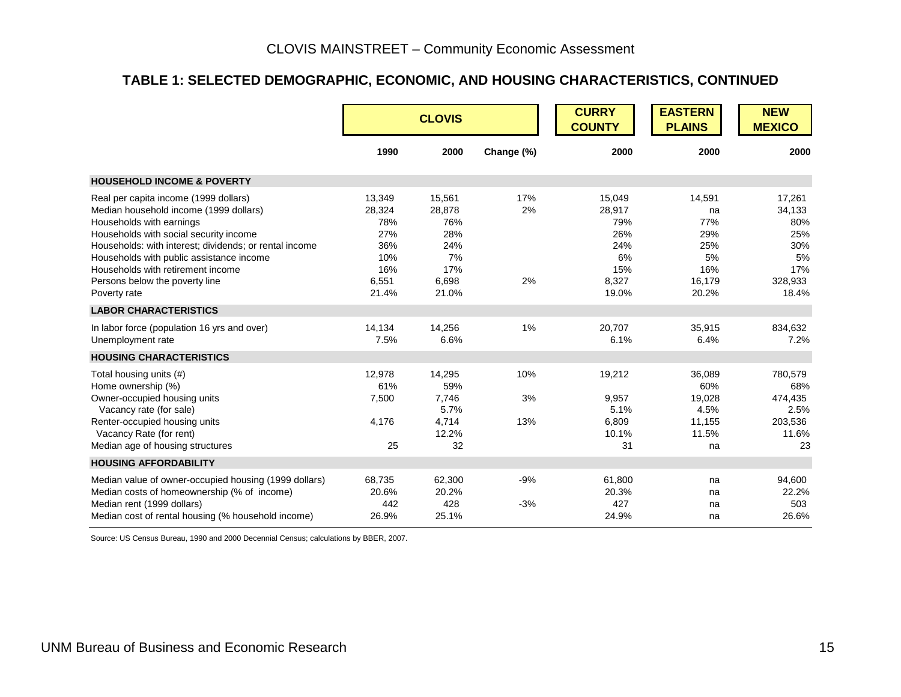## TABLE 1: SELECTED DEMOGRAPHIC, ECONOMIC, AND HOUSING CHARACTERISTICS, CONTINUED

| | CLOVIS | | | CURRY COUNTY | EASTERN PLAINS | NEW MEXICO |
|---|---|---|---|---|---|---|
| | 1990 | 2000 | Change (%) | 2000 | 2000 | 2000 |
| **HOUSEHOLD INCOME & POVERTY** | | | | | | |
| Real per capita income (1999 dollars) | 13,349 | 15,561 | 17% | 15,049 | 14,591 | 17,261 |
| Median household income (1999 dollars) | 28,324 | 28,878 | 2% | 28,917 | na | 34,133 |
| Households with earnings | 78% | 76% | | 79% | 77% | 80% |
| Households with social security income | 27% | 28% | | 26% | 29% | 25% |
| Households: with interest; dividends; or rental income | 36% | 24% | | 24% | 25% | 30% |
| Households with public assistance income | 10% | 7% | | 6% | 5% | 5% |
| Households with retirement income | 16% | 17% | | 15% | 16% | 17% |
| Persons below the poverty line | 6,551 | 6,698 | 2% | 8,327 | 16,179 | 328,933 |
| Poverty rate | 21.4% | 21.0% | | 19.0% | 20.2% | 18.4% |
| **LABOR CHARACTERISTICS** | | | | | | |
| In labor force (population 16 yrs and over) | 14,134 | 14,256 | 1% | 20,707 | 35,915 | 834,632 |
| Unemployment rate | 7.5% | 6.6% | | 6.1% | 6.4% | 7.2% |
| **HOUSING CHARACTERISTICS** | | | | | | |
| Total housing units (#) | 12,978 | 14,295 | 10% | 19,212 | 36,089 | 780,579 |
| Home ownership (%) | 61% | 59% | | | 60% | 68% |
| Owner-occupied housing units | 7,500 | 7,746 | 3% | 9,957 | 19,028 | 474,435 |
| Vacancy rate (for sale) | | 5.7% | | 5.1% | 4.5% | 2.5% |
| Renter-occupied housing units | 4,176 | 4,714 | 13% | 6,809 | 11,155 | 203,536 |
| Vacancy Rate (for rent) | | 12.2% | | 10.1% | 11.5% | 11.6% |
| Median age of housing structures | 25 | 32 | | 31 | na | 23 |
| **HOUSING AFFORDABILITY** | | | | | | |
| Median value of owner-occupied housing (1999 dollars) | 68,735 | 62,300 | -9% | 61,800 | na | 94,600 |
| Median costs of homeownership (% of income) | 20.6% | 20.2% | | 20.3% | na | 22.2% |
| Median rent (1999 dollars) | 442 | 428 | -3% | 427 | na | 503 |
| Median cost of rental housing (% household income) | 26.9% | 25.1% | | 24.9% | na | 26.6% |

Source: US Census Bureau, 1990 and 2000 Decennial Census; calculations by BBER, 2007.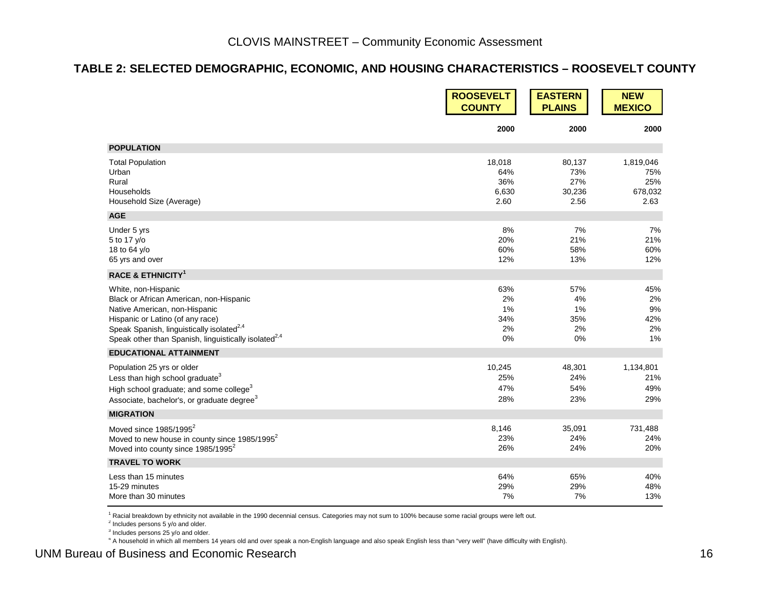## TABLE 2: SELECTED DEMOGRAPHIC, ECONOMIC, AND HOUSING CHARACTERISTICS – ROOSEVELT COUNTY

| | ROOSEVELT COUNTY | EASTERN PLAINS | NEW MEXICO |
|---|---|---|---|
| | 2000 | 2000 | 2000 |
| **POPULATION** | | | |
| Total Population | 18,018 | 80,137 | 1,819,046 |
| Urban | 64% | 73% | 75% |
| Rural | 36% | 27% | 25% |
| Households | 6,630 | 30,236 | 678,032 |
| Household Size (Average) | 2.60 | 2.56 | 2.63 |
| **AGE** | | | |
| Under 5 yrs | 8% | 7% | 7% |
| 5 to 17 y/o | 20% | 21% | 21% |
| 18 to 64 y/o | 60% | 58% | 60% |
| 65 yrs and over | 12% | 13% | 12% |
| **RACE & ETHNICITY[1]** | | | |
| White, non-Hispanic | 63% | 57% | 45% |
| Black or African American, non-Hispanic | 2% | 4% | 2% |
| Native American, non-Hispanic | 1% | 1% | 9% |
| Hispanic or Latino (of any race) | 34% | 35% | 42% |
| Speak Spanish, linguistically isolated[2,4] | 2% | 2% | 2% |
| Speak other than Spanish, linguistically isolated[2,4] | 0% | 0% | 1% |
| **EDUCATIONAL ATTAINMENT** | | | |
| Population 25 yrs or older | 10,245 | 48,301 | 1,134,801 |
| Less than high school graduate[3] | 25% | 24% | 21% |
| High school graduate; and some college[3] | 47% | 54% | 49% |
| Associate, bachelor's, or graduate degree[3] | 28% | 23% | 29% |
| **MIGRATION** | | | |
| Moved since 1985/1995[2] | 8,146 | 35,091 | 731,488 |
| Moved to new house in county since 1985/1995[2] | 23% | 24% | 24% |
| Moved into county since 1985/1995[2] | 26% | 24% | 20% |
| **TRAVEL TO WORK** | | | |
| Less than 15 minutes | 64% | 65% | 40% |
| 15-29 minutes | 29% | 29% | 48% |
| More than 30 minutes | 7% | 7% | 13% |

[1] Racial breakdown by ethnicity not available in the 1990 decennial census. Categories may not sum to 100% because some racial groups were left out.

[2] Includes persons 5 y/o and older.

[3] Includes persons 25 y/o and older.

[4] A household in which all members 14 years old and over speak a non-English language and also speak English less than "very well" (have difficulty with English).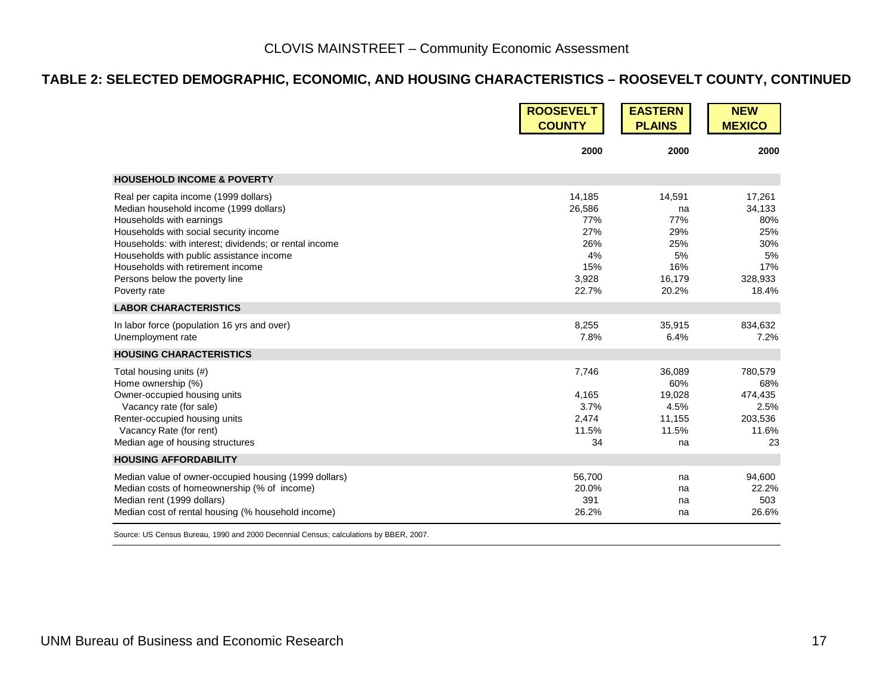## TABLE 2: SELECTED DEMOGRAPHIC, ECONOMIC, AND HOUSING CHARACTERISTICS – ROOSEVELT COUNTY, CONTINUED

| | ROOSEVELT COUNTY | EASTERN PLAINS | NEW MEXICO |
|---|---|---|---|
| | 2000 | 2000 | 2000 |
| **HOUSEHOLD INCOME & POVERTY** | | | |
| Real per capita income (1999 dollars) | 14,185 | 14,591 | 17,261 |
| Median household income (1999 dollars) | 26,586 | na | 34,133 |
| Households with earnings | 77% | 77% | 80% |
| Households with social security income | 27% | 29% | 25% |
| Households: with interest; dividends; or rental income | 26% | 25% | 30% |
| Households with public assistance income | 4% | 5% | 5% |
| Households with retirement income | 15% | 16% | 17% |
| Persons below the poverty line | 3,928 | 16,179 | 328,933 |
| Poverty rate | 22.7% | 20.2% | 18.4% |
| **LABOR CHARACTERISTICS** | | | |
| In labor force (population 16 yrs and over) | 8,255 | 35,915 | 834,632 |
| Unemployment rate | 7.8% | 6.4% | 7.2% |
| **HOUSING CHARACTERISTICS** | | | |
| Total housing units (#) | 7,746 | 36,089 | 780,579 |
| Home ownership (%) | | 60% | 68% |
| Owner-occupied housing units | 4,165 | 19,028 | 474,435 |
| Vacancy rate (for sale) | 3.7% | 4.5% | 2.5% |
| Renter-occupied housing units | 2,474 | 11,155 | 203,536 |
| Vacancy Rate (for rent) | 11.5% | 11.5% | 11.6% |
| Median age of housing structures | 34 | na | 23 |
| **HOUSING AFFORDABILITY** | | | |
| Median value of owner-occupied housing (1999 dollars) | 56,700 | na | 94,600 |
| Median costs of homeownership (% of income) | 20.0% | na | 22.2% |
| Median rent (1999 dollars) | 391 | na | 503 |
| Median cost of rental housing (% household income) | 26.2% | na | 26.6% |

Source: US Census Bureau, 1990 and 2000 Decennial Census; calculations by BBER, 2007.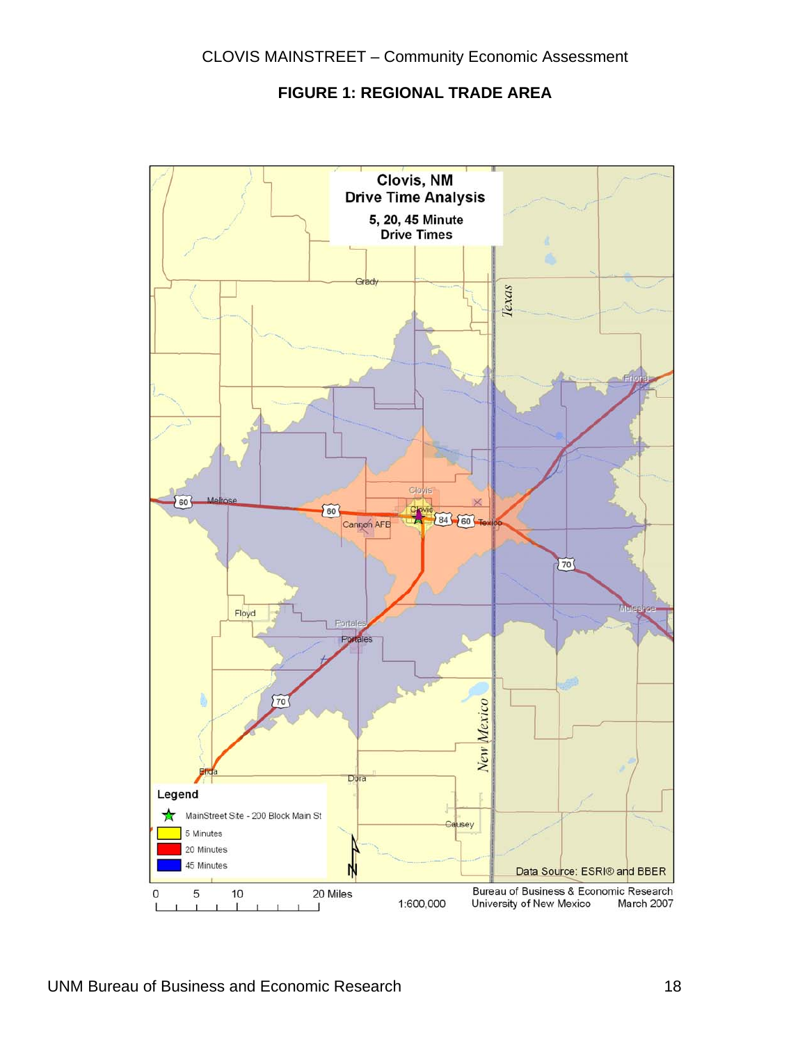**FIGURE 1: REGIONAL TRADE AREA**

**Clovis, NM**
**Drive Time Analysis**
**5, 20, 45 Minute Drive Times**

**Legend**

- MainStreet Site - 200 Block Main St
- 5 Minutes
- 20 Minutes
- 45 Minutes

Data Source: ESRI® and BBER

0 5 10 20 Miles

1:600,000

Bureau of Business & Economic Research
University of New Mexico
March 2007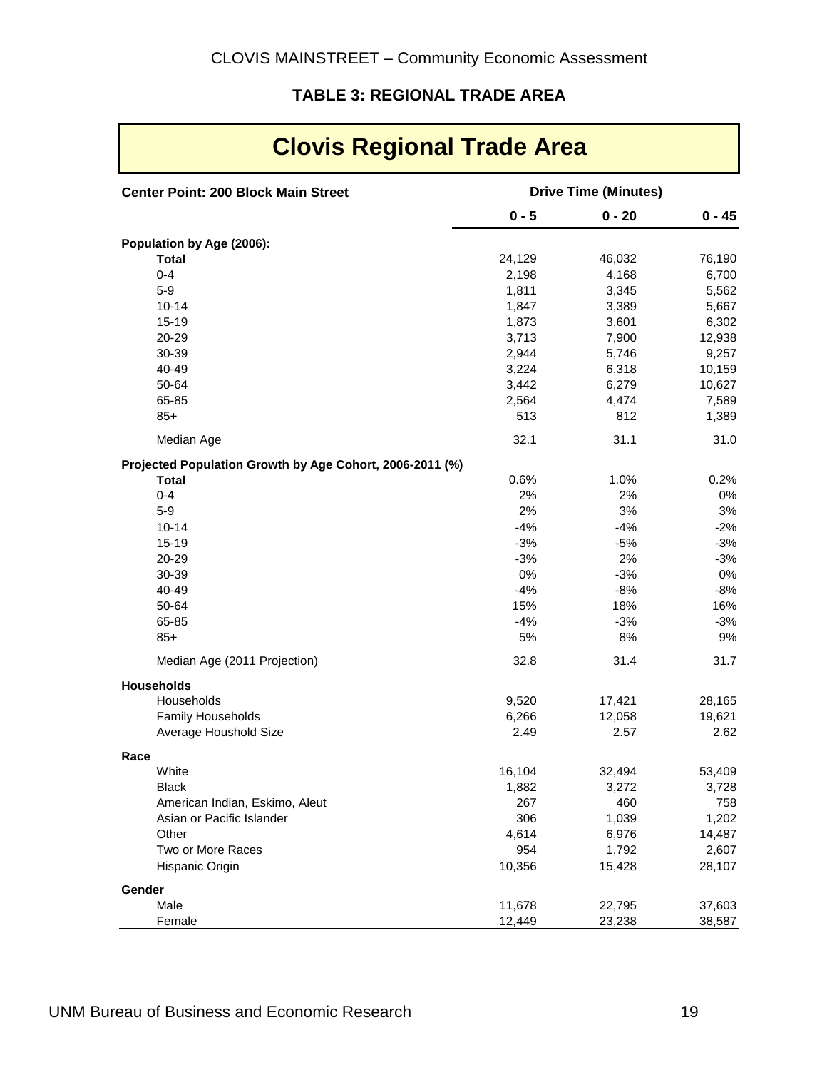## TABLE 3: REGIONAL TRADE AREA

# Clovis Regional Trade Area

| Center Point: 200 Block Main Street | Drive Time (Minutes) | | |
|---|---|---|---|
| | 0 - 5 | 0 - 20 | 0 - 45 |
| **Population by Age (2006):** | | | |
| **Total** | 24,129 | 46,032 | 76,190 |
| 0-4 | 2,198 | 4,168 | 6,700 |
| 5-9 | 1,811 | 3,345 | 5,562 |
| 10-14 | 1,847 | 3,389 | 5,667 |
| 15-19 | 1,873 | 3,601 | 6,302 |
| 20-29 | 3,713 | 7,900 | 12,938 |
| 30-39 | 2,944 | 5,746 | 9,257 |
| 40-49 | 3,224 | 6,318 | 10,159 |
| 50-64 | 3,442 | 6,279 | 10,627 |
| 65-85 | 2,564 | 4,474 | 7,589 |
| 85+ | 513 | 812 | 1,389 |
| Median Age | 32.1 | 31.1 | 31.0 |
| **Projected Population Growth by Age Cohort, 2006-2011 (%)** | | | |
| **Total** | 0.6% | 1.0% | 0.2% |
| 0-4 | 2% | 2% | 0% |
| 5-9 | 2% | 3% | 3% |
| 10-14 | -4% | -4% | -2% |
| 15-19 | -3% | -5% | -3% |
| 20-29 | -3% | 2% | -3% |
| 30-39 | 0% | -3% | 0% |
| 40-49 | -4% | -8% | -8% |
| 50-64 | 15% | 18% | 16% |
| 65-85 | -4% | -3% | -3% |
| 85+ | 5% | 8% | 9% |
| Median Age (2011 Projection) | 32.8 | 31.4 | 31.7 |
| **Households** | | | |
| Households | 9,520 | 17,421 | 28,165 |
| Family Households | 6,266 | 12,058 | 19,621 |
| Average Houshold Size | 2.49 | 2.57 | 2.62 |
| **Race** | | | |
| White | 16,104 | 32,494 | 53,409 |
| Black | 1,882 | 3,272 | 3,728 |
| American Indian, Eskimo, Aleut | 267 | 460 | 758 |
| Asian or Pacific Islander | 306 | 1,039 | 1,202 |
| Other | 4,614 | 6,976 | 14,487 |
| Two or More Races | 954 | 1,792 | 2,607 |
| Hispanic Origin | 10,356 | 15,428 | 28,107 |
| **Gender** | | | |
| Male | 11,678 | 22,795 | 37,603 |
| Female | 12,449 | 23,238 | 38,587 |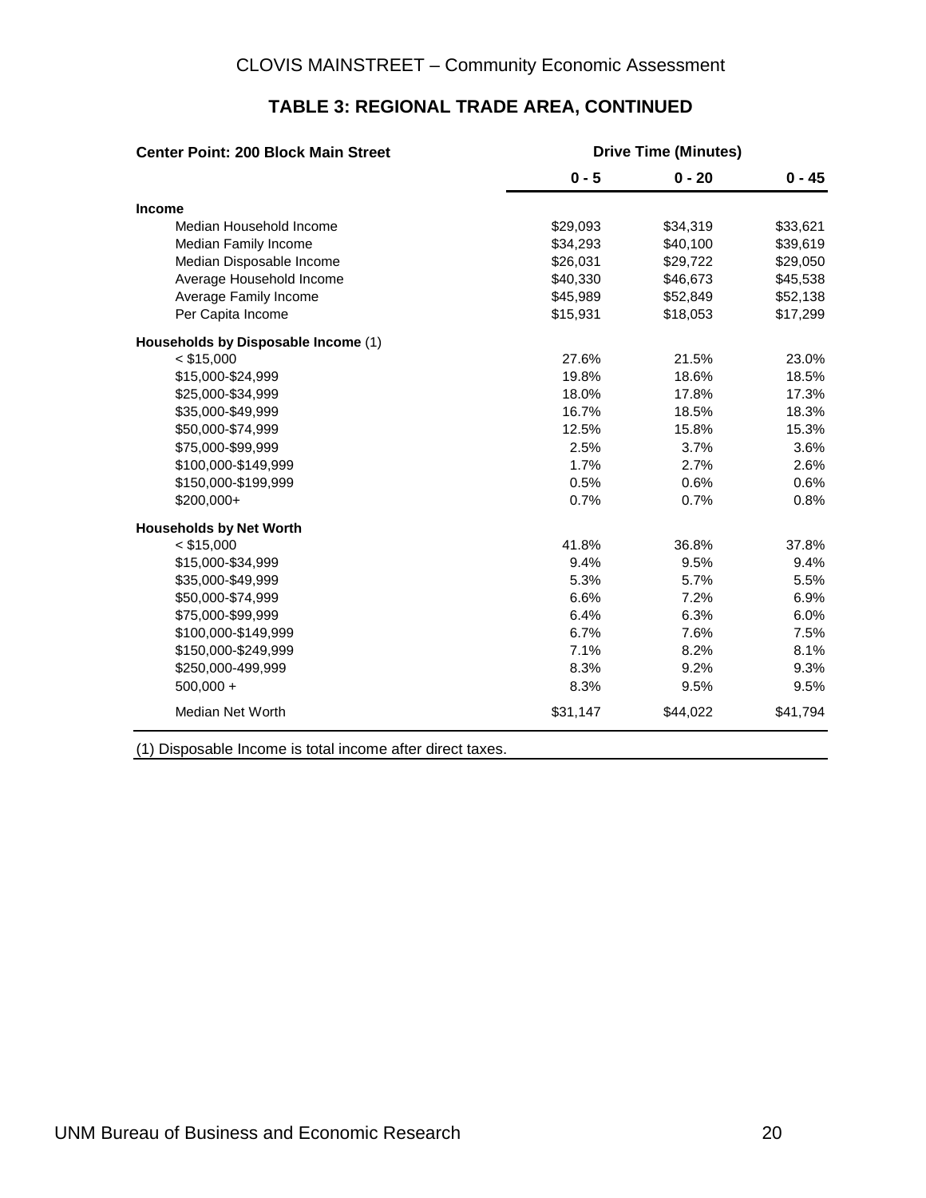## TABLE 3: REGIONAL TRADE AREA, CONTINUED

| Center Point: 200 Block Main Street | Drive Time (Minutes) | | |
|---|---|---|---|
| | 0 - 5 | 0 - 20 | 0 - 45 |
| **Income** | | | |
| Median Household Income | $29,093 | $34,319 | $33,621 |
| Median Family Income | $34,293 | $40,100 | $39,619 |
| Median Disposable Income | $26,031 | $29,722 | $29,050 |
| Average Household Income | $40,330 | $46,673 | $45,538 |
| Average Family Income | $45,989 | $52,849 | $52,138 |
| Per Capita Income | $15,931 | $18,053 | $17,299 |
| **Households by Disposable Income** (1) | | | |
| < $15,000 | 27.6% | 21.5% | 23.0% |
| $15,000-$24,999 | 19.8% | 18.6% | 18.5% |
| $25,000-$34,999 | 18.0% | 17.8% | 17.3% |
| $35,000-$49,999 | 16.7% | 18.5% | 18.3% |
| $50,000-$74,999 | 12.5% | 15.8% | 15.3% |
| $75,000-$99,999 | 2.5% | 3.7% | 3.6% |
| $100,000-$149,999 | 1.7% | 2.7% | 2.6% |
| $150,000-$199,999 | 0.5% | 0.6% | 0.6% |
| $200,000+ | 0.7% | 0.7% | 0.8% |
| **Households by Net Worth** | | | |
| < $15,000 | 41.8% | 36.8% | 37.8% |
| $15,000-$34,999 | 9.4% | 9.5% | 9.4% |
| $35,000-$49,999 | 5.3% | 5.7% | 5.5% |
| $50,000-$74,999 | 6.6% | 7.2% | 6.9% |
| $75,000-$99,999 | 6.4% | 6.3% | 6.0% |
| $100,000-$149,999 | 6.7% | 7.6% | 7.5% |
| $150,000-$249,999 | 7.1% | 8.2% | 8.1% |
| $250,000-499,999 | 8.3% | 9.2% | 9.3% |
| 500,000 + | 8.3% | 9.5% | 9.5% |
| Median Net Worth | $31,147 | $44,022 | $41,794 |

(1) Disposable Income is total income after direct taxes.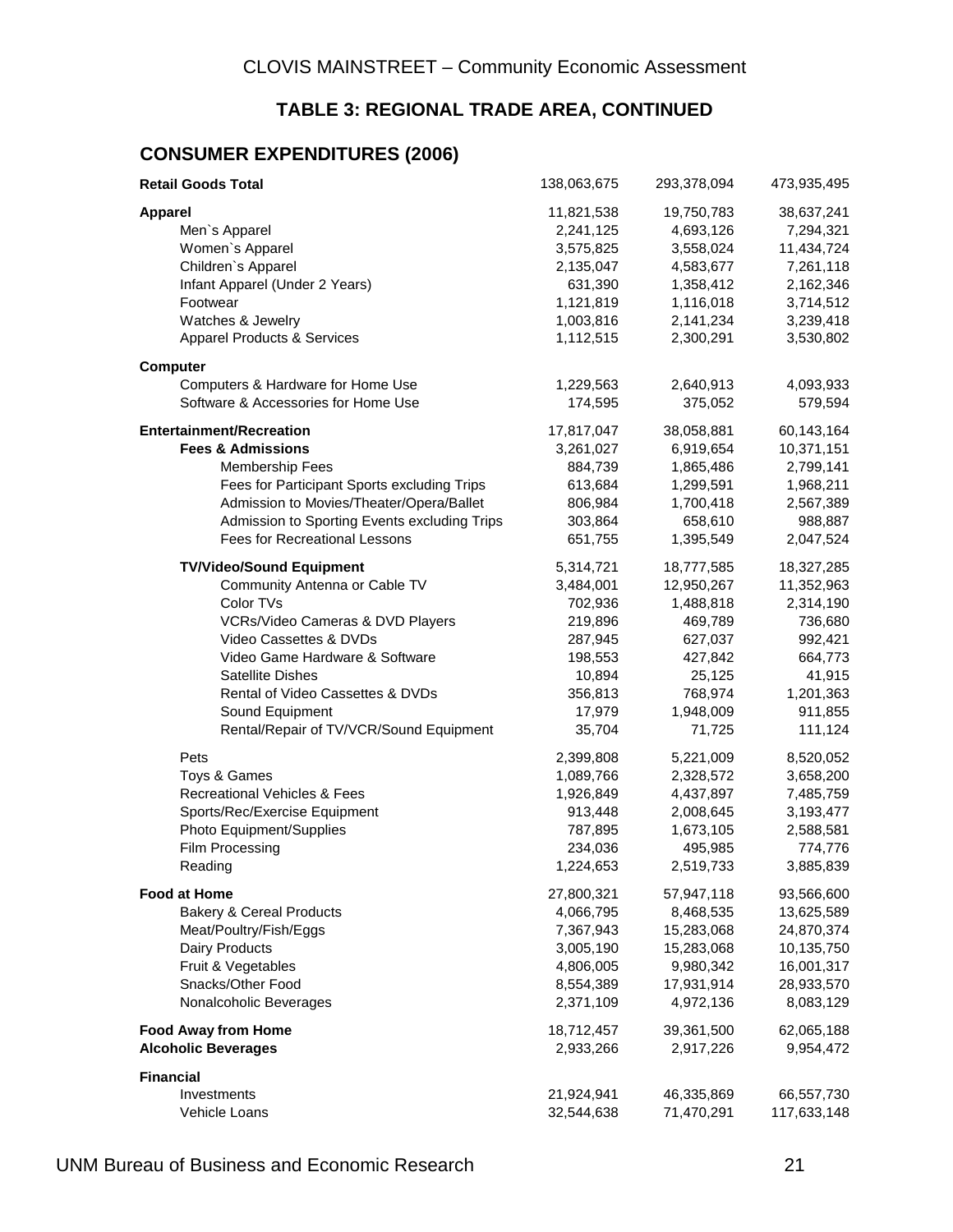## TABLE 3: REGIONAL TRADE AREA, CONTINUED

### CONSUMER EXPENDITURES (2006)

| | | | |
|---|---|---|---|
| **Retail Goods Total** | 138,063,675 | 293,378,094 | 473,935,495 |
| **Apparel** | 11,821,538 | 19,750,783 | 38,637,241 |
| Men`s Apparel | 2,241,125 | 4,693,126 | 7,294,321 |
| Women`s Apparel | 3,575,825 | 3,558,024 | 11,434,724 |
| Children`s Apparel | 2,135,047 | 4,583,677 | 7,261,118 |
| Infant Apparel (Under 2 Years) | 631,390 | 1,358,412 | 2,162,346 |
| Footwear | 1,121,819 | 1,116,018 | 3,714,512 |
| Watches & Jewelry | 1,003,816 | 2,141,234 | 3,239,418 |
| Apparel Products & Services | 1,112,515 | 2,300,291 | 3,530,802 |
| **Computer** | | | |
| Computers & Hardware for Home Use | 1,229,563 | 2,640,913 | 4,093,933 |
| Software & Accessories for Home Use | 174,595 | 375,052 | 579,594 |
| **Entertainment/Recreation** | 17,817,047 | 38,058,881 | 60,143,164 |
| **Fees & Admissions** | 3,261,027 | 6,919,654 | 10,371,151 |
| Membership Fees | 884,739 | 1,865,486 | 2,799,141 |
| Fees for Participant Sports excluding Trips | 613,684 | 1,299,591 | 1,968,211 |
| Admission to Movies/Theater/Opera/Ballet | 806,984 | 1,700,418 | 2,567,389 |
| Admission to Sporting Events excluding Trips | 303,864 | 658,610 | 988,887 |
| Fees for Recreational Lessons | 651,755 | 1,395,549 | 2,047,524 |
| **TV/Video/Sound Equipment** | 5,314,721 | 18,777,585 | 18,327,285 |
| Community Antenna or Cable TV | 3,484,001 | 12,950,267 | 11,352,963 |
| Color TVs | 702,936 | 1,488,818 | 2,314,190 |
| VCRs/Video Cameras & DVD Players | 219,896 | 469,789 | 736,680 |
| Video Cassettes & DVDs | 287,945 | 627,037 | 992,421 |
| Video Game Hardware & Software | 198,553 | 427,842 | 664,773 |
| Satellite Dishes | 10,894 | 25,125 | 41,915 |
| Rental of Video Cassettes & DVDs | 356,813 | 768,974 | 1,201,363 |
| Sound Equipment | 17,979 | 1,948,009 | 911,855 |
| Rental/Repair of TV/VCR/Sound Equipment | 35,704 | 71,725 | 111,124 |
| Pets | 2,399,808 | 5,221,009 | 8,520,052 |
| Toys & Games | 1,089,766 | 2,328,572 | 3,658,200 |
| Recreational Vehicles & Fees | 1,926,849 | 4,437,897 | 7,485,759 |
| Sports/Rec/Exercise Equipment | 913,448 | 2,008,645 | 3,193,477 |
| Photo Equipment/Supplies | 787,895 | 1,673,105 | 2,588,581 |
| Film Processing | 234,036 | 495,985 | 774,776 |
| Reading | 1,224,653 | 2,519,733 | 3,885,839 |
| **Food at Home** | 27,800,321 | 57,947,118 | 93,566,600 |
| Bakery & Cereal Products | 4,066,795 | 8,468,535 | 13,625,589 |
| Meat/Poultry/Fish/Eggs | 7,367,943 | 15,283,068 | 24,870,374 |
| Dairy Products | 3,005,190 | 15,283,068 | 10,135,750 |
| Fruit & Vegetables | 4,806,005 | 9,980,342 | 16,001,317 |
| Snacks/Other Food | 8,554,389 | 17,931,914 | 28,933,570 |
| Nonalcoholic Beverages | 2,371,109 | 4,972,136 | 8,083,129 |
| **Food Away from Home** | 18,712,457 | 39,361,500 | 62,065,188 |
| **Alcoholic Beverages** | 2,933,266 | 2,917,226 | 9,954,472 |
| **Financial** | | | |
| Investments | 21,924,941 | 46,335,869 | 66,557,730 |
| Vehicle Loans | 32,544,638 | 71,470,291 | 117,633,148 |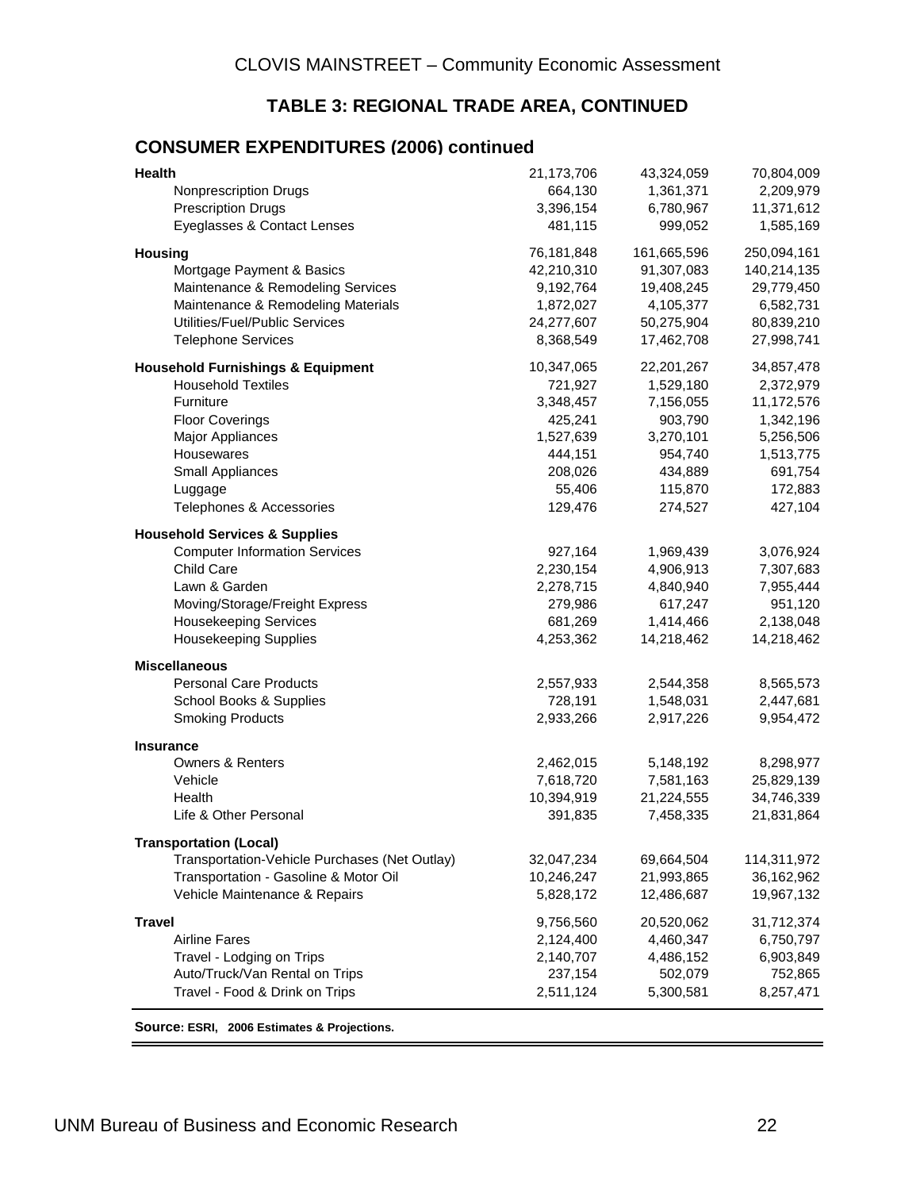## TABLE 3: REGIONAL TRADE AREA, CONTINUED

### CONSUMER EXPENDITURES (2006) continued

| | | | |
|---|---|---|---|
| **Health** | 21,173,706 | 43,324,059 | 70,804,009 |
| Nonprescription Drugs | 664,130 | 1,361,371 | 2,209,979 |
| Prescription Drugs | 3,396,154 | 6,780,967 | 11,371,612 |
| Eyeglasses & Contact Lenses | 481,115 | 999,052 | 1,585,169 |
| **Housing** | 76,181,848 | 161,665,596 | 250,094,161 |
| Mortgage Payment & Basics | 42,210,310 | 91,307,083 | 140,214,135 |
| Maintenance & Remodeling Services | 9,192,764 | 19,408,245 | 29,779,450 |
| Maintenance & Remodeling Materials | 1,872,027 | 4,105,377 | 6,582,731 |
| Utilities/Fuel/Public Services | 24,277,607 | 50,275,904 | 80,839,210 |
| Telephone Services | 8,368,549 | 17,462,708 | 27,998,741 |
| **Household Furnishings & Equipment** | 10,347,065 | 22,201,267 | 34,857,478 |
| Household Textiles | 721,927 | 1,529,180 | 2,372,979 |
| Furniture | 3,348,457 | 7,156,055 | 11,172,576 |
| Floor Coverings | 425,241 | 903,790 | 1,342,196 |
| Major Appliances | 1,527,639 | 3,270,101 | 5,256,506 |
| Housewares | 444,151 | 954,740 | 1,513,775 |
| Small Appliances | 208,026 | 434,889 | 691,754 |
| Luggage | 55,406 | 115,870 | 172,883 |
| Telephones & Accessories | 129,476 | 274,527 | 427,104 |
| **Household Services & Supplies** | | | |
| Computer Information Services | 927,164 | 1,969,439 | 3,076,924 |
| Child Care | 2,230,154 | 4,906,913 | 7,307,683 |
| Lawn & Garden | 2,278,715 | 4,840,940 | 7,955,444 |
| Moving/Storage/Freight Express | 279,986 | 617,247 | 951,120 |
| Housekeeping Services | 681,269 | 1,414,466 | 2,138,048 |
| Housekeeping Supplies | 4,253,362 | 14,218,462 | 14,218,462 |
| **Miscellaneous** | | | |
| Personal Care Products | 2,557,933 | 2,544,358 | 8,565,573 |
| School Books & Supplies | 728,191 | 1,548,031 | 2,447,681 |
| Smoking Products | 2,933,266 | 2,917,226 | 9,954,472 |
| **Insurance** | | | |
| Owners & Renters | 2,462,015 | 5,148,192 | 8,298,977 |
| Vehicle | 7,618,720 | 7,581,163 | 25,829,139 |
| Health | 10,394,919 | 21,224,555 | 34,746,339 |
| Life & Other Personal | 391,835 | 7,458,335 | 21,831,864 |
| **Transportation (Local)** | | | |
| Transportation-Vehicle Purchases (Net Outlay) | 32,047,234 | 69,664,504 | 114,311,972 |
| Transportation - Gasoline & Motor Oil | 10,246,247 | 21,993,865 | 36,162,962 |
| Vehicle Maintenance & Repairs | 5,828,172 | 12,486,687 | 19,967,132 |
| **Travel** | 9,756,560 | 20,520,062 | 31,712,374 |
| Airline Fares | 2,124,400 | 4,460,347 | 6,750,797 |
| Travel - Lodging on Trips | 2,140,707 | 4,486,152 | 6,903,849 |
| Auto/Truck/Van Rental on Trips | 237,154 | 502,079 | 752,865 |
| Travel - Food & Drink on Trips | 2,511,124 | 5,300,581 | 8,257,471 |

**Source: ESRI, 2006 Estimates & Projections.**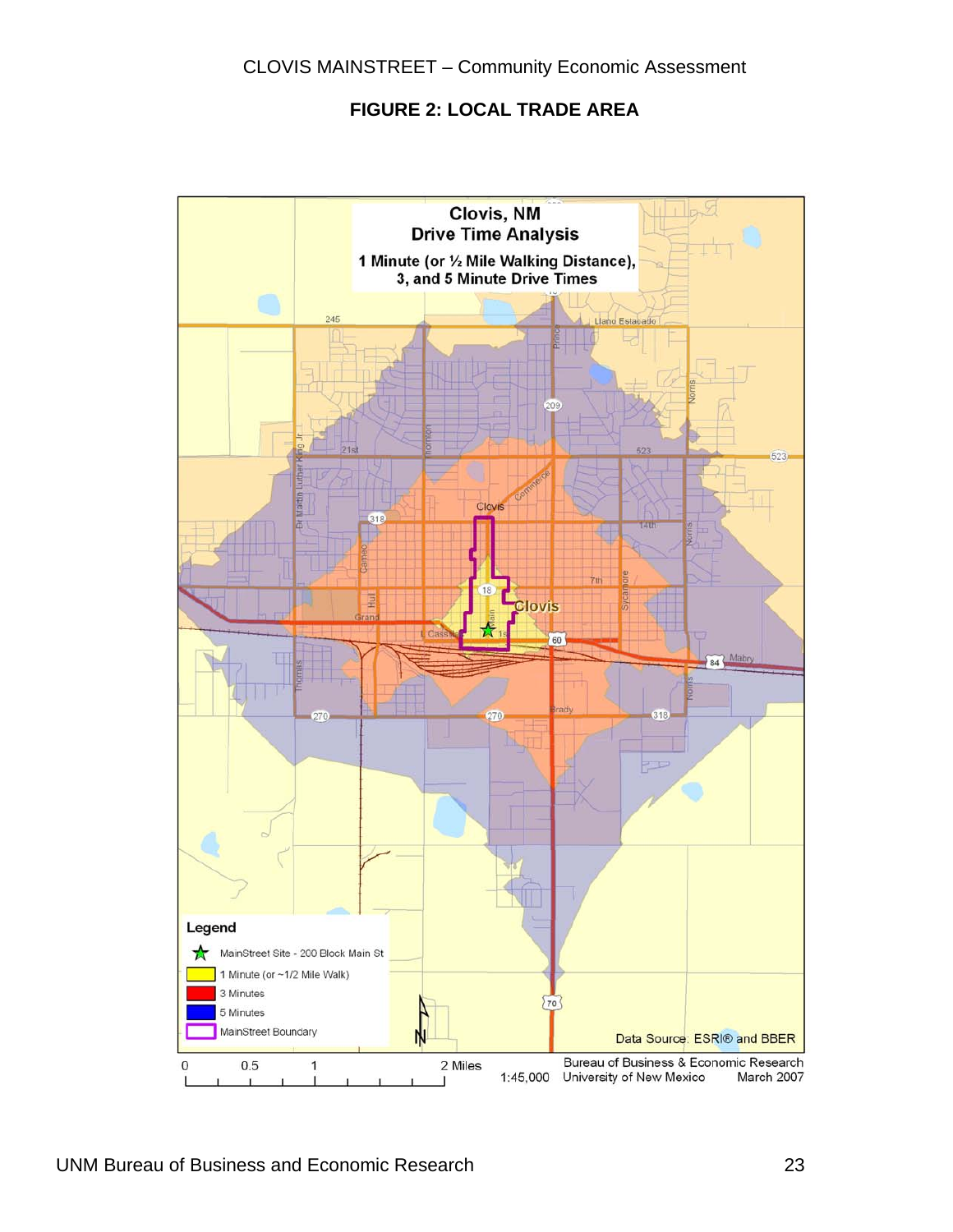## FIGURE 2: LOCAL TRADE AREA

**Clovis, NM**
**Drive Time Analysis**
**1 Minute (or ½ Mile Walking Distance), 3, and 5 Minute Drive Times**

**Legend**

- MainStreet Site - 200 Block Main St
- 1 Minute (or ~1/2 Mile Walk)
- 3 Minutes
- 5 Minutes
- MainStreet Boundary

Data Source: ESRI® and BBER

0 0.5 1 2 Miles

1:45,000

Bureau of Business & Economic Research
University of New Mexico March 2007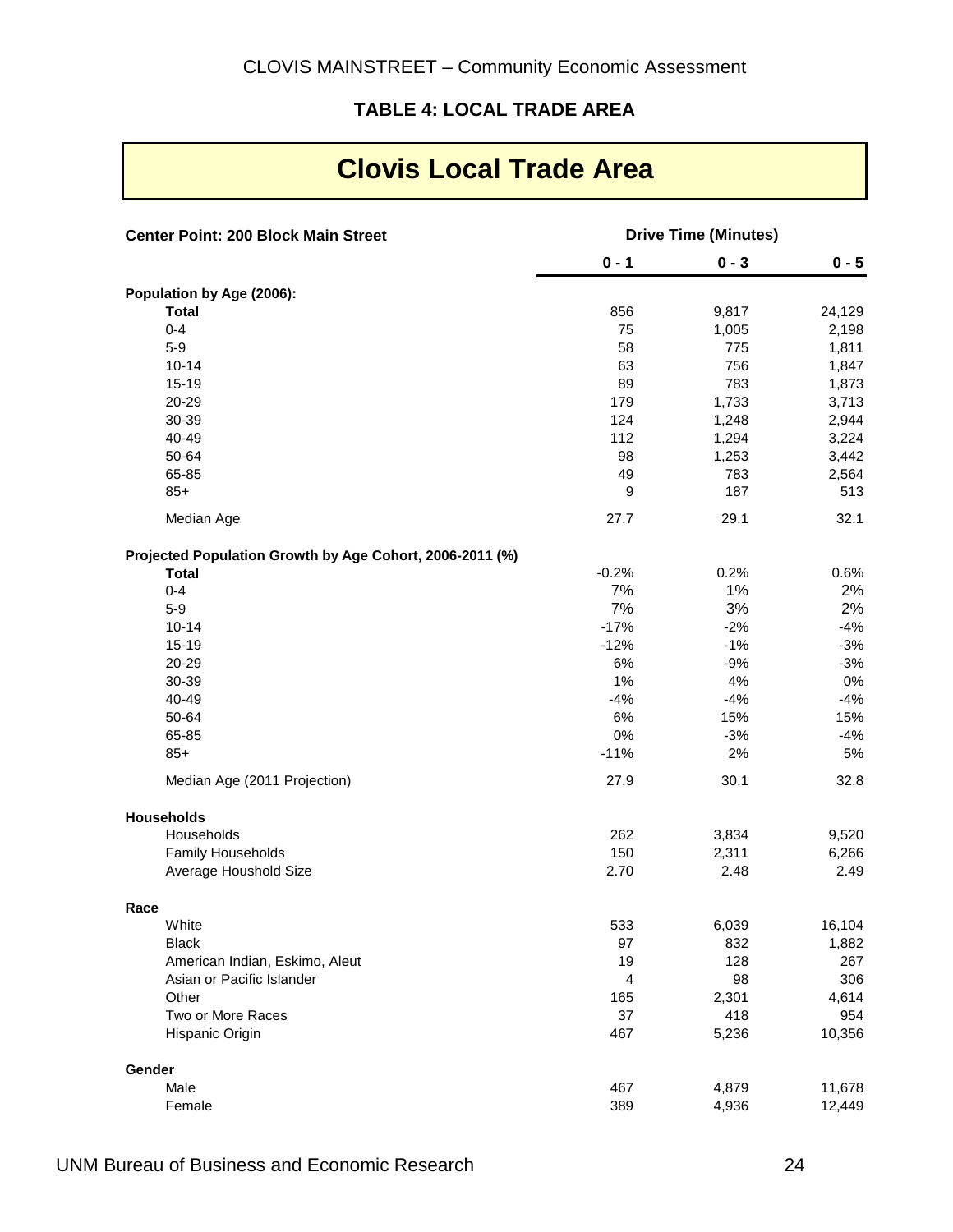## TABLE 4: LOCAL TRADE AREA

# Clovis Local Trade Area

| Center Point: 200 Block Main Street | Drive Time (Minutes) | | |
|---|---|---|---|
| | 0 - 1 | 0 - 3 | 0 - 5 |
| **Population by Age (2006):** | | | |
| **Total** | 856 | 9,817 | 24,129 |
| 0-4 | 75 | 1,005 | 2,198 |
| 5-9 | 58 | 775 | 1,811 |
| 10-14 | 63 | 756 | 1,847 |
| 15-19 | 89 | 783 | 1,873 |
| 20-29 | 179 | 1,733 | 3,713 |
| 30-39 | 124 | 1,248 | 2,944 |
| 40-49 | 112 | 1,294 | 3,224 |
| 50-64 | 98 | 1,253 | 3,442 |
| 65-85 | 49 | 783 | 2,564 |
| 85+ | 9 | 187 | 513 |
| Median Age | 27.7 | 29.1 | 32.1 |
| **Projected Population Growth by Age Cohort, 2006-2011 (%)** | | | |
| **Total** | -0.2% | 0.2% | 0.6% |
| 0-4 | 7% | 1% | 2% |
| 5-9 | 7% | 3% | 2% |
| 10-14 | -17% | -2% | -4% |
| 15-19 | -12% | -1% | -3% |
| 20-29 | 6% | -9% | -3% |
| 30-39 | 1% | 4% | 0% |
| 40-49 | -4% | -4% | -4% |
| 50-64 | 6% | 15% | 15% |
| 65-85 | 0% | -3% | -4% |
| 85+ | -11% | 2% | 5% |
| Median Age (2011 Projection) | 27.9 | 30.1 | 32.8 |
| **Households** | | | |
| Households | 262 | 3,834 | 9,520 |
| Family Households | 150 | 2,311 | 6,266 |
| Average Houshold Size | 2.70 | 2.48 | 2.49 |
| **Race** | | | |
| White | 533 | 6,039 | 16,104 |
| Black | 97 | 832 | 1,882 |
| American Indian, Eskimo, Aleut | 19 | 128 | 267 |
| Asian or Pacific Islander | 4 | 98 | 306 |
| Other | 165 | 2,301 | 4,614 |
| Two or More Races | 37 | 418 | 954 |
| Hispanic Origin | 467 | 5,236 | 10,356 |
| **Gender** | | | |
| Male | 467 | 4,879 | 11,678 |
| Female | 389 | 4,936 | 12,449 |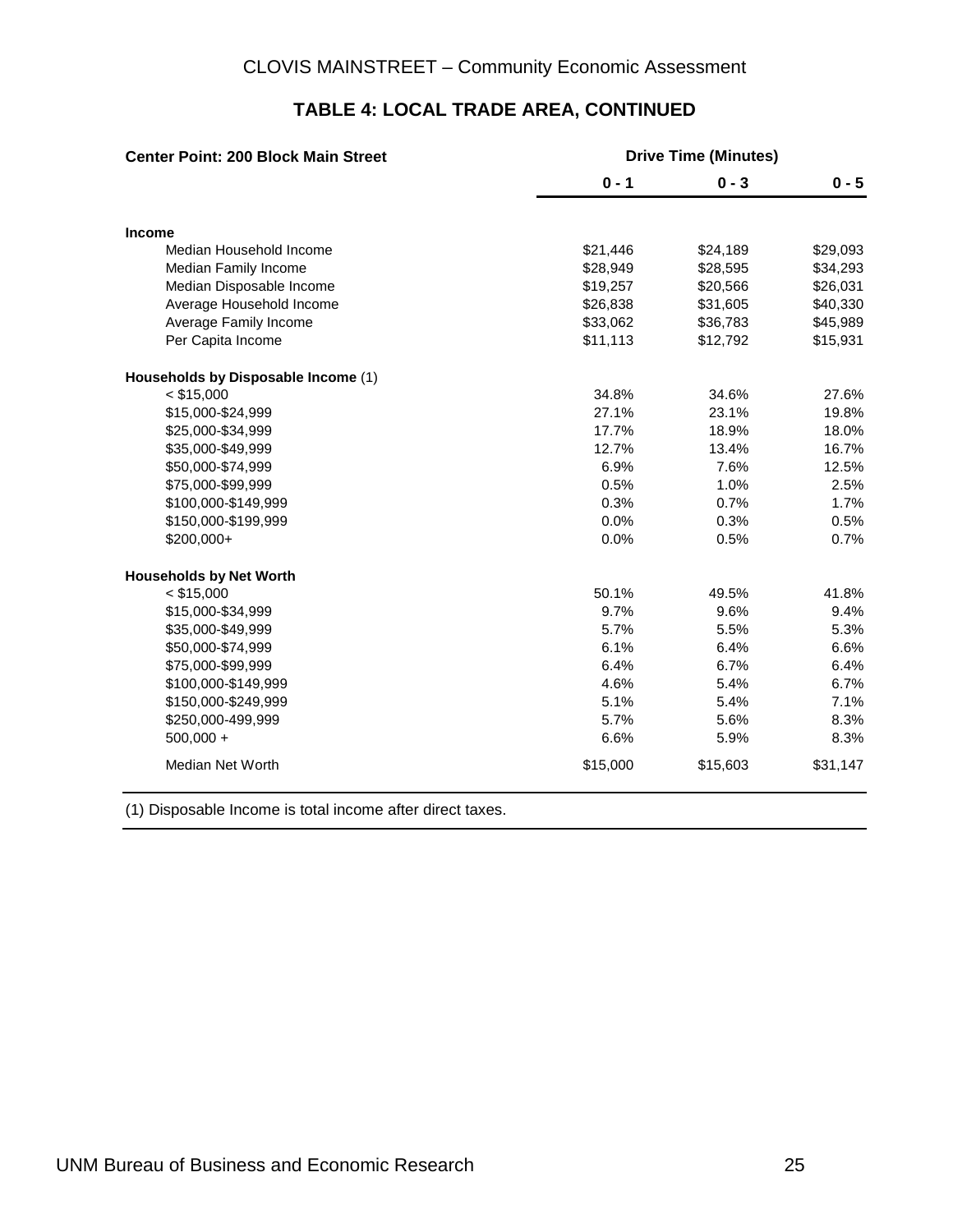## TABLE 4: LOCAL TRADE AREA, CONTINUED

| Center Point: 200 Block Main Street | Drive Time (Minutes) | | |
|---|---|---|---|
| | 0 - 1 | 0 - 3 | 0 - 5 |
| **Income** | | | |
| Median Household Income | $21,446 | $24,189 | $29,093 |
| Median Family Income | $28,949 | $28,595 | $34,293 |
| Median Disposable Income | $19,257 | $20,566 | $26,031 |
| Average Household Income | $26,838 | $31,605 | $40,330 |
| Average Family Income | $33,062 | $36,783 | $45,989 |
| Per Capita Income | $11,113 | $12,792 | $15,931 |
| **Households by Disposable Income** (1) | | | |
| < $15,000 | 34.8% | 34.6% | 27.6% |
| $15,000-$24,999 | 27.1% | 23.1% | 19.8% |
| $25,000-$34,999 | 17.7% | 18.9% | 18.0% |
| $35,000-$49,999 | 12.7% | 13.4% | 16.7% |
| $50,000-$74,999 | 6.9% | 7.6% | 12.5% |
| $75,000-$99,999 | 0.5% | 1.0% | 2.5% |
| $100,000-$149,999 | 0.3% | 0.7% | 1.7% |
| $150,000-$199,999 | 0.0% | 0.3% | 0.5% |
| $200,000+ | 0.0% | 0.5% | 0.7% |
| **Households by Net Worth** | | | |
| < $15,000 | 50.1% | 49.5% | 41.8% |
| $15,000-$34,999 | 9.7% | 9.6% | 9.4% |
| $35,000-$49,999 | 5.7% | 5.5% | 5.3% |
| $50,000-$74,999 | 6.1% | 6.4% | 6.6% |
| $75,000-$99,999 | 6.4% | 6.7% | 6.4% |
| $100,000-$149,999 | 4.6% | 5.4% | 6.7% |
| $150,000-$249,999 | 5.1% | 5.4% | 7.1% |
| $250,000-499,999 | 5.7% | 5.6% | 8.3% |
| 500,000 + | 6.6% | 5.9% | 8.3% |
| Median Net Worth | $15,000 | $15,603 | $31,147 |

(1) Disposable Income is total income after direct taxes.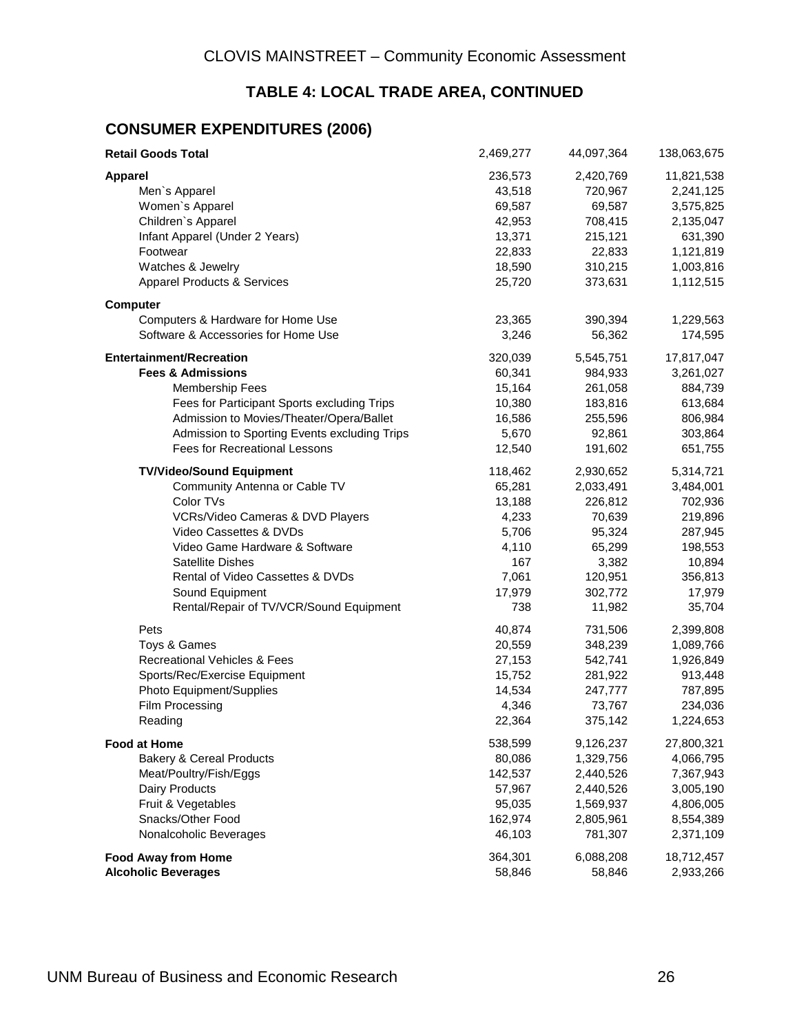## TABLE 4: LOCAL TRADE AREA, CONTINUED

### CONSUMER EXPENDITURES (2006)

| | | | |
|---|---|---|---|
| **Retail Goods Total** | 2,469,277 | 44,097,364 | 138,063,675 |
| **Apparel** | 236,573 | 2,420,769 | 11,821,538 |
| Men`s Apparel | 43,518 | 720,967 | 2,241,125 |
| Women`s Apparel | 69,587 | 69,587 | 3,575,825 |
| Children`s Apparel | 42,953 | 708,415 | 2,135,047 |
| Infant Apparel (Under 2 Years) | 13,371 | 215,121 | 631,390 |
| Footwear | 22,833 | 22,833 | 1,121,819 |
| Watches & Jewelry | 18,590 | 310,215 | 1,003,816 |
| Apparel Products & Services | 25,720 | 373,631 | 1,112,515 |
| **Computer** | | | |
| Computers & Hardware for Home Use | 23,365 | 390,394 | 1,229,563 |
| Software & Accessories for Home Use | 3,246 | 56,362 | 174,595 |
| **Entertainment/Recreation** | 320,039 | 5,545,751 | 17,817,047 |
| **Fees & Admissions** | 60,341 | 984,933 | 3,261,027 |
| Membership Fees | 15,164 | 261,058 | 884,739 |
| Fees for Participant Sports excluding Trips | 10,380 | 183,816 | 613,684 |
| Admission to Movies/Theater/Opera/Ballet | 16,586 | 255,596 | 806,984 |
| Admission to Sporting Events excluding Trips | 5,670 | 92,861 | 303,864 |
| Fees for Recreational Lessons | 12,540 | 191,602 | 651,755 |
| **TV/Video/Sound Equipment** | 118,462 | 2,930,652 | 5,314,721 |
| Community Antenna or Cable TV | 65,281 | 2,033,491 | 3,484,001 |
| Color TVs | 13,188 | 226,812 | 702,936 |
| VCRs/Video Cameras & DVD Players | 4,233 | 70,639 | 219,896 |
| Video Cassettes & DVDs | 5,706 | 95,324 | 287,945 |
| Video Game Hardware & Software | 4,110 | 65,299 | 198,553 |
| Satellite Dishes | 167 | 3,382 | 10,894 |
| Rental of Video Cassettes & DVDs | 7,061 | 120,951 | 356,813 |
| Sound Equipment | 17,979 | 302,772 | 17,979 |
| Rental/Repair of TV/VCR/Sound Equipment | 738 | 11,982 | 35,704 |
| Pets | 40,874 | 731,506 | 2,399,808 |
| Toys & Games | 20,559 | 348,239 | 1,089,766 |
| Recreational Vehicles & Fees | 27,153 | 542,741 | 1,926,849 |
| Sports/Rec/Exercise Equipment | 15,752 | 281,922 | 913,448 |
| Photo Equipment/Supplies | 14,534 | 247,777 | 787,895 |
| Film Processing | 4,346 | 73,767 | 234,036 |
| Reading | 22,364 | 375,142 | 1,224,653 |
| **Food at Home** | 538,599 | 9,126,237 | 27,800,321 |
| Bakery & Cereal Products | 80,086 | 1,329,756 | 4,066,795 |
| Meat/Poultry/Fish/Eggs | 142,537 | 2,440,526 | 7,367,943 |
| Dairy Products | 57,967 | 2,440,526 | 3,005,190 |
| Fruit & Vegetables | 95,035 | 1,569,937 | 4,806,005 |
| Snacks/Other Food | 162,974 | 2,805,961 | 8,554,389 |
| Nonalcoholic Beverages | 46,103 | 781,307 | 2,371,109 |
| **Food Away from Home** | 364,301 | 6,088,208 | 18,712,457 |
| **Alcoholic Beverages** | 58,846 | 58,846 | 2,933,266 |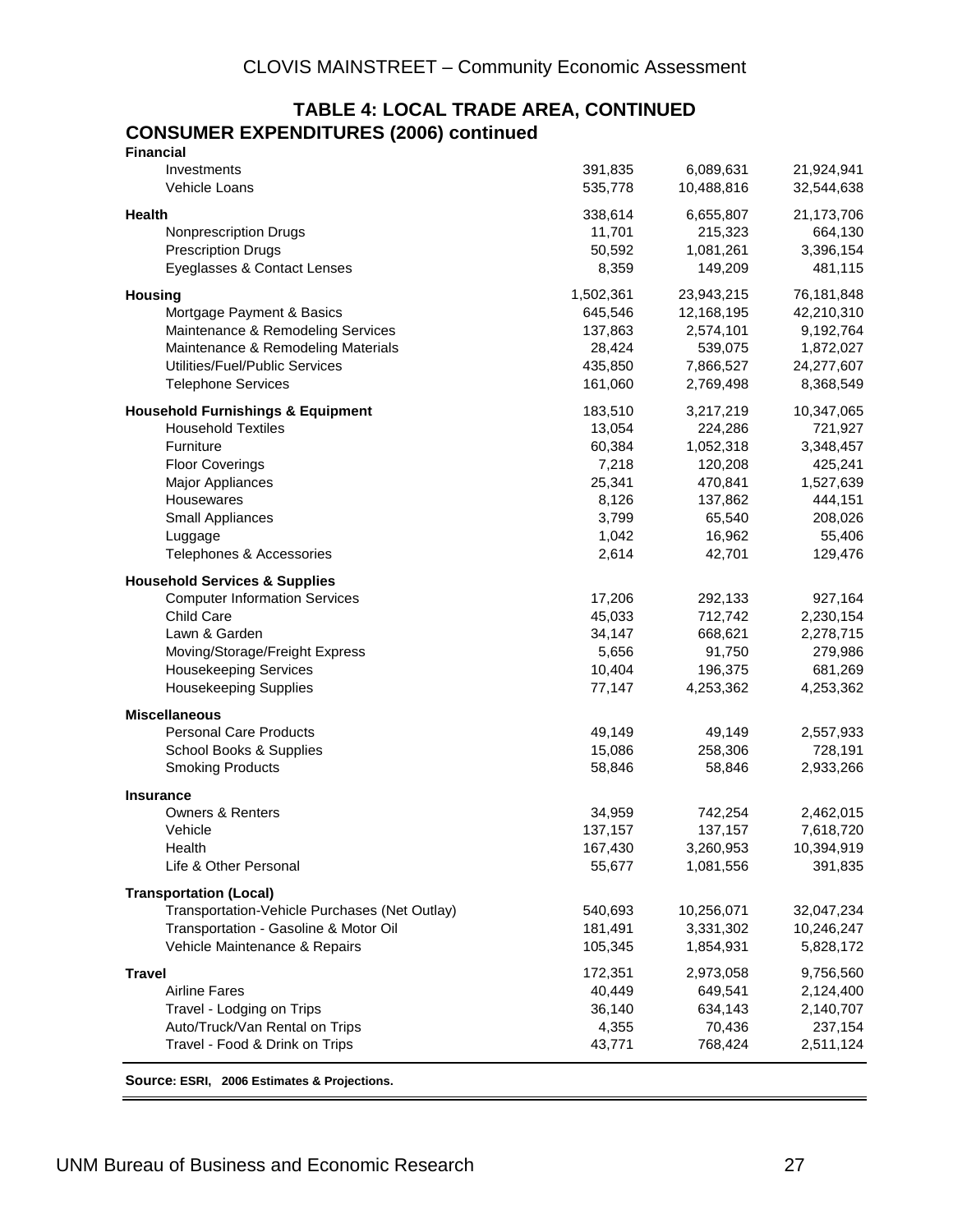## TABLE 4: LOCAL TRADE AREA, CONTINUED

### CONSUMER EXPENDITURES (2006) continued

| | | | |
|---|---|---|---|
| **Financial** | | | |
| Investments | 391,835 | 6,089,631 | 21,924,941 |
| Vehicle Loans | 535,778 | 10,488,816 | 32,544,638 |
| **Health** | 338,614 | 6,655,807 | 21,173,706 |
| Nonprescription Drugs | 11,701 | 215,323 | 664,130 |
| Prescription Drugs | 50,592 | 1,081,261 | 3,396,154 |
| Eyeglasses & Contact Lenses | 8,359 | 149,209 | 481,115 |
| **Housing** | 1,502,361 | 23,943,215 | 76,181,848 |
| Mortgage Payment & Basics | 645,546 | 12,168,195 | 42,210,310 |
| Maintenance & Remodeling Services | 137,863 | 2,574,101 | 9,192,764 |
| Maintenance & Remodeling Materials | 28,424 | 539,075 | 1,872,027 |
| Utilities/Fuel/Public Services | 435,850 | 7,866,527 | 24,277,607 |
| Telephone Services | 161,060 | 2,769,498 | 8,368,549 |
| **Household Furnishings & Equipment** | 183,510 | 3,217,219 | 10,347,065 |
| Household Textiles | 13,054 | 224,286 | 721,927 |
| Furniture | 60,384 | 1,052,318 | 3,348,457 |
| Floor Coverings | 7,218 | 120,208 | 425,241 |
| Major Appliances | 25,341 | 470,841 | 1,527,639 |
| Housewares | 8,126 | 137,862 | 444,151 |
| Small Appliances | 3,799 | 65,540 | 208,026 |
| Luggage | 1,042 | 16,962 | 55,406 |
| Telephones & Accessories | 2,614 | 42,701 | 129,476 |
| **Household Services & Supplies** | | | |
| Computer Information Services | 17,206 | 292,133 | 927,164 |
| Child Care | 45,033 | 712,742 | 2,230,154 |
| Lawn & Garden | 34,147 | 668,621 | 2,278,715 |
| Moving/Storage/Freight Express | 5,656 | 91,750 | 279,986 |
| Housekeeping Services | 10,404 | 196,375 | 681,269 |
| Housekeeping Supplies | 77,147 | 4,253,362 | 4,253,362 |
| **Miscellaneous** | | | |
| Personal Care Products | 49,149 | 49,149 | 2,557,933 |
| School Books & Supplies | 15,086 | 258,306 | 728,191 |
| Smoking Products | 58,846 | 58,846 | 2,933,266 |
| **Insurance** | | | |
| Owners & Renters | 34,959 | 742,254 | 2,462,015 |
| Vehicle | 137,157 | 137,157 | 7,618,720 |
| Health | 167,430 | 3,260,953 | 10,394,919 |
| Life & Other Personal | 55,677 | 1,081,556 | 391,835 |
| **Transportation (Local)** | | | |
| Transportation-Vehicle Purchases (Net Outlay) | 540,693 | 10,256,071 | 32,047,234 |
| Transportation - Gasoline & Motor Oil | 181,491 | 3,331,302 | 10,246,247 |
| Vehicle Maintenance & Repairs | 105,345 | 1,854,931 | 5,828,172 |
| **Travel** | 172,351 | 2,973,058 | 9,756,560 |
| Airline Fares | 40,449 | 649,541 | 2,124,400 |
| Travel - Lodging on Trips | 36,140 | 634,143 | 2,140,707 |
| Auto/Truck/Van Rental on Trips | 4,355 | 70,436 | 237,154 |
| Travel - Food & Drink on Trips | 43,771 | 768,424 | 2,511,124 |

**Source: ESRI, 2006 Estimates & Projections.**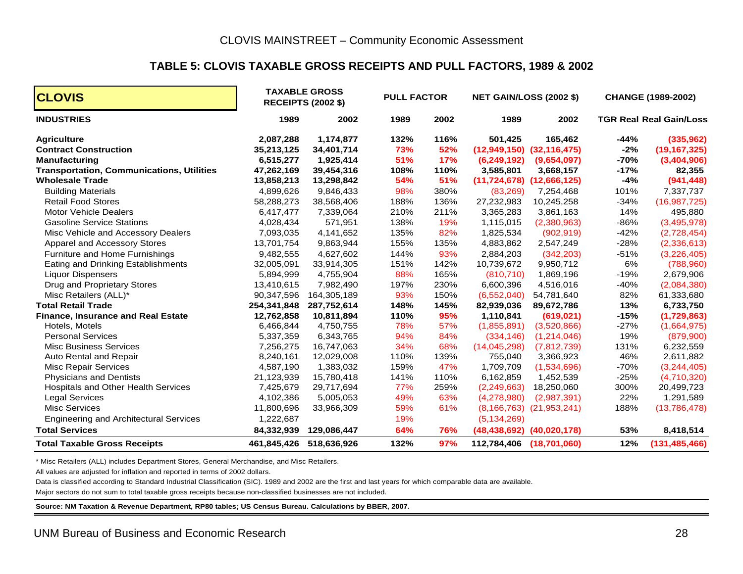### TABLE 5: CLOVIS TAXABLE GROSS RECEIPTS AND PULL FACTORS, 1989 & 2002

| CLOVIS | TAXABLE GROSS RECEIPTS (2002 $) | | PULL FACTOR | | NET GAIN/LOSS (2002 $) | | CHANGE (1989-2002) | |
|---|---|---|---|---|---|---|---|---|
| **INDUSTRIES** | **1989** | **2002** | **1989** | **2002** | **1989** | **2002** | **TGR Real** | **Real Gain/Loss** |
| **Agriculture** | **2,087,288** | **1,174,877** | **132%** | **116%** | **501,425** | **165,462** | **-44%** | **(335,962)** |
| **Contract Construction** | **35,213,125** | **34,401,714** | **73%** | **52%** | **(12,949,150)** | **(32,116,475)** | **-2%** | **(19,167,325)** |
| **Manufacturing** | **6,515,277** | **1,925,414** | **51%** | **17%** | **(6,249,192)** | **(9,654,097)** | **-70%** | **(3,404,906)** |
| **Transportation, Communications, Utilities** | **47,262,169** | **39,454,316** | **108%** | **110%** | **3,585,801** | **3,668,157** | **-17%** | **82,355** |
| **Wholesale Trade** | **13,858,213** | **13,298,842** | **54%** | **51%** | **(11,724,678)** | **(12,666,125)** | **-4%** | **(941,448)** |
| Building Materials | 4,899,626 | 9,846,433 | 98% | 380% | (83,269) | 7,254,468 | 101% | 7,337,737 |
| Retail Food Stores | 58,288,273 | 38,568,406 | 188% | 136% | 27,232,983 | 10,245,258 | -34% | (16,987,725) |
| Motor Vehicle Dealers | 6,417,477 | 7,339,064 | 210% | 211% | 3,365,283 | 3,861,163 | 14% | 495,880 |
| Gasoline Service Stations | 4,028,434 | 571,951 | 138% | 19% | 1,115,015 | (2,380,963) | -86% | (3,495,978) |
| Misc Vehicle and Accessory Dealers | 7,093,035 | 4,141,652 | 135% | 82% | 1,825,534 | (902,919) | -42% | (2,728,454) |
| Apparel and Accessory Stores | 13,701,754 | 9,863,944 | 155% | 135% | 4,883,862 | 2,547,249 | -28% | (2,336,613) |
| Furniture and Home Furnishings | 9,482,555 | 4,627,602 | 144% | 93% | 2,884,203 | (342,203) | -51% | (3,226,405) |
| Eating and Drinking Establishments | 32,005,091 | 33,914,305 | 151% | 142% | 10,739,672 | 9,950,712 | 6% | (788,960) |
| Liquor Dispensers | 5,894,999 | 4,755,904 | 88% | 165% | (810,710) | 1,869,196 | -19% | 2,679,906 |
| Drug and Proprietary Stores | 13,410,615 | 7,982,490 | 197% | 230% | 6,600,396 | 4,516,016 | -40% | (2,084,380) |
| Misc Retailers (ALL)* | 90,347,596 | 164,305,189 | 93% | 150% | (6,552,040) | 54,781,640 | 82% | 61,333,680 |
| **Total Retail Trade** | **254,341,848** | **287,752,614** | **148%** | **145%** | **82,939,036** | **89,672,786** | **13%** | **6,733,750** |
| **Finance, Insurance and Real Estate** | **12,762,858** | **10,811,894** | **110%** | **95%** | **1,110,841** | **(619,021)** | **-15%** | **(1,729,863)** |
| Hotels, Motels | 6,466,844 | 4,750,755 | 78% | 57% | (1,855,891) | (3,520,866) | -27% | (1,664,975) |
| Personal Services | 5,337,359 | 6,343,765 | 94% | 84% | (334,146) | (1,214,046) | 19% | (879,900) |
| Misc Business Services | 7,256,275 | 16,747,063 | 34% | 68% | (14,045,298) | (7,812,739) | 131% | 6,232,559 |
| Auto Rental and Repair | 8,240,161 | 12,029,008 | 110% | 139% | 755,040 | 3,366,923 | 46% | 2,611,882 |
| Misc Repair Services | 4,587,190 | 1,383,032 | 159% | 47% | 1,709,709 | (1,534,696) | -70% | (3,244,405) |
| Physicians and Dentists | 21,123,939 | 15,780,418 | 141% | 110% | 6,162,859 | 1,452,539 | -25% | (4,710,320) |
| Hospitals and Other Health Services | 7,425,679 | 29,717,694 | 77% | 259% | (2,249,663) | 18,250,060 | 300% | 20,499,723 |
| Legal Services | 4,102,386 | 5,005,053 | 49% | 63% | (4,278,980) | (2,987,391) | 22% | 1,291,589 |
| Misc Services | 11,800,696 | 33,966,309 | 59% | 61% | (8,166,763) | (21,953,241) | 188% | (13,786,478) |
| Engineering and Architectural Services | 1,222,687 | | 19% | | (5,134,269) | | | |
| **Total Services** | **84,332,939** | **129,086,447** | **64%** | **76%** | **(48,438,692)** | **(40,020,178)** | **53%** | **8,418,514** |
| **Total Taxable Gross Receipts** | **461,845,426** | **518,636,926** | **132%** | **97%** | **112,784,406** | **(18,701,060)** | **12%** | **(131,485,466)** |

\* Misc Retailers (ALL) includes Department Stores, General Merchandise, and Misc Retailers.

All values are adjusted for inflation and reported in terms of 2002 dollars.

Data is classified according to Standard Industrial Classification (SIC). 1989 and 2002 are the first and last years for which comparable data are available.

Major sectors do not sum to total taxable gross receipts because non-classified businesses are not included.

**Source: NM Taxation & Revenue Department, RP80 tables; US Census Bureau. Calculations by BBER, 2007.**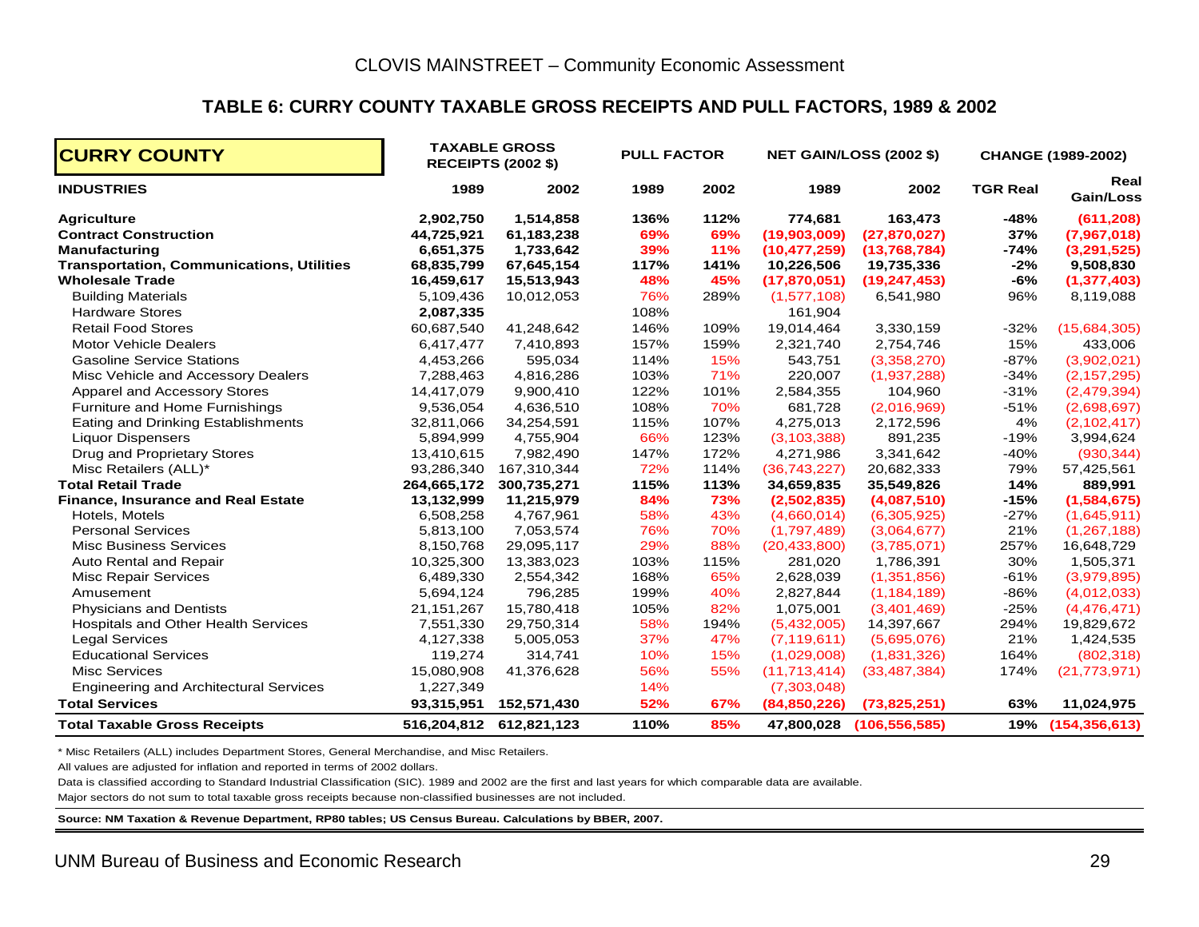## TABLE 6: CURRY COUNTY TAXABLE GROSS RECEIPTS AND PULL FACTORS, 1989 & 2002

| CURRY COUNTY | TAXABLE GROSS RECEIPTS (2002 $) | | PULL FACTOR | | NET GAIN/LOSS (2002 $) | | CHANGE (1989-2002) | |
|---|---|---|---|---|---|---|---|---|
| **INDUSTRIES** | **1989** | **2002** | **1989** | **2002** | **1989** | **2002** | **TGR Real** | **Real Gain/Loss** |
| **Agriculture** | **2,902,750** | **1,514,858** | **136%** | **112%** | **774,681** | **163,473** | **-48%** | **(611,208)** |
| **Contract Construction** | **44,725,921** | **61,183,238** | **69%** | **69%** | **(19,903,009)** | **(27,870,027)** | **37%** | **(7,967,018)** |
| **Manufacturing** | **6,651,375** | **1,733,642** | **39%** | **11%** | **(10,477,259)** | **(13,768,784)** | **-74%** | **(3,291,525)** |
| **Transportation, Communications, Utilities** | **68,835,799** | **67,645,154** | **117%** | **141%** | **10,226,506** | **19,735,336** | **-2%** | **9,508,830** |
| **Wholesale Trade** | **16,459,617** | **15,513,943** | **48%** | **45%** | **(17,870,051)** | **(19,247,453)** | **-6%** | **(1,377,403)** |
| Building Materials | 5,109,436 | 10,012,053 | 76% | 289% | (1,577,108) | 6,541,980 | 96% | 8,119,088 |
| Hardware Stores | **2,087,335** | | 108% | | 161,904 | | | |
| Retail Food Stores | 60,687,540 | 41,248,642 | 146% | 109% | 19,014,464 | 3,330,159 | -32% | (15,684,305) |
| Motor Vehicle Dealers | 6,417,477 | 7,410,893 | 157% | 159% | 2,321,740 | 2,754,746 | 15% | 433,006 |
| Gasoline Service Stations | 4,453,266 | 595,034 | 114% | 15% | 543,751 | (3,358,270) | -87% | (3,902,021) |
| Misc Vehicle and Accessory Dealers | 7,288,463 | 4,816,286 | 103% | 71% | 220,007 | (1,937,288) | -34% | (2,157,295) |
| Apparel and Accessory Stores | 14,417,079 | 9,900,410 | 122% | 101% | 2,584,355 | 104,960 | -31% | (2,479,394) |
| Furniture and Home Furnishings | 9,536,054 | 4,636,510 | 108% | 70% | 681,728 | (2,016,969) | -51% | (2,698,697) |
| Eating and Drinking Establishments | 32,811,066 | 34,254,591 | 115% | 107% | 4,275,013 | 2,172,596 | 4% | (2,102,417) |
| Liquor Dispensers | 5,894,999 | 4,755,904 | 66% | 123% | (3,103,388) | 891,235 | -19% | 3,994,624 |
| Drug and Proprietary Stores | 13,410,615 | 7,982,490 | 147% | 172% | 4,271,986 | 3,341,642 | -40% | (930,344) |
| Misc Retailers (ALL)* | 93,286,340 | 167,310,344 | 72% | 114% | (36,743,227) | 20,682,333 | 79% | 57,425,561 |
| **Total Retail Trade** | **264,665,172** | **300,735,271** | **115%** | **113%** | **34,659,835** | **35,549,826** | **14%** | **889,991** |
| **Finance, Insurance and Real Estate** | **13,132,999** | **11,215,979** | **84%** | **73%** | **(2,502,835)** | **(4,087,510)** | **-15%** | **(1,584,675)** |
| Hotels, Motels | 6,508,258 | 4,767,961 | 58% | 43% | (4,660,014) | (6,305,925) | -27% | (1,645,911) |
| Personal Services | 5,813,100 | 7,053,574 | 76% | 70% | (1,797,489) | (3,064,677) | 21% | (1,267,188) |
| Misc Business Services | 8,150,768 | 29,095,117 | 29% | 88% | (20,433,800) | (3,785,071) | 257% | 16,648,729 |
| Auto Rental and Repair | 10,325,300 | 13,383,023 | 103% | 115% | 281,020 | 1,786,391 | 30% | 1,505,371 |
| Misc Repair Services | 6,489,330 | 2,554,342 | 168% | 65% | 2,628,039 | (1,351,856) | -61% | (3,979,895) |
| Amusement | 5,694,124 | 796,285 | 199% | 40% | 2,827,844 | (1,184,189) | -86% | (4,012,033) |
| Physicians and Dentists | 21,151,267 | 15,780,418 | 105% | 82% | 1,075,001 | (3,401,469) | -25% | (4,476,471) |
| Hospitals and Other Health Services | 7,551,330 | 29,750,314 | 58% | 194% | (5,432,005) | 14,397,667 | 294% | 19,829,672 |
| Legal Services | 4,127,338 | 5,005,053 | 37% | 47% | (7,119,611) | (5,695,076) | 21% | 1,424,535 |
| Educational Services | 119,274 | 314,741 | 10% | 15% | (1,029,008) | (1,831,326) | 164% | (802,318) |
| Misc Services | 15,080,908 | 41,376,628 | 56% | 55% | (11,713,414) | (33,487,384) | 174% | (21,773,971) |
| Engineering and Architectural Services | 1,227,349 | | 14% | | (7,303,048) | | | |
| **Total Services** | **93,315,951** | **152,571,430** | **52%** | **67%** | **(84,850,226)** | **(73,825,251)** | **63%** | **11,024,975** |
| **Total Taxable Gross Receipts** | **516,204,812** | **612,821,123** | **110%** | **85%** | **47,800,028** | **(106,556,585)** | **19%** | **(154,356,613)** |

* Misc Retailers (ALL) includes Department Stores, General Merchandise, and Misc Retailers.

All values are adjusted for inflation and reported in terms of 2002 dollars.

Data is classified according to Standard Industrial Classification (SIC). 1989 and 2002 are the first and last years for which comparable data are available.

Major sectors do not sum to total taxable gross receipts because non-classified businesses are not included.

**Source: NM Taxation & Revenue Department, RP80 tables; US Census Bureau. Calculations by BBER, 2007.**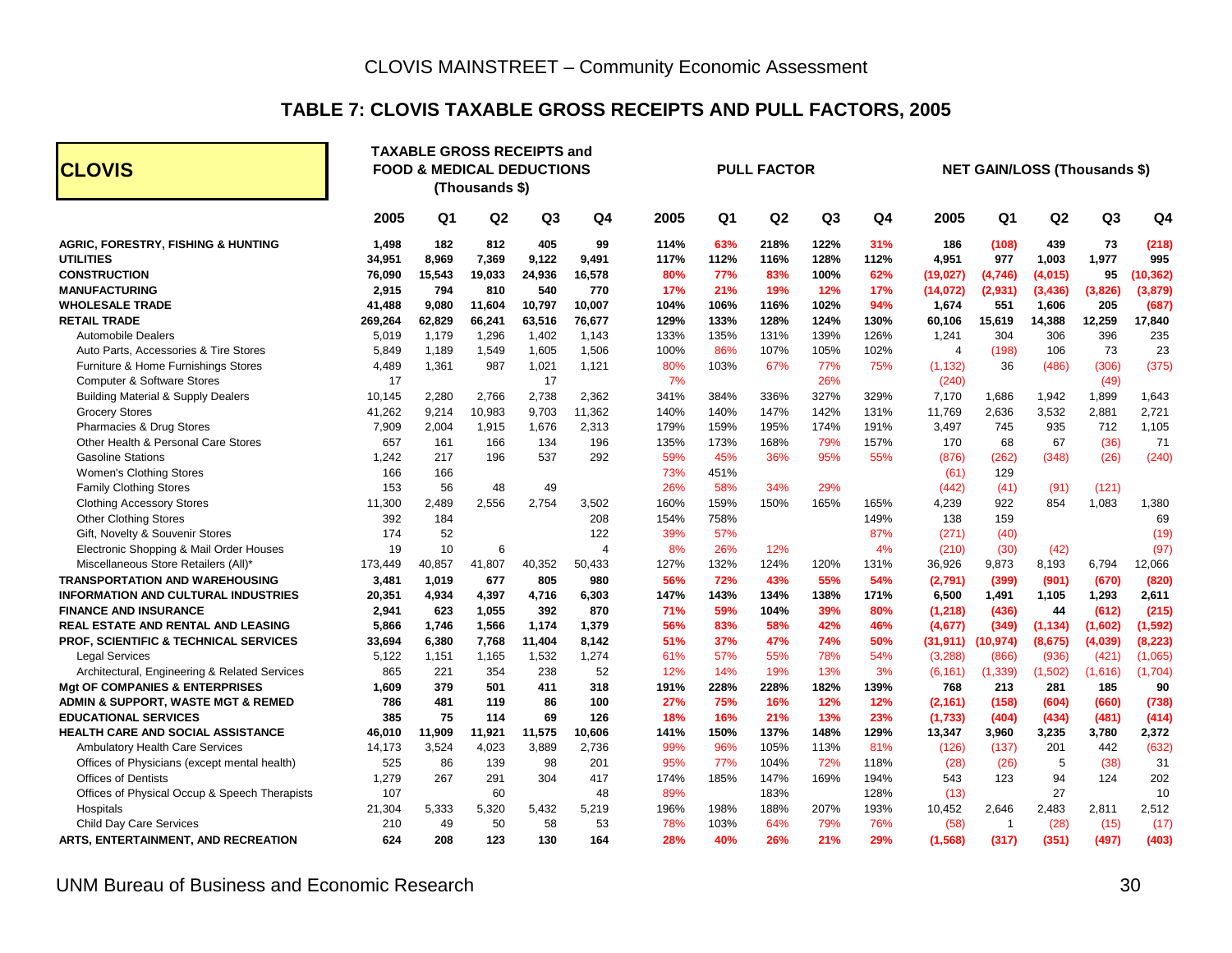CLOVIS MAINSTREET – Community Economic Assessment

## TABLE 7: CLOVIS TAXABLE GROSS RECEIPTS AND PULL FACTORS, 2005

| CLOVIS | TAXABLE GROSS RECEIPTS and FOOD & MEDICAL DEDUCTIONS (Thousands $) | | | | | PULL FACTOR | | | | | NET GAIN/LOSS (Thousands $) | | | | |
|---|---|---|---|---|---|---|---|---|---|---|---|---|---|---|---|
| | 2005 | Q1 | Q2 | Q3 | Q4 | 2005 | Q1 | Q2 | Q3 | Q4 | 2005 | Q1 | Q2 | Q3 | Q4 |
| **AGRIC, FORESTRY, FISHING & HUNTING** | **1,498** | **182** | **812** | **405** | **99** | **114%** | **63%** | **218%** | **122%** | **31%** | **186** | **(108)** | **439** | **73** | **(218)** |
| **UTILITIES** | **34,951** | **8,969** | **7,369** | **9,122** | **9,491** | **117%** | **112%** | **116%** | **128%** | **112%** | **4,951** | **977** | **1,003** | **1,977** | **995** |
| **CONSTRUCTION** | **76,090** | **15,543** | **19,033** | **24,936** | **16,578** | **80%** | **77%** | **83%** | **100%** | **62%** | **(19,027)** | **(4,746)** | **(4,015)** | **95** | **(10,362)** |
| **MANUFACTURING** | **2,915** | **794** | **810** | **540** | **770** | **17%** | **21%** | **19%** | **12%** | **17%** | **(14,072)** | **(2,931)** | **(3,436)** | **(3,826)** | **(3,879)** |
| **WHOLESALE TRADE** | **41,488** | **9,080** | **11,604** | **10,797** | **10,007** | **104%** | **106%** | **116%** | **102%** | **94%** | **1,674** | **551** | **1,606** | **205** | **(687)** |
| **RETAIL TRADE** | **269,264** | **62,829** | **66,241** | **63,516** | **76,677** | **129%** | **133%** | **128%** | **124%** | **130%** | **60,106** | **15,619** | **14,388** | **12,259** | **17,840** |
| Automobile Dealers | 5,019 | 1,179 | 1,296 | 1,402 | 1,143 | 133% | 135% | 131% | 139% | 126% | 1,241 | 304 | 306 | 396 | 235 |
| Auto Parts, Accessories & Tire Stores | 5,849 | 1,189 | 1,549 | 1,605 | 1,506 | 100% | 86% | 107% | 105% | 102% | 4 | (198) | 106 | 73 | 23 |
| Furniture & Home Furnishings Stores | 4,489 | 1,361 | 987 | 1,021 | 1,121 | 80% | 103% | 67% | 77% | 75% | (1,132) | 36 | (486) | (306) | (375) |
| Computer & Software Stores | 17 | | | 17 | | 7% | | | 26% | | (240) | | | (49) | |
| Building Material & Supply Dealers | 10,145 | 2,280 | 2,766 | 2,738 | 2,362 | 341% | 384% | 336% | 327% | 329% | 7,170 | 1,686 | 1,942 | 1,899 | 1,643 |
| Grocery Stores | 41,262 | 9,214 | 10,983 | 9,703 | 11,362 | 140% | 140% | 147% | 142% | 131% | 11,769 | 2,636 | 3,532 | 2,881 | 2,721 |
| Pharmacies & Drug Stores | 7,909 | 2,004 | 1,915 | 1,676 | 2,313 | 179% | 159% | 195% | 174% | 191% | 3,497 | 745 | 935 | 712 | 1,105 |
| Other Health & Personal Care Stores | 657 | 161 | 166 | 134 | 196 | 135% | 173% | 168% | 79% | 157% | 170 | 68 | 67 | (36) | 71 |
| Gasoline Stations | 1,242 | 217 | 196 | 537 | 292 | 59% | 45% | 36% | 95% | 55% | (876) | (262) | (348) | (26) | (240) |
| Women's Clothing Stores | 166 | 166 | | | | 73% | 451% | | | | (61) | 129 | | | |
| Family Clothing Stores | 153 | 56 | 48 | 49 | | 26% | 58% | 34% | 29% | | (442) | (41) | (91) | (121) | |
| Clothing Accessory Stores | 11,300 | 2,489 | 2,556 | 2,754 | 3,502 | 160% | 159% | 150% | 165% | 165% | 4,239 | 922 | 854 | 1,083 | 1,380 |
| Other Clothing Stores | 392 | 184 | | | 208 | 154% | 758% | | | 149% | 138 | 159 | | | 69 |
| Gift, Novelty & Souvenir Stores | 174 | 52 | | | 122 | 39% | 57% | | | 87% | (271) | (40) | | | (19) |
| Electronic Shopping & Mail Order Houses | 19 | 10 | 6 | | 4 | 8% | 26% | 12% | | 4% | (210) | (30) | (42) | | (97) |
| Miscellaneous Store Retailers (All)* | 173,449 | 40,857 | 41,807 | 40,352 | 50,433 | 127% | 132% | 124% | 120% | 131% | 36,926 | 9,873 | 8,193 | 6,794 | 12,066 |
| **TRANSPORTATION AND WAREHOUSING** | **3,481** | **1,019** | **677** | **805** | **980** | **56%** | **72%** | **43%** | **55%** | **54%** | **(2,791)** | **(399)** | **(901)** | **(670)** | **(820)** |
| **INFORMATION AND CULTURAL INDUSTRIES** | **20,351** | **4,934** | **4,397** | **4,716** | **6,303** | **147%** | **143%** | **134%** | **138%** | **171%** | **6,500** | **1,491** | **1,105** | **1,293** | **2,611** |
| **FINANCE AND INSURANCE** | **2,941** | **623** | **1,055** | **392** | **870** | **71%** | **59%** | **104%** | **39%** | **80%** | **(1,218)** | **(436)** | **44** | **(612)** | **(215)** |
| **REAL ESTATE AND RENTAL AND LEASING** | **5,866** | **1,746** | **1,566** | **1,174** | **1,379** | **56%** | **83%** | **58%** | **42%** | **46%** | **(4,677)** | **(349)** | **(1,134)** | **(1,602)** | **(1,592)** |
| **PROF, SCIENTIFIC & TECHNICAL SERVICES** | **33,694** | **6,380** | **7,768** | **11,404** | **8,142** | **51%** | **37%** | **47%** | **74%** | **50%** | **(31,911)** | **(10,974)** | **(8,675)** | **(4,039)** | **(8,223)** |
| Legal Services | 5,122 | 1,151 | 1,165 | 1,532 | 1,274 | 61% | 57% | 55% | 78% | 54% | (3,288) | (866) | (936) | (421) | (1,065) |
| Architectural, Engineering & Related Services | 865 | 221 | 354 | 238 | 52 | 12% | 14% | 19% | 13% | 3% | (6,161) | (1,339) | (1,502) | (1,616) | (1,704) |
| **Mgt OF COMPANIES & ENTERPRISES** | **1,609** | **379** | **501** | **411** | **318** | **191%** | **228%** | **228%** | **182%** | **139%** | **768** | **213** | **281** | **185** | **90** |
| **ADMIN & SUPPORT, WASTE MGT & REMED** | **786** | **481** | **119** | **86** | **100** | **27%** | **75%** | **16%** | **12%** | **12%** | **(2,161)** | **(158)** | **(604)** | **(660)** | **(738)** |
| **EDUCATIONAL SERVICES** | **385** | **75** | **114** | **69** | **126** | **18%** | **16%** | **21%** | **13%** | **23%** | **(1,733)** | **(404)** | **(434)** | **(481)** | **(414)** |
| **HEALTH CARE AND SOCIAL ASSISTANCE** | **46,010** | **11,909** | **11,921** | **11,575** | **10,606** | **141%** | **150%** | **137%** | **148%** | **129%** | **13,347** | **3,960** | **3,235** | **3,780** | **2,372** |
| Ambulatory Health Care Services | 14,173 | 3,524 | 4,023 | 3,889 | 2,736 | 99% | 96% | 105% | 113% | 81% | (126) | (137) | 201 | 442 | (632) |
| Offices of Physicians (except mental health) | 525 | 86 | 139 | 98 | 201 | 95% | 77% | 104% | 72% | 118% | (28) | (26) | 5 | (38) | 31 |
| Offices of Dentists | 1,279 | 267 | 291 | 304 | 417 | 174% | 185% | 147% | 169% | 194% | 543 | 123 | 94 | 124 | 202 |
| Offices of Physical Occup & Speech Therapists | 107 | | 60 | | 48 | 89% | | 183% | | 128% | (13) | | 27 | | 10 |
| Hospitals | 21,304 | 5,333 | 5,320 | 5,432 | 5,219 | 196% | 198% | 188% | 207% | 193% | 10,452 | 2,646 | 2,483 | 2,811 | 2,512 |
| Child Day Care Services | 210 | 49 | 50 | 58 | 53 | 78% | 103% | 64% | 79% | 76% | (58) | 1 | (28) | (15) | (17) |
| **ARTS, ENTERTAINMENT, AND RECREATION** | **624** | **208** | **123** | **130** | **164** | **28%** | **40%** | **26%** | **21%** | **29%** | **(1,568)** | **(317)** | **(351)** | **(497)** | **(403)** |

UNM Bureau of Business and Economic Research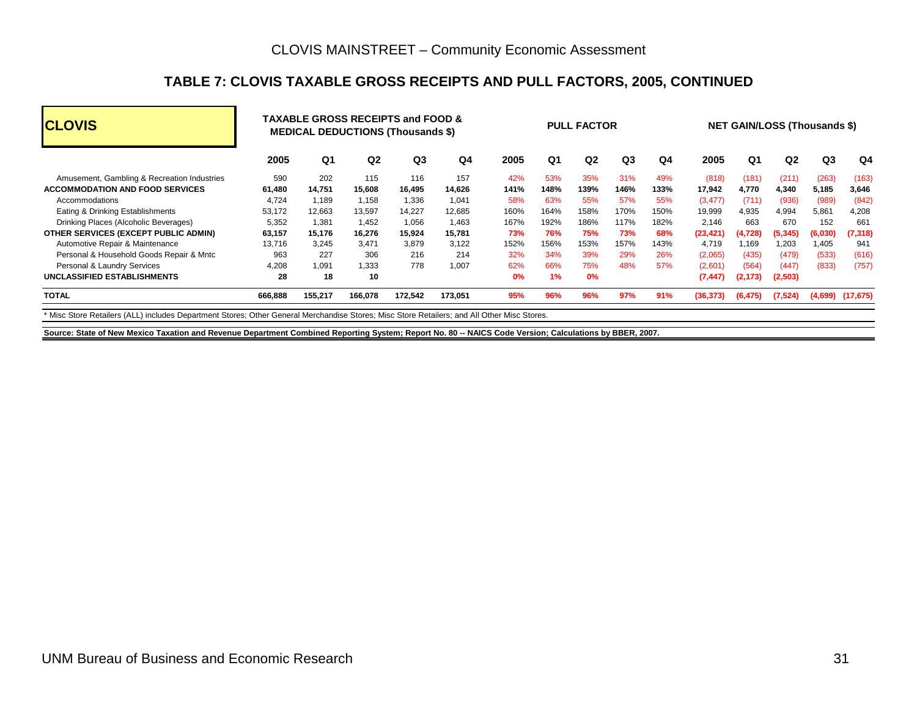## TABLE 7: CLOVIS TAXABLE GROSS RECEIPTS AND PULL FACTORS, 2005, CONTINUED

| CLOVIS | TAXABLE GROSS RECEIPTS and FOOD & MEDICAL DEDUCTIONS (Thousands $) | | | | | PULL FACTOR | | | | | NET GAIN/LOSS (Thousands $) | | | | |
|---|---|---|---|---|---|---|---|---|---|---|---|---|---|---|---|
| | 2005 | Q1 | Q2 | Q3 | Q4 | 2005 | Q1 | Q2 | Q3 | Q4 | 2005 | Q1 | Q2 | Q3 | Q4 |
| Amusement, Gambling & Recreation Industries | 590 | 202 | 115 | 116 | 157 | 42% | 53% | 35% | 31% | 49% | (818) | (181) | (211) | (263) | (163) |
| **ACCOMMODATION AND FOOD SERVICES** | **61,480** | **14,751** | **15,608** | **16,495** | **14,626** | **141%** | **148%** | **139%** | **146%** | **133%** | **17,942** | **4,770** | **4,340** | **5,185** | **3,646** |
| Accommodations | 4,724 | 1,189 | 1,158 | 1,336 | 1,041 | 58% | 63% | 55% | 57% | 55% | (3,477) | (711) | (936) | (989) | (842) |
| Eating & Drinking Establishments | 53,172 | 12,663 | 13,597 | 14,227 | 12,685 | 160% | 164% | 158% | 170% | 150% | 19,999 | 4,935 | 4,994 | 5,861 | 4,208 |
| Drinking Places (Alcoholic Beverages) | 5,352 | 1,381 | 1,452 | 1,056 | 1,463 | 167% | 192% | 186% | 117% | 182% | 2,146 | 663 | 670 | 152 | 661 |
| **OTHER SERVICES (EXCEPT PUBLIC ADMIN)** | **63,157** | **15,176** | **16,276** | **15,924** | **15,781** | **73%** | **76%** | **75%** | **73%** | **68%** | **(23,421)** | **(4,728)** | **(5,345)** | **(6,030)** | **(7,318)** |
| Automotive Repair & Maintenance | 13,716 | 3,245 | 3,471 | 3,879 | 3,122 | 152% | 156% | 153% | 157% | 143% | 4,719 | 1,169 | 1,203 | 1,405 | 941 |
| Personal & Household Goods Repair & Mntc | 963 | 227 | 306 | 216 | 214 | 32% | 34% | 39% | 29% | 26% | (2,065) | (435) | (479) | (533) | (616) |
| Personal & Laundry Services | 4,208 | 1,091 | 1,333 | 778 | 1,007 | 62% | 66% | 75% | 48% | 57% | (2,601) | (564) | (447) | (833) | (757) |
| **UNCLASSIFIED ESTABLISHMENTS** | **28** | **18** | **10** | | | **0%** | **1%** | **0%** | | | **(7,447)** | **(2,173)** | **(2,503)** | | |
| **TOTAL** | **666,888** | **155,217** | **166,078** | **172,542** | **173,051** | **95%** | **96%** | **96%** | **97%** | **91%** | **(36,373)** | **(6,475)** | **(7,524)** | **(4,699)** | **(17,675)** |

* Misc Store Retailers (ALL) includes Department Stores; Other General Merchandise Stores; Misc Store Retailers; and All Other Misc Stores.

**Source: State of New Mexico Taxation and Revenue Department Combined Reporting System; Report No. 80 -- NAICS Code Version; Calculations by BBER, 2007.**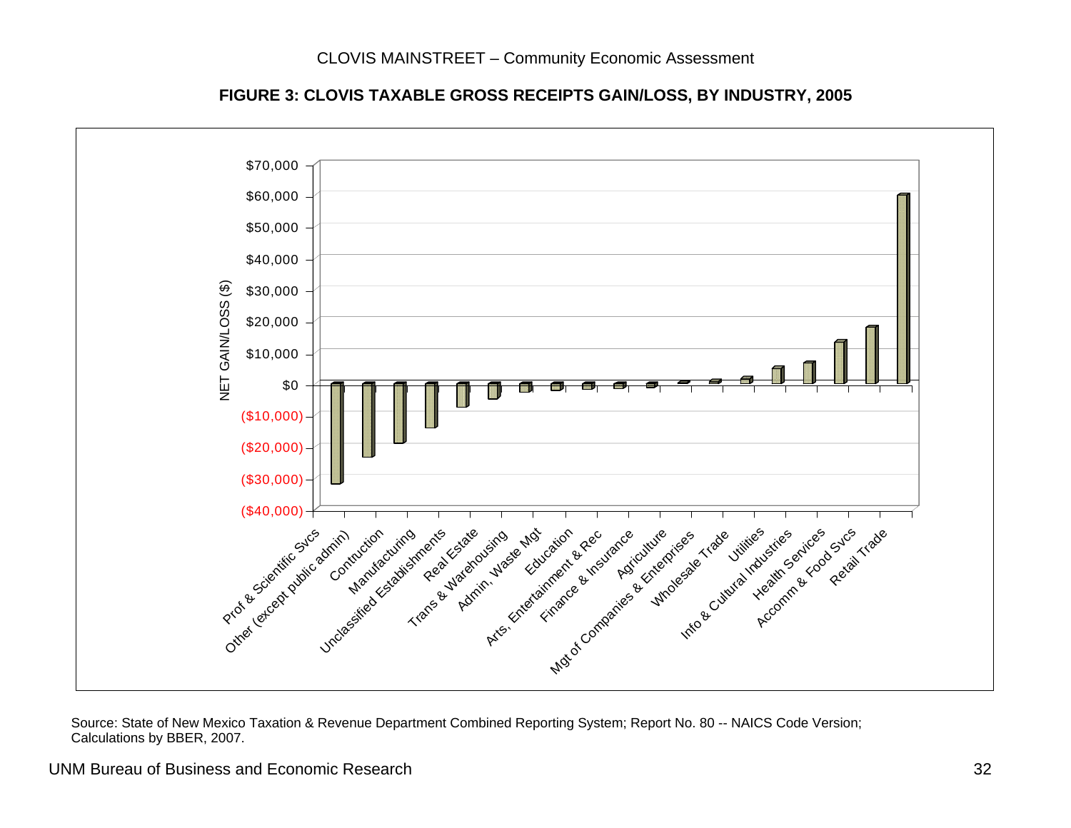**FIGURE 3: CLOVIS TAXABLE GROSS RECEIPTS GAIN/LOSS, BY INDUSTRY, 2005**

NET GAIN/LOSS ($)

$70,000
$60,000
$50,000
$40,000
$30,000
$20,000
$10,000
$0
($10,000)
($20,000)
($30,000)
($40,000)

Prof & Scientific Svcs, Other (except public admin), Contruction, Manufacturing, Unclassified Establishments, Real Estate, Trans & Warehousing, Admin, Waste Mgt, Education, Arts, Entertainment & Rec, Finance & Insurance, Agriculture, Mgt of Companies & Enterprises, Wholesale Trade, Utilities, Info & Cultural Industries, Health Services, Accomm & Food Svcs, Retail Trade

Source: State of New Mexico Taxation & Revenue Department Combined Reporting System; Report No. 80 -- NAICS Code Version; Calculations by BBER, 2007.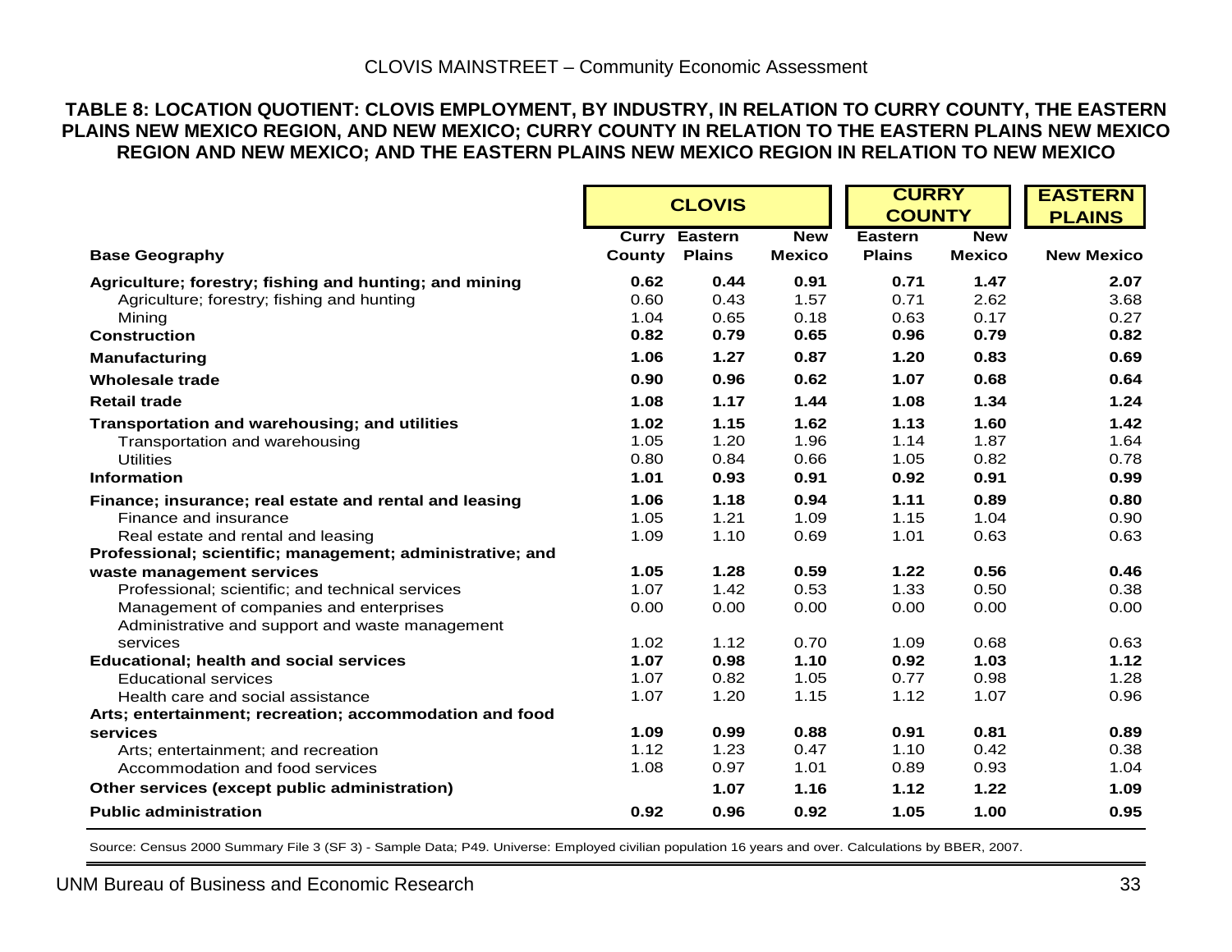**TABLE 8: LOCATION QUOTIENT: CLOVIS EMPLOYMENT, BY INDUSTRY, IN RELATION TO CURRY COUNTY, THE EASTERN PLAINS NEW MEXICO REGION, AND NEW MEXICO; CURRY COUNTY IN RELATION TO THE EASTERN PLAINS NEW MEXICO REGION AND NEW MEXICO; AND THE EASTERN PLAINS NEW MEXICO REGION IN RELATION TO NEW MEXICO**

| | CLOVIS | | | CURRY COUNTY | | EASTERN PLAINS |
|---|---|---|---|---|---|---|
| **Base Geography** | **Curry County** | **Eastern Plains** | **New Mexico** | **Eastern Plains** | **New Mexico** | **New Mexico** |
| **Agriculture; forestry; fishing and hunting; and mining** | **0.62** | **0.44** | **0.91** | **0.71** | **1.47** | **2.07** |
| Agriculture; forestry; fishing and hunting | 0.60 | 0.43 | 1.57 | 0.71 | 2.62 | 3.68 |
| Mining | 1.04 | 0.65 | 0.18 | 0.63 | 0.17 | 0.27 |
| **Construction** | **0.82** | **0.79** | **0.65** | **0.96** | **0.79** | **0.82** |
| **Manufacturing** | **1.06** | **1.27** | **0.87** | **1.20** | **0.83** | **0.69** |
| **Wholesale trade** | **0.90** | **0.96** | **0.62** | **1.07** | **0.68** | **0.64** |
| **Retail trade** | **1.08** | **1.17** | **1.44** | **1.08** | **1.34** | **1.24** |
| **Transportation and warehousing; and utilities** | **1.02** | **1.15** | **1.62** | **1.13** | **1.60** | **1.42** |
| Transportation and warehousing | 1.05 | 1.20 | 1.96 | 1.14 | 1.87 | 1.64 |
| Utilities | 0.80 | 0.84 | 0.66 | 1.05 | 0.82 | 0.78 |
| **Information** | **1.01** | **0.93** | **0.91** | **0.92** | **0.91** | **0.99** |
| **Finance; insurance; real estate and rental and leasing** | **1.06** | **1.18** | **0.94** | **1.11** | **0.89** | **0.80** |
| Finance and insurance | 1.05 | 1.21 | 1.09 | 1.15 | 1.04 | 0.90 |
| Real estate and rental and leasing | 1.09 | 1.10 | 0.69 | 1.01 | 0.63 | 0.63 |
| **Professional; scientific; management; administrative; and waste management services** | **1.05** | **1.28** | **0.59** | **1.22** | **0.56** | **0.46** |
| Professional; scientific; and technical services | 1.07 | 1.42 | 0.53 | 1.33 | 0.50 | 0.38 |
| Management of companies and enterprises | 0.00 | 0.00 | 0.00 | 0.00 | 0.00 | 0.00 |
| Administrative and support and waste management services | 1.02 | 1.12 | 0.70 | 1.09 | 0.68 | 0.63 |
| **Educational; health and social services** | **1.07** | **0.98** | **1.10** | **0.92** | **1.03** | **1.12** |
| Educational services | 1.07 | 0.82 | 1.05 | 0.77 | 0.98 | 1.28 |
| Health care and social assistance | 1.07 | 1.20 | 1.15 | 1.12 | 1.07 | 0.96 |
| **Arts; entertainment; recreation; accommodation and food services** | **1.09** | **0.99** | **0.88** | **0.91** | **0.81** | **0.89** |
| Arts; entertainment; and recreation | 1.12 | 1.23 | 0.47 | 1.10 | 0.42 | 0.38 |
| Accommodation and food services | 1.08 | 0.97 | 1.01 | 0.89 | 0.93 | 1.04 |
| **Other services (except public administration)** | | **1.07** | **1.16** | **1.12** | **1.22** | **1.09** |
| **Public administration** | **0.92** | **0.96** | **0.92** | **1.05** | **1.00** | **0.95** |

Source: Census 2000 Summary File 3 (SF 3) - Sample Data; P49. Universe: Employed civilian population 16 years and over. Calculations by BBER, 2007.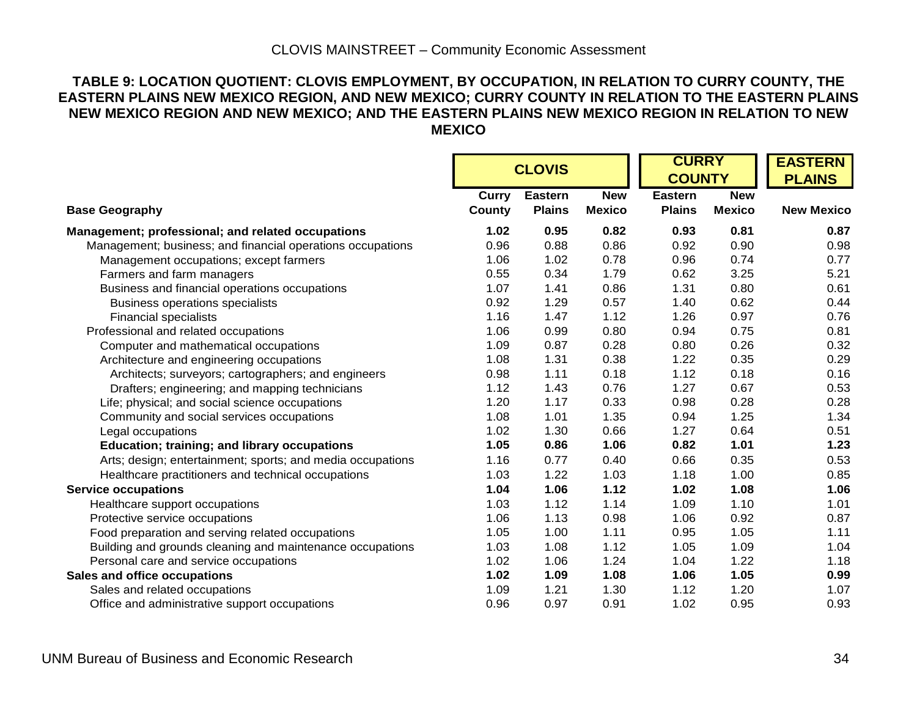**TABLE 9: LOCATION QUOTIENT: CLOVIS EMPLOYMENT, BY OCCUPATION, IN RELATION TO CURRY COUNTY, THE EASTERN PLAINS NEW MEXICO REGION, AND NEW MEXICO; CURRY COUNTY IN RELATION TO THE EASTERN PLAINS NEW MEXICO REGION AND NEW MEXICO; AND THE EASTERN PLAINS NEW MEXICO REGION IN RELATION TO NEW MEXICO**

| | CLOVIS | | | CURRY COUNTY | | EASTERN PLAINS |
|---|---|---|---|---|---|---|
| **Base Geography** | **Curry County** | **Eastern Plains** | **New Mexico** | **Eastern Plains** | **New Mexico** | **New Mexico** |
| **Management; professional; and related occupations** | **1.02** | **0.95** | **0.82** | **0.93** | **0.81** | **0.87** |
| Management; business; and financial operations occupations | 0.96 | 0.88 | 0.86 | 0.92 | 0.90 | 0.98 |
| Management occupations; except farmers | 1.06 | 1.02 | 0.78 | 0.96 | 0.74 | 0.77 |
| Farmers and farm managers | 0.55 | 0.34 | 1.79 | 0.62 | 3.25 | 5.21 |
| Business and financial operations occupations | 1.07 | 1.41 | 0.86 | 1.31 | 0.80 | 0.61 |
| Business operations specialists | 0.92 | 1.29 | 0.57 | 1.40 | 0.62 | 0.44 |
| Financial specialists | 1.16 | 1.47 | 1.12 | 1.26 | 0.97 | 0.76 |
| Professional and related occupations | 1.06 | 0.99 | 0.80 | 0.94 | 0.75 | 0.81 |
| Computer and mathematical occupations | 1.09 | 0.87 | 0.28 | 0.80 | 0.26 | 0.32 |
| Architecture and engineering occupations | 1.08 | 1.31 | 0.38 | 1.22 | 0.35 | 0.29 |
| Architects; surveyors; cartographers; and engineers | 0.98 | 1.11 | 0.18 | 1.12 | 0.18 | 0.16 |
| Drafters; engineering; and mapping technicians | 1.12 | 1.43 | 0.76 | 1.27 | 0.67 | 0.53 |
| Life; physical; and social science occupations | 1.20 | 1.17 | 0.33 | 0.98 | 0.28 | 0.28 |
| Community and social services occupations | 1.08 | 1.01 | 1.35 | 0.94 | 1.25 | 1.34 |
| Legal occupations | 1.02 | 1.30 | 0.66 | 1.27 | 0.64 | 0.51 |
| **Education; training; and library occupations** | **1.05** | **0.86** | **1.06** | **0.82** | **1.01** | **1.23** |
| Arts; design; entertainment; sports; and media occupations | 1.16 | 0.77 | 0.40 | 0.66 | 0.35 | 0.53 |
| Healthcare practitioners and technical occupations | 1.03 | 1.22 | 1.03 | 1.18 | 1.00 | 0.85 |
| **Service occupations** | **1.04** | **1.06** | **1.12** | **1.02** | **1.08** | **1.06** |
| Healthcare support occupations | 1.03 | 1.12 | 1.14 | 1.09 | 1.10 | 1.01 |
| Protective service occupations | 1.06 | 1.13 | 0.98 | 1.06 | 0.92 | 0.87 |
| Food preparation and serving related occupations | 1.05 | 1.00 | 1.11 | 0.95 | 1.05 | 1.11 |
| Building and grounds cleaning and maintenance occupations | 1.03 | 1.08 | 1.12 | 1.05 | 1.09 | 1.04 |
| Personal care and service occupations | 1.02 | 1.06 | 1.24 | 1.04 | 1.22 | 1.18 |
| **Sales and office occupations** | **1.02** | **1.09** | **1.08** | **1.06** | **1.05** | **0.99** |
| Sales and related occupations | 1.09 | 1.21 | 1.30 | 1.12 | 1.20 | 1.07 |
| Office and administrative support occupations | 0.96 | 0.97 | 0.91 | 1.02 | 0.95 | 0.93 |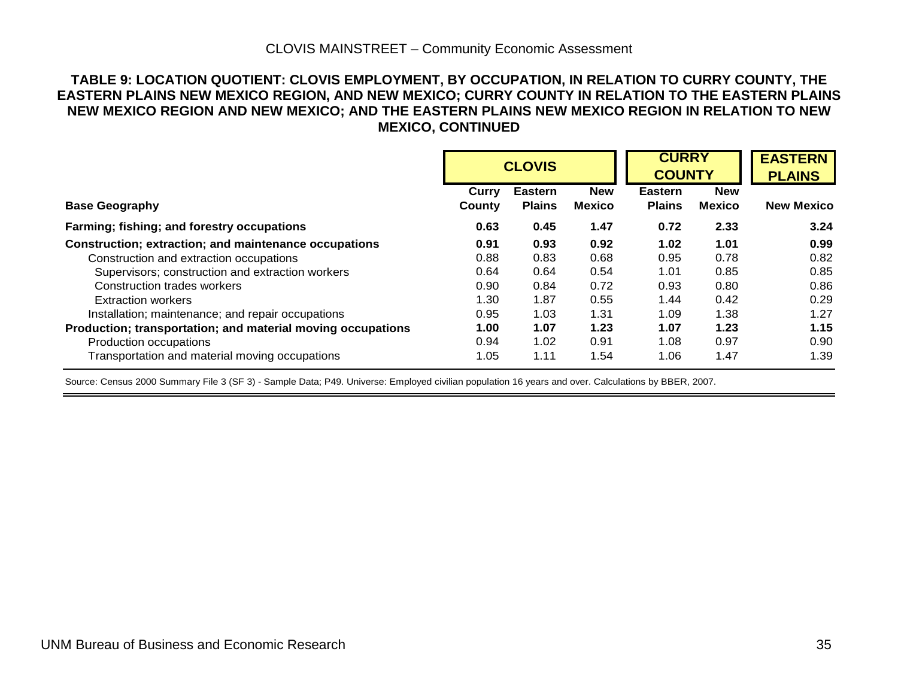## TABLE 9: LOCATION QUOTIENT: CLOVIS EMPLOYMENT, BY OCCUPATION, IN RELATION TO CURRY COUNTY, THE EASTERN PLAINS NEW MEXICO REGION, AND NEW MEXICO; CURRY COUNTY IN RELATION TO THE EASTERN PLAINS NEW MEXICO REGION AND NEW MEXICO; AND THE EASTERN PLAINS NEW MEXICO REGION IN RELATION TO NEW MEXICO, CONTINUED

| | CLOVIS | | | CURRY COUNTY | | EASTERN PLAINS |
|---|---|---|---|---|---|---|
| **Base Geography** | **Curry County** | **Eastern Plains** | **New Mexico** | **Eastern Plains** | **New Mexico** | **New Mexico** |
| **Farming; fishing; and forestry occupations** | **0.63** | **0.45** | **1.47** | **0.72** | **2.33** | **3.24** |
| **Construction; extraction; and maintenance occupations** | **0.91** | **0.93** | **0.92** | **1.02** | **1.01** | **0.99** |
| Construction and extraction occupations | 0.88 | 0.83 | 0.68 | 0.95 | 0.78 | 0.82 |
| Supervisors; construction and extraction workers | 0.64 | 0.64 | 0.54 | 1.01 | 0.85 | 0.85 |
| Construction trades workers | 0.90 | 0.84 | 0.72 | 0.93 | 0.80 | 0.86 |
| Extraction workers | 1.30 | 1.87 | 0.55 | 1.44 | 0.42 | 0.29 |
| Installation; maintenance; and repair occupations | 0.95 | 1.03 | 1.31 | 1.09 | 1.38 | 1.27 |
| **Production; transportation; and material moving occupations** | **1.00** | **1.07** | **1.23** | **1.07** | **1.23** | **1.15** |
| Production occupations | 0.94 | 1.02 | 0.91 | 1.08 | 0.97 | 0.90 |
| Transportation and material moving occupations | 1.05 | 1.11 | 1.54 | 1.06 | 1.47 | 1.39 |

Source: Census 2000 Summary File 3 (SF 3) - Sample Data; P49. Universe: Employed civilian population 16 years and over. Calculations by BBER, 2007.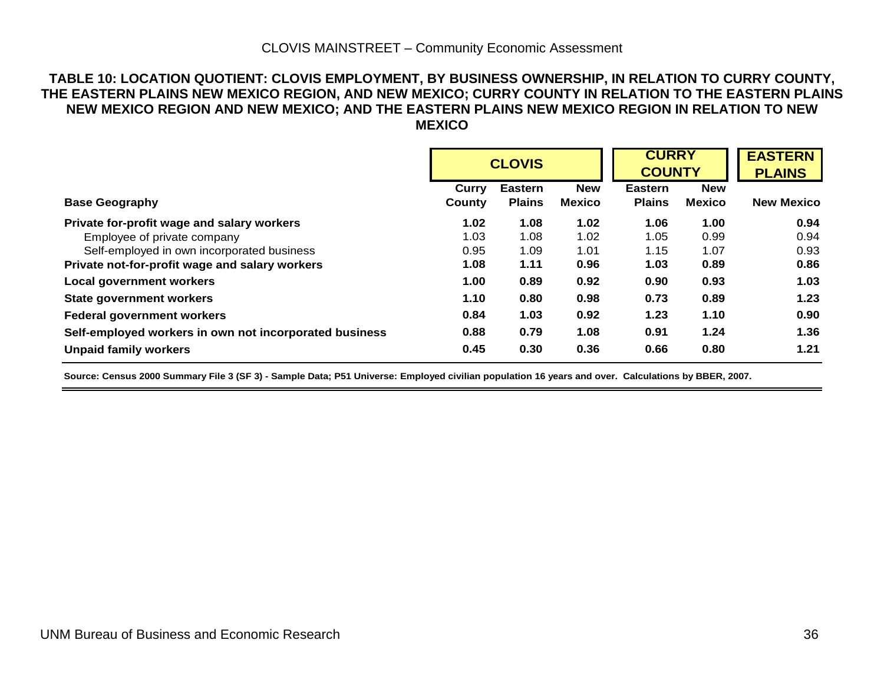**TABLE 10: LOCATION QUOTIENT: CLOVIS EMPLOYMENT, BY BUSINESS OWNERSHIP, IN RELATION TO CURRY COUNTY, THE EASTERN PLAINS NEW MEXICO REGION, AND NEW MEXICO; CURRY COUNTY IN RELATION TO THE EASTERN PLAINS NEW MEXICO REGION AND NEW MEXICO; AND THE EASTERN PLAINS NEW MEXICO REGION IN RELATION TO NEW MEXICO**

| | CLOVIS | | | CURRY COUNTY | | EASTERN PLAINS |
|---|---|---|---|---|---|---|
| **Base Geography** | **Curry County** | **Eastern Plains** | **New Mexico** | **Eastern Plains** | **New Mexico** | **New Mexico** |
| **Private for-profit wage and salary workers** | **1.02** | **1.08** | **1.02** | **1.06** | **1.00** | **0.94** |
| Employee of private company | 1.03 | 1.08 | 1.02 | 1.05 | 0.99 | 0.94 |
| Self-employed in own incorporated business | 0.95 | 1.09 | 1.01 | 1.15 | 1.07 | 0.93 |
| **Private not-for-profit wage and salary workers** | **1.08** | **1.11** | **0.96** | **1.03** | **0.89** | **0.86** |
| **Local government workers** | **1.00** | **0.89** | **0.92** | **0.90** | **0.93** | **1.03** |
| **State government workers** | **1.10** | **0.80** | **0.98** | **0.73** | **0.89** | **1.23** |
| **Federal government workers** | **0.84** | **1.03** | **0.92** | **1.23** | **1.10** | **0.90** |
| **Self-employed workers in own not incorporated business** | **0.88** | **0.79** | **1.08** | **0.91** | **1.24** | **1.36** |
| **Unpaid family workers** | **0.45** | **0.30** | **0.36** | **0.66** | **0.80** | **1.21** |

**Source: Census 2000 Summary File 3 (SF 3) - Sample Data; P51 Universe: Employed civilian population 16 years and over. Calculations by BBER, 2007.**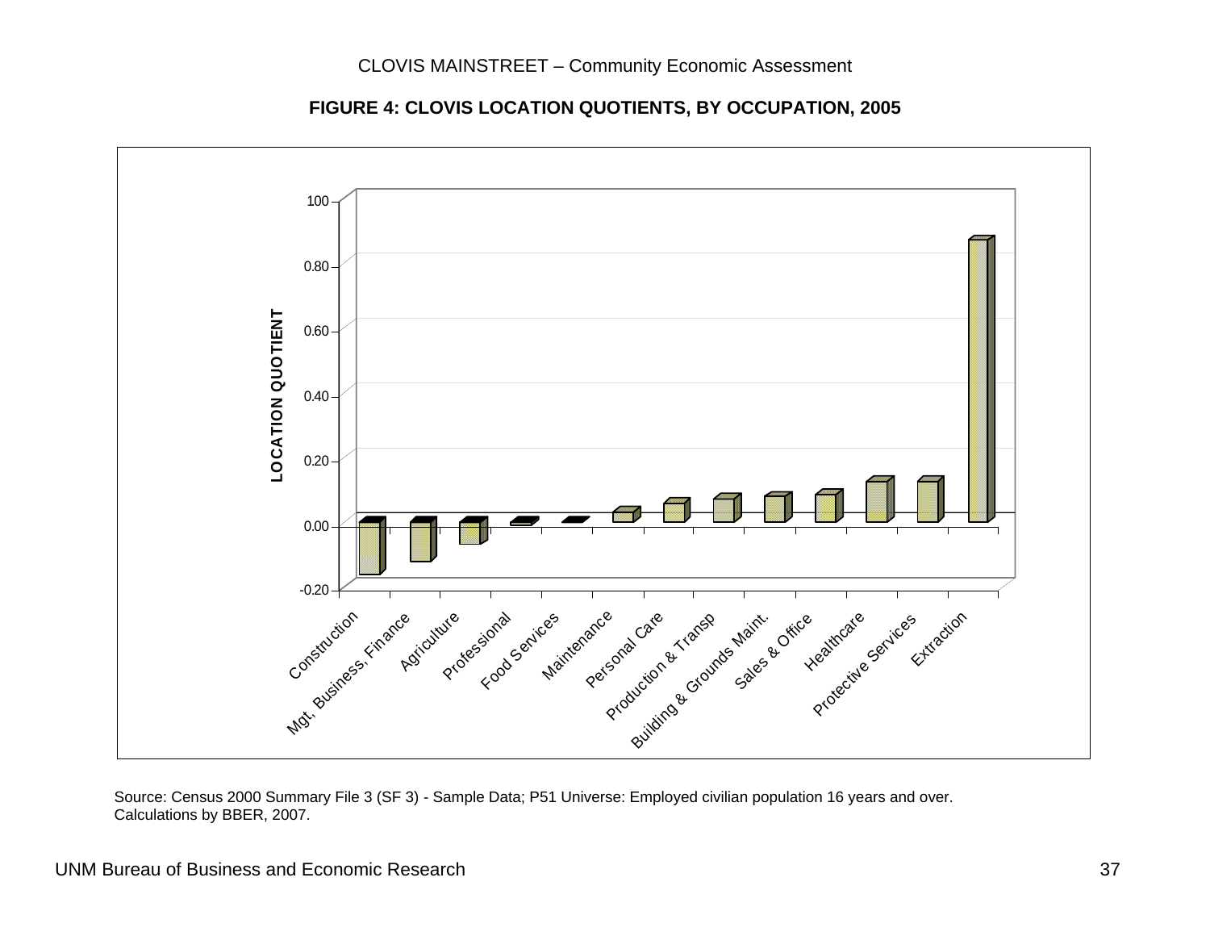**FIGURE 4: CLOVIS LOCATION QUOTIENTS, BY OCCUPATION, 2005**

LOCATION QUOTIENT

100
0.80
0.60
0.40
0.20
0.00
-0.20

Construction, Mgt, Business, Finance, Agriculture, Professional, Food Services, Maintenance, Personal Care, Production & Transp, Building & Grounds Maint., Sales & Office, Healthcare, Protective Services, Extraction

Source: Census 2000 Summary File 3 (SF 3) - Sample Data; P51 Universe: Employed civilian population 16 years and over. Calculations by BBER, 2007.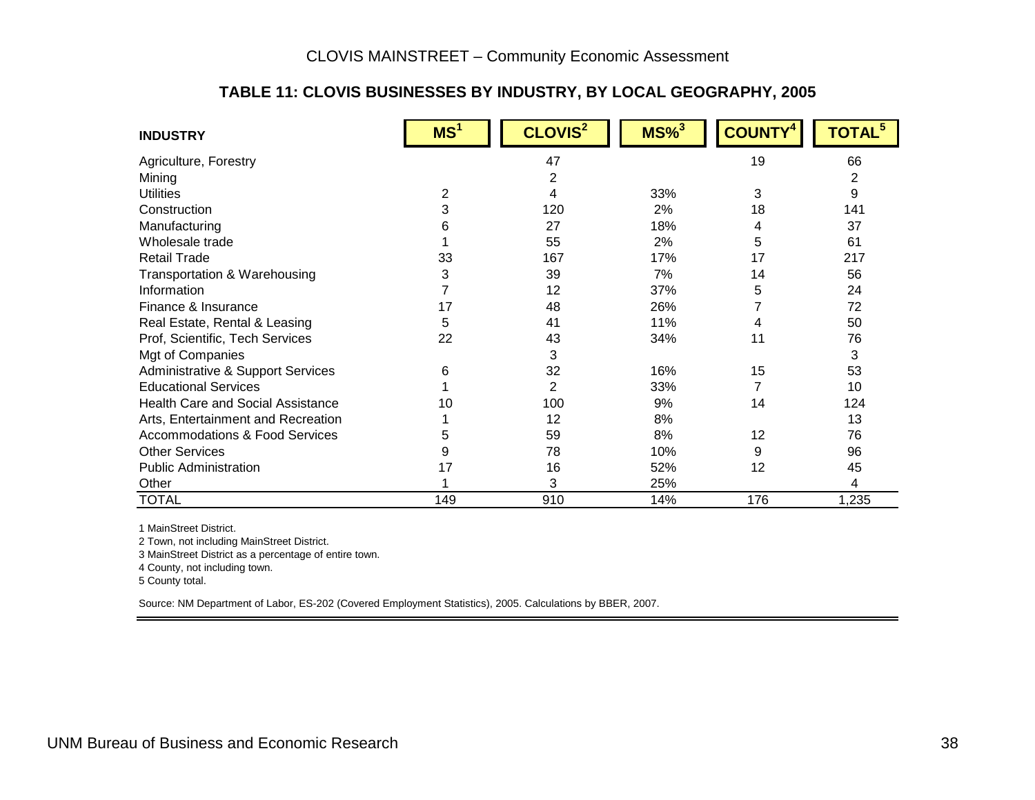## TABLE 11: CLOVIS BUSINESSES BY INDUSTRY, BY LOCAL GEOGRAPHY, 2005

| INDUSTRY | MS[1] | CLOVIS[2] | MS%[3] | COUNTY[4] | TOTAL[5] |
|---|---|---|---|---|---|
| Agriculture, Forestry | | 47 | | 19 | 66 |
| Mining | | 2 | | | 2 |
| Utilities | 2 | 4 | 33% | 3 | 9 |
| Construction | 3 | 120 | 2% | 18 | 141 |
| Manufacturing | 6 | 27 | 18% | 4 | 37 |
| Wholesale trade | 1 | 55 | 2% | 5 | 61 |
| Retail Trade | 33 | 167 | 17% | 17 | 217 |
| Transportation & Warehousing | 3 | 39 | 7% | 14 | 56 |
| Information | 7 | 12 | 37% | 5 | 24 |
| Finance & Insurance | 17 | 48 | 26% | 7 | 72 |
| Real Estate, Rental & Leasing | 5 | 41 | 11% | 4 | 50 |
| Prof, Scientific, Tech Services | 22 | 43 | 34% | 11 | 76 |
| Mgt of Companies | | 3 | | | 3 |
| Administrative & Support Services | 6 | 32 | 16% | 15 | 53 |
| Educational Services | 1 | 2 | 33% | 7 | 10 |
| Health Care and Social Assistance | 10 | 100 | 9% | 14 | 124 |
| Arts, Entertainment and Recreation | 1 | 12 | 8% | | 13 |
| Accommodations & Food Services | 5 | 59 | 8% | 12 | 76 |
| Other Services | 9 | 78 | 10% | 9 | 96 |
| Public Administration | 17 | 16 | 52% | 12 | 45 |
| Other | 1 | 3 | 25% | | 4 |
| TOTAL | 149 | 910 | 14% | 176 | 1,235 |

1 MainStreet District.

2 Town, not including MainStreet District.

3 MainStreet District as a percentage of entire town.

4 County, not including town.

5 County total.

Source: NM Department of Labor, ES-202 (Covered Employment Statistics), 2005. Calculations by BBER, 2007.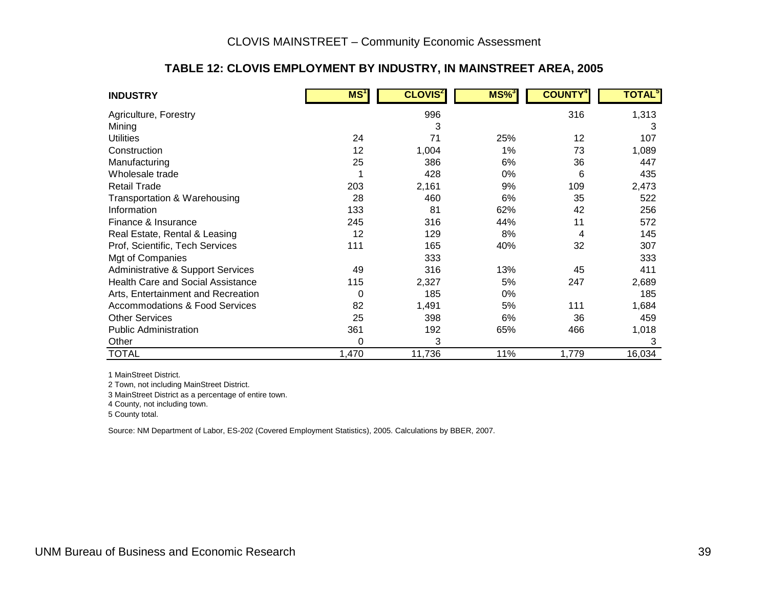## TABLE 12: CLOVIS EMPLOYMENT BY INDUSTRY, IN MAINSTREET AREA, 2005

| INDUSTRY | MS[1] | CLOVIS[2] | MS%[3] | COUNTY[4] | TOTAL[5] |
|---|---|---|---|---|---|
| Agriculture, Forestry | | 996 | | 316 | 1,313 |
| Mining | | 3 | | | 3 |
| Utilities | 24 | 71 | 25% | 12 | 107 |
| Construction | 12 | 1,004 | 1% | 73 | 1,089 |
| Manufacturing | 25 | 386 | 6% | 36 | 447 |
| Wholesale trade | 1 | 428 | 0% | 6 | 435 |
| Retail Trade | 203 | 2,161 | 9% | 109 | 2,473 |
| Transportation & Warehousing | 28 | 460 | 6% | 35 | 522 |
| Information | 133 | 81 | 62% | 42 | 256 |
| Finance & Insurance | 245 | 316 | 44% | 11 | 572 |
| Real Estate, Rental & Leasing | 12 | 129 | 8% | 4 | 145 |
| Prof, Scientific, Tech Services | 111 | 165 | 40% | 32 | 307 |
| Mgt of Companies | | 333 | | | 333 |
| Administrative & Support Services | 49 | 316 | 13% | 45 | 411 |
| Health Care and Social Assistance | 115 | 2,327 | 5% | 247 | 2,689 |
| Arts, Entertainment and Recreation | 0 | 185 | 0% | | 185 |
| Accommodations & Food Services | 82 | 1,491 | 5% | 111 | 1,684 |
| Other Services | 25 | 398 | 6% | 36 | 459 |
| Public Administration | 361 | 192 | 65% | 466 | 1,018 |
| Other | 0 | 3 | | | 3 |
| TOTAL | 1,470 | 11,736 | 11% | 1,779 | 16,034 |

1 MainStreet District.
2 Town, not including MainStreet District.
3 MainStreet District as a percentage of entire town.
4 County, not including town.
5 County total.

Source: NM Department of Labor, ES-202 (Covered Employment Statistics), 2005. Calculations by BBER, 2007.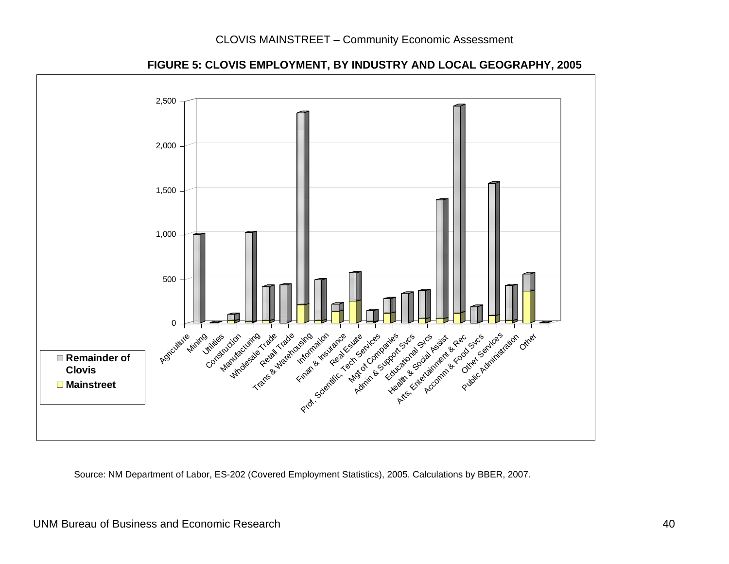**FIGURE 5: CLOVIS EMPLOYMENT, BY INDUSTRY AND LOCAL GEOGRAPHY, 2005**

Source: NM Department of Labor, ES-202 (Covered Employment Statistics), 2005. Calculations by BBER, 2007.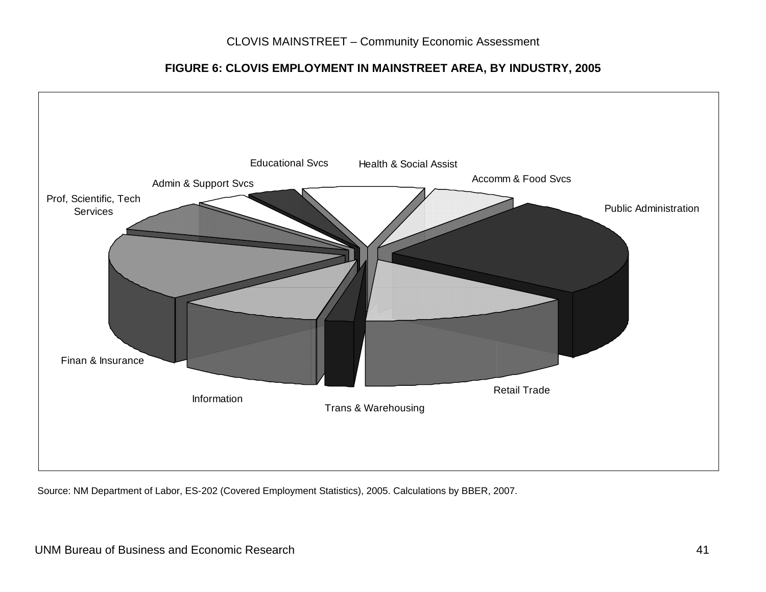**FIGURE 6: CLOVIS EMPLOYMENT IN MAINSTREET AREA, BY INDUSTRY, 2005**

Educational Svcs

Health & Social Assist

Accomm & Food Svcs

Public Administration

Admin & Support Svcs

Prof, Scientific, Tech Services

Finan & Insurance

Information

Trans & Warehousing

Retail Trade

Source: NM Department of Labor, ES-202 (Covered Employment Statistics), 2005. Calculations by BBER, 2007.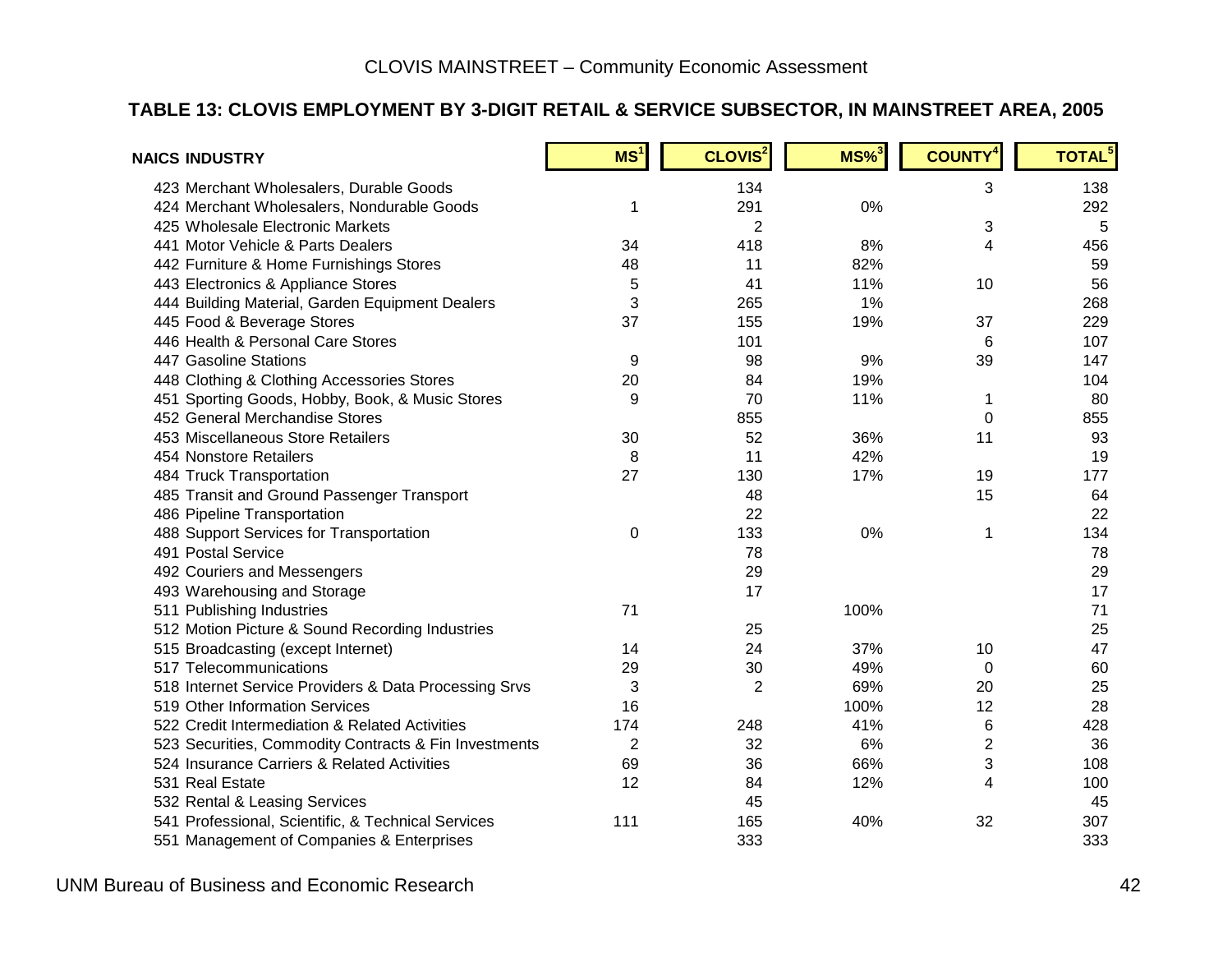## TABLE 13: CLOVIS EMPLOYMENT BY 3-DIGIT RETAIL & SERVICE SUBSECTOR, IN MAINSTREET AREA, 2005

| NAICS INDUSTRY | MS[1] | CLOVIS[2] | MS%[3] | COUNTY[4] | TOTAL[5] |
|---|---|---|---|---|---|
| 423 Merchant Wholesalers, Durable Goods | | 134 | | 3 | 138 |
| 424 Merchant Wholesalers, Nondurable Goods | 1 | 291 | 0% | | 292 |
| 425 Wholesale Electronic Markets | | 2 | | 3 | 5 |
| 441 Motor Vehicle & Parts Dealers | 34 | 418 | 8% | 4 | 456 |
| 442 Furniture & Home Furnishings Stores | 48 | 11 | 82% | | 59 |
| 443 Electronics & Appliance Stores | 5 | 41 | 11% | 10 | 56 |
| 444 Building Material, Garden Equipment Dealers | 3 | 265 | 1% | | 268 |
| 445 Food & Beverage Stores | 37 | 155 | 19% | 37 | 229 |
| 446 Health & Personal Care Stores | | 101 | | 6 | 107 |
| 447 Gasoline Stations | 9 | 98 | 9% | 39 | 147 |
| 448 Clothing & Clothing Accessories Stores | 20 | 84 | 19% | | 104 |
| 451 Sporting Goods, Hobby, Book, & Music Stores | 9 | 70 | 11% | 1 | 80 |
| 452 General Merchandise Stores | | 855 | | 0 | 855 |
| 453 Miscellaneous Store Retailers | 30 | 52 | 36% | 11 | 93 |
| 454 Nonstore Retailers | 8 | 11 | 42% | | 19 |
| 484 Truck Transportation | 27 | 130 | 17% | 19 | 177 |
| 485 Transit and Ground Passenger Transport | | 48 | | 15 | 64 |
| 486 Pipeline Transportation | | 22 | | | 22 |
| 488 Support Services for Transportation | 0 | 133 | 0% | 1 | 134 |
| 491 Postal Service | | 78 | | | 78 |
| 492 Couriers and Messengers | | 29 | | | 29 |
| 493 Warehousing and Storage | | 17 | | | 17 |
| 511 Publishing Industries | 71 | | 100% | | 71 |
| 512 Motion Picture & Sound Recording Industries | | 25 | | | 25 |
| 515 Broadcasting (except Internet) | 14 | 24 | 37% | 10 | 47 |
| 517 Telecommunications | 29 | 30 | 49% | 0 | 60 |
| 518 Internet Service Providers & Data Processing Srvs | 3 | 2 | 69% | 20 | 25 |
| 519 Other Information Services | 16 | | 100% | 12 | 28 |
| 522 Credit Intermediation & Related Activities | 174 | 248 | 41% | 6 | 428 |
| 523 Securities, Commodity Contracts & Fin Investments | 2 | 32 | 6% | 2 | 36 |
| 524 Insurance Carriers & Related Activities | 69 | 36 | 66% | 3 | 108 |
| 531 Real Estate | 12 | 84 | 12% | 4 | 100 |
| 532 Rental & Leasing Services | | 45 | | | 45 |
| 541 Professional, Scientific, & Technical Services | 111 | 165 | 40% | 32 | 307 |
| 551 Management of Companies & Enterprises | | 333 | | | 333 |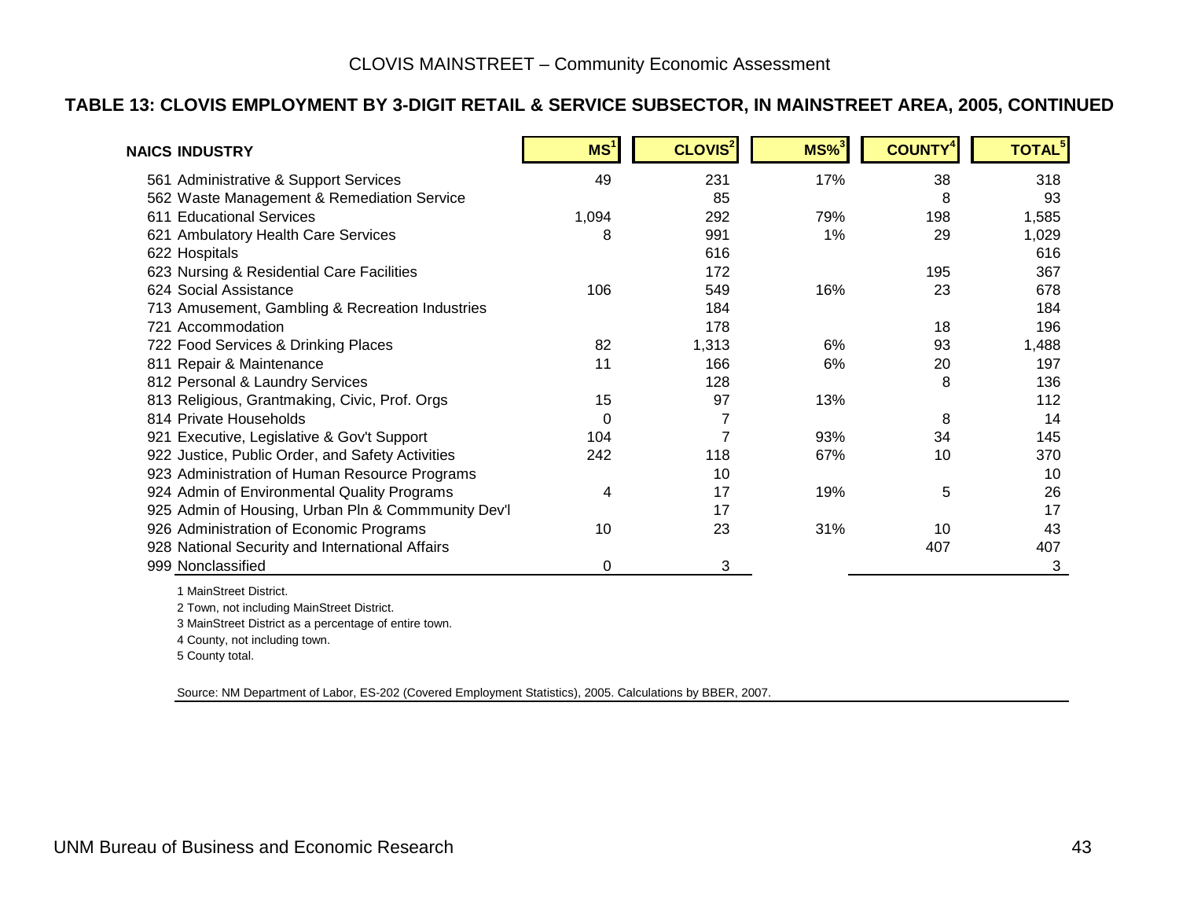CLOVIS MAINSTREET – Community Economic Assessment

## TABLE 13: CLOVIS EMPLOYMENT BY 3-DIGIT RETAIL & SERVICE SUBSECTOR, IN MAINSTREET AREA, 2005, CONTINUED

| NAICS | INDUSTRY | MS[1] | CLOVIS[2] | MS%[3] | COUNTY[4] | TOTAL[5] |
|---|---|---|---|---|---|---|
| 561 | Administrative & Support Services | 49 | 231 | 17% | 38 | 318 |
| 562 | Waste Management & Remediation Service | | 85 | | 8 | 93 |
| 611 | Educational Services | 1,094 | 292 | 79% | 198 | 1,585 |
| 621 | Ambulatory Health Care Services | 8 | 991 | 1% | 29 | 1,029 |
| 622 | Hospitals | | 616 | | | 616 |
| 623 | Nursing & Residential Care Facilities | | 172 | | 195 | 367 |
| 624 | Social Assistance | 106 | 549 | 16% | 23 | 678 |
| 713 | Amusement, Gambling & Recreation Industries | | 184 | | | 184 |
| 721 | Accommodation | | 178 | | 18 | 196 |
| 722 | Food Services & Drinking Places | 82 | 1,313 | 6% | 93 | 1,488 |
| 811 | Repair & Maintenance | 11 | 166 | 6% | 20 | 197 |
| 812 | Personal & Laundry Services | | 128 | | 8 | 136 |
| 813 | Religious, Grantmaking, Civic, Prof. Orgs | 15 | 97 | 13% | | 112 |
| 814 | Private Households | 0 | 7 | | 8 | 14 |
| 921 | Executive, Legislative & Gov't Support | 104 | 7 | 93% | 34 | 145 |
| 922 | Justice, Public Order, and Safety Activities | 242 | 118 | 67% | 10 | 370 |
| 923 | Administration of Human Resource Programs | | 10 | | | 10 |
| 924 | Admin of Environmental Quality Programs | 4 | 17 | 19% | 5 | 26 |
| 925 | Admin of Housing, Urban Pln & Commmunity Dev'l | | 17 | | | 17 |
| 926 | Administration of Economic Programs | 10 | 23 | 31% | 10 | 43 |
| 928 | National Security and International Affairs | | | | 407 | 407 |
| 999 | Nonclassified | 0 | 3 | | | 3 |

1 MainStreet District.

2 Town, not including MainStreet District.

3 MainStreet District as a percentage of entire town.

4 County, not including town.

5 County total.

Source: NM Department of Labor, ES-202 (Covered Employment Statistics), 2005. Calculations by BBER, 2007.